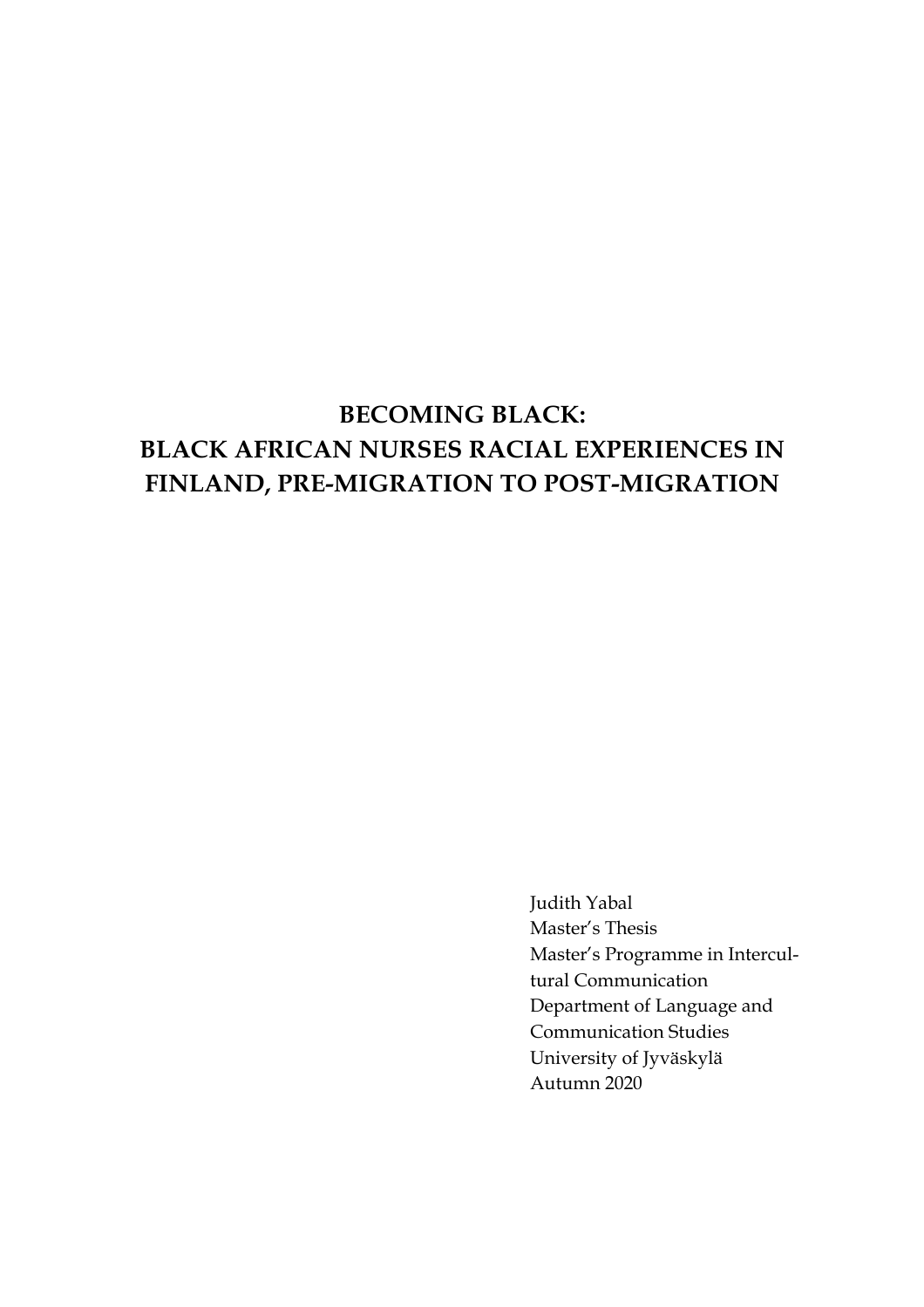# BECOMING BLACK:
# BLACK AFRICAN NURSES RACIAL EXPERIENCES IN FINLAND, PRE-MIGRATION TO POST-MIGRATION

Judith Yabal
Master's Thesis
Master's Programme in Intercultural Communication
Department of Language and Communication Studies
University of Jyväskylä
Autumn 2020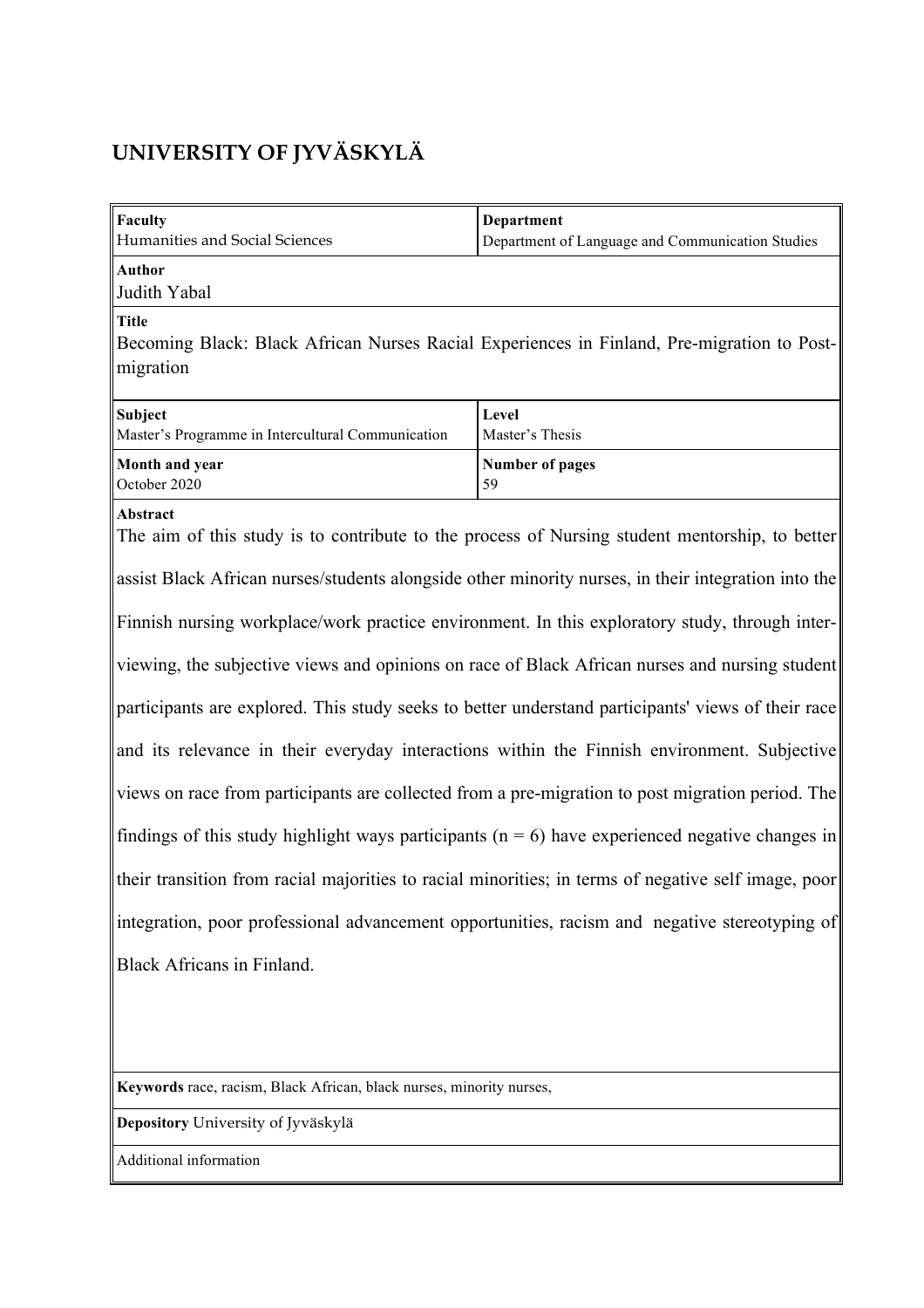# UNIVERSITY OF JYVÄSKYLÄ

| **Faculty**<br>Humanities and Social Sciences | **Department**<br>Department of Language and Communication Studies |
|---|---|
| **Author**<br>Judith Yabal | |
| **Title**<br>Becoming Black: Black African Nurses Racial Experiences in Finland, Pre-migration to Post-migration | |
| **Subject**<br>Master's Programme in Intercultural Communication | **Level**<br>Master's Thesis |
| **Month and year**<br>October 2020 | **Number of pages**<br>59 |

**Abstract**

The aim of this study is to contribute to the process of Nursing student mentorship, to better assist Black African nurses/students alongside other minority nurses, in their integration into the Finnish nursing workplace/work practice environment. In this exploratory study, through interviewing, the subjective views and opinions on race of Black African nurses and nursing student participants are explored. This study seeks to better understand participants' views of their race and its relevance in their everyday interactions within the Finnish environment. Subjective views on race from participants are collected from a pre-migration to post migration period. The findings of this study highlight ways participants (n = 6) have experienced negative changes in their transition from racial majorities to racial minorities; in terms of negative self image, poor integration, poor professional advancement opportunities, racism and negative stereotyping of Black Africans in Finland.

**Keywords** race, racism, Black African, black nurses, minority nurses,

**Depository** University of Jyväskylä

Additional information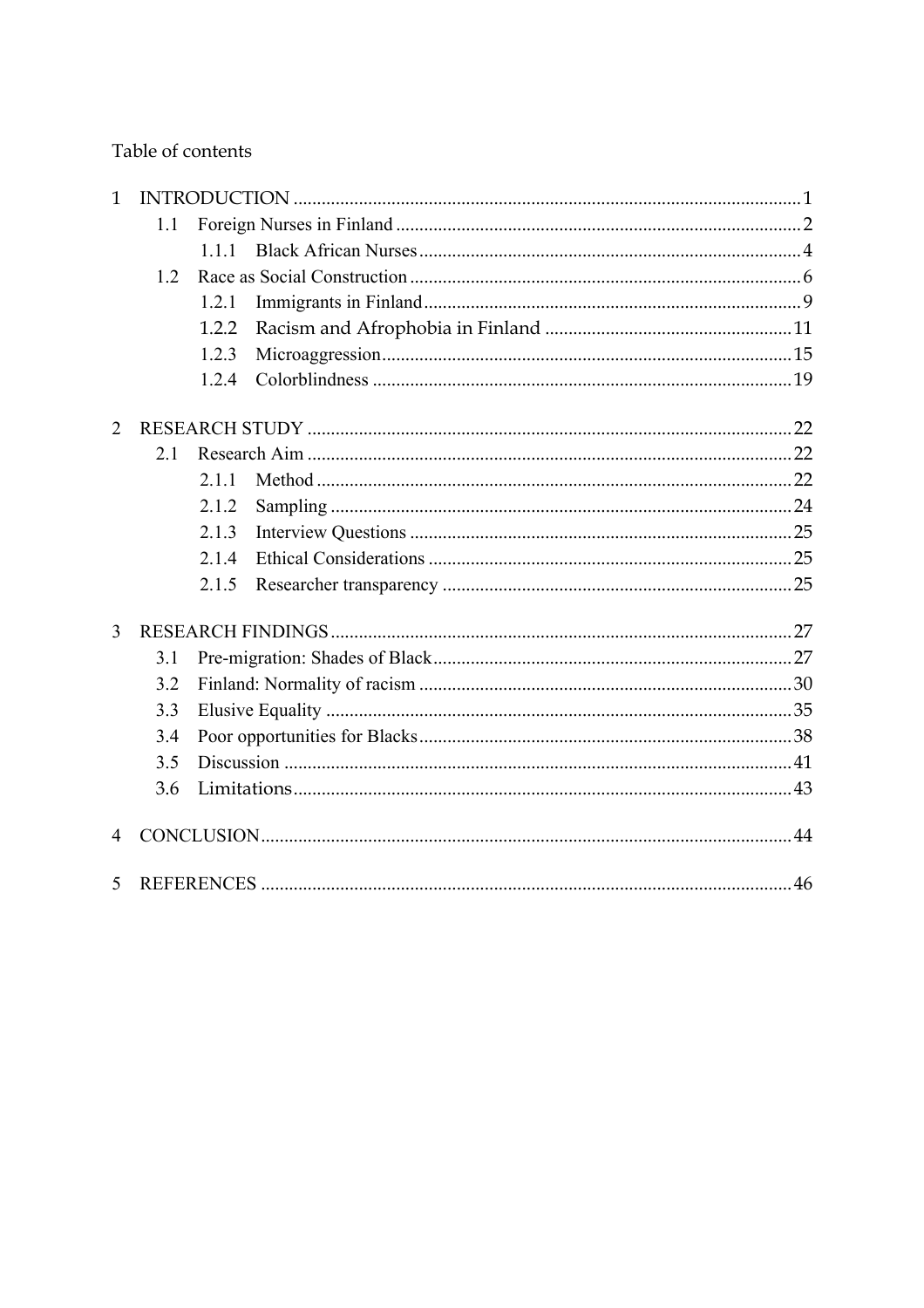Table of contents

1 INTRODUCTION ............................................................ 1
  1.1 Foreign Nurses in Finland ............................................ 2
    1.1.1 Black African Nurses ............................................. 4
  1.2 Race as Social Construction .......................................... 6
    1.2.1 Immigrants in Finland ............................................ 9
    1.2.2 Racism and Afrophobia in Finland ................................ 11
    1.2.3 Microaggression ................................................. 15
    1.2.4 Colorblindness .................................................. 19

2 RESEARCH STUDY .......................................................... 22
  2.1 Research Aim ........................................................ 22
    2.1.1 Method .......................................................... 22
    2.1.2 Sampling ........................................................ 24
    2.1.3 Interview Questions ............................................. 25
    2.1.4 Ethical Considerations .......................................... 25
    2.1.5 Researcher transparency ......................................... 25

3 RESEARCH FINDINGS ....................................................... 27
  3.1 Pre-migration: Shades of Black ...................................... 27
  3.2 Finland: Normality of racism ........................................ 30
  3.3 Elusive Equality .................................................... 35
  3.4 Poor opportunities for Blacks ....................................... 38
  3.5 Discussion .......................................................... 41
  3.6 Limitations ......................................................... 43

4 CONCLUSION .............................................................. 44

5 REFERENCES .............................................................. 46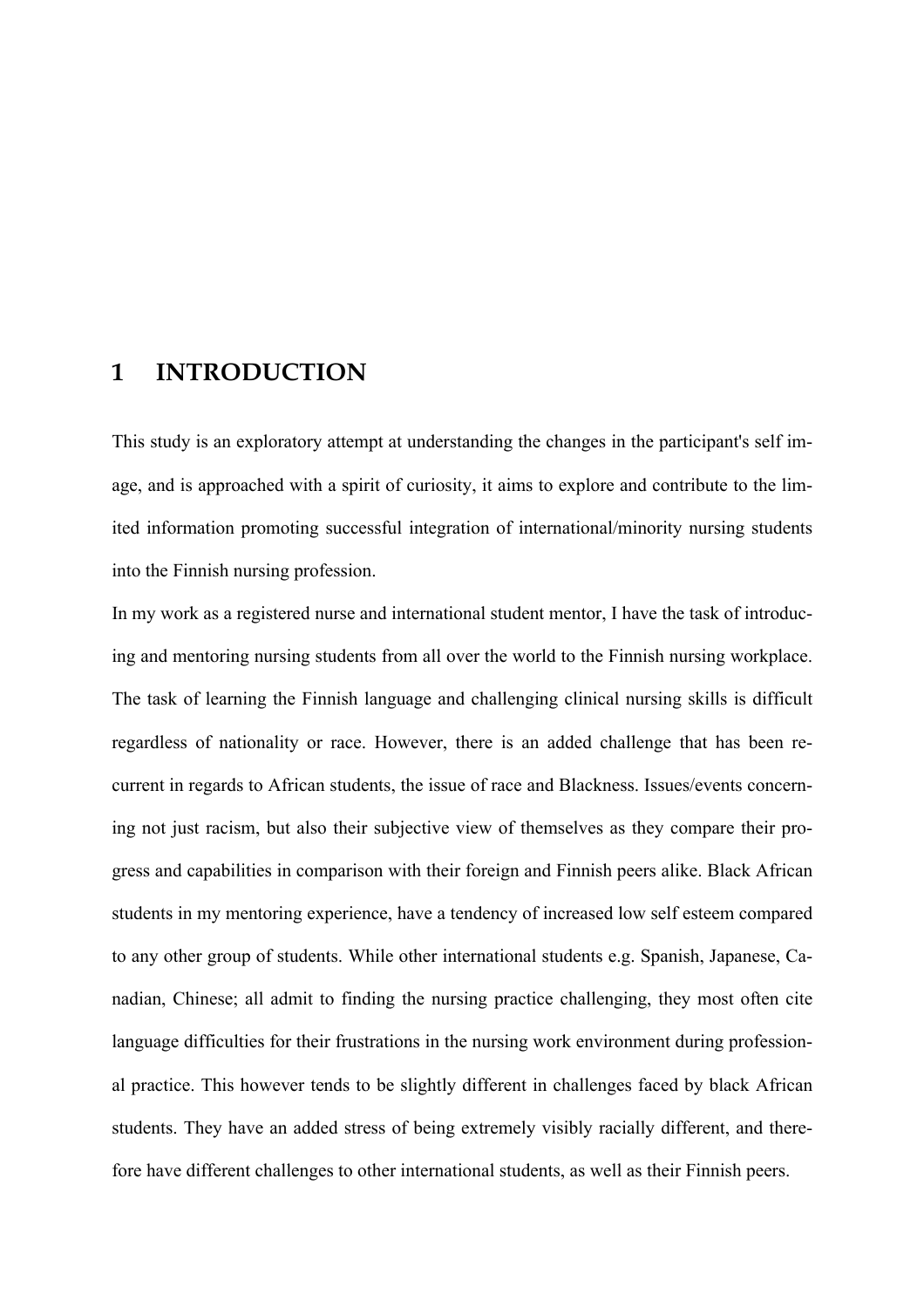# 1 INTRODUCTION

This study is an exploratory attempt at understanding the changes in the participant's self image, and is approached with a spirit of curiosity, it aims to explore and contribute to the limited information promoting successful integration of international/minority nursing students into the Finnish nursing profession.

In my work as a registered nurse and international student mentor, I have the task of introducing and mentoring nursing students from all over the world to the Finnish nursing workplace. The task of learning the Finnish language and challenging clinical nursing skills is difficult regardless of nationality or race. However, there is an added challenge that has been recurrent in regards to African students, the issue of race and Blackness. Issues/events concerning not just racism, but also their subjective view of themselves as they compare their progress and capabilities in comparison with their foreign and Finnish peers alike. Black African students in my mentoring experience, have a tendency of increased low self esteem compared to any other group of students. While other international students e.g. Spanish, Japanese, Canadian, Chinese; all admit to finding the nursing practice challenging, they most often cite language difficulties for their frustrations in the nursing work environment during professional practice. This however tends to be slightly different in challenges faced by black African students. They have an added stress of being extremely visibly racially different, and therefore have different challenges to other international students, as well as their Finnish peers.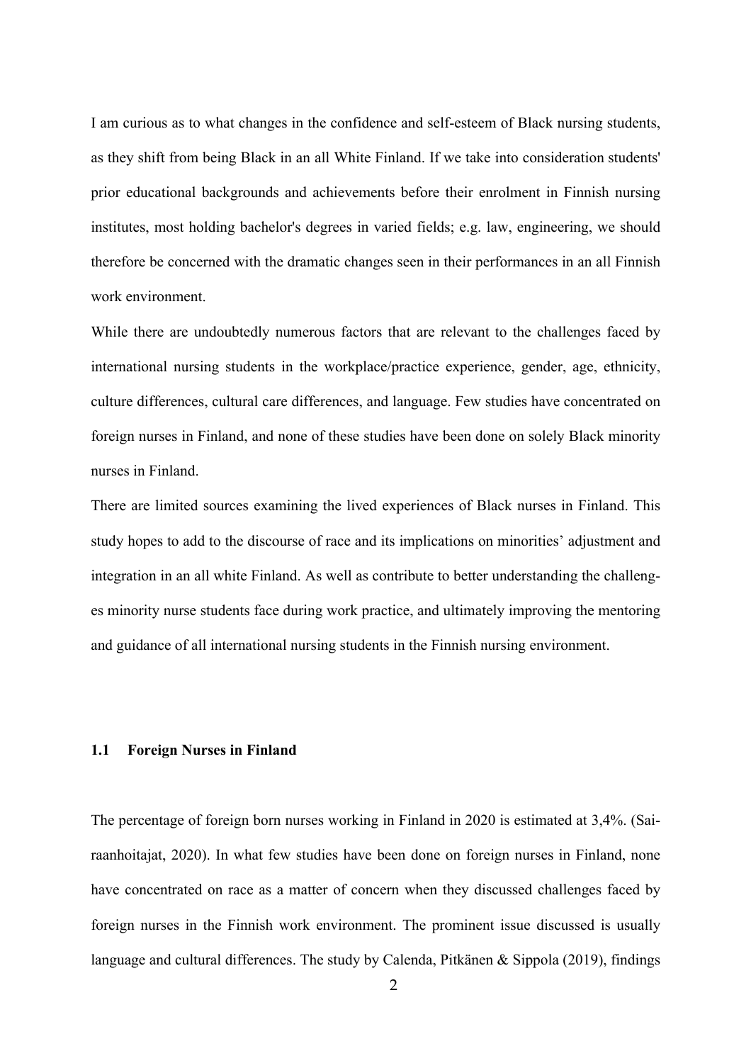I am curious as to what changes in the confidence and self-esteem of Black nursing students, as they shift from being Black in an all White Finland. If we take into consideration students' prior educational backgrounds and achievements before their enrolment in Finnish nursing institutes, most holding bachelor's degrees in varied fields; e.g. law, engineering, we should therefore be concerned with the dramatic changes seen in their performances in an all Finnish work environment.

While there are undoubtedly numerous factors that are relevant to the challenges faced by international nursing students in the workplace/practice experience, gender, age, ethnicity, culture differences, cultural care differences, and language. Few studies have concentrated on foreign nurses in Finland, and none of these studies have been done on solely Black minority nurses in Finland.

There are limited sources examining the lived experiences of Black nurses in Finland. This study hopes to add to the discourse of race and its implications on minorities' adjustment and integration in an all white Finland. As well as contribute to better understanding the challenges minority nurse students face during work practice, and ultimately improving the mentoring and guidance of all international nursing students in the Finnish nursing environment.

### 1.1 Foreign Nurses in Finland

The percentage of foreign born nurses working in Finland in 2020 is estimated at 3,4%. (Sairaanhoitajat, 2020). In what few studies have been done on foreign nurses in Finland, none have concentrated on race as a matter of concern when they discussed challenges faced by foreign nurses in the Finnish work environment. The prominent issue discussed is usually language and cultural differences. The study by Calenda, Pitkänen & Sippola (2019), findings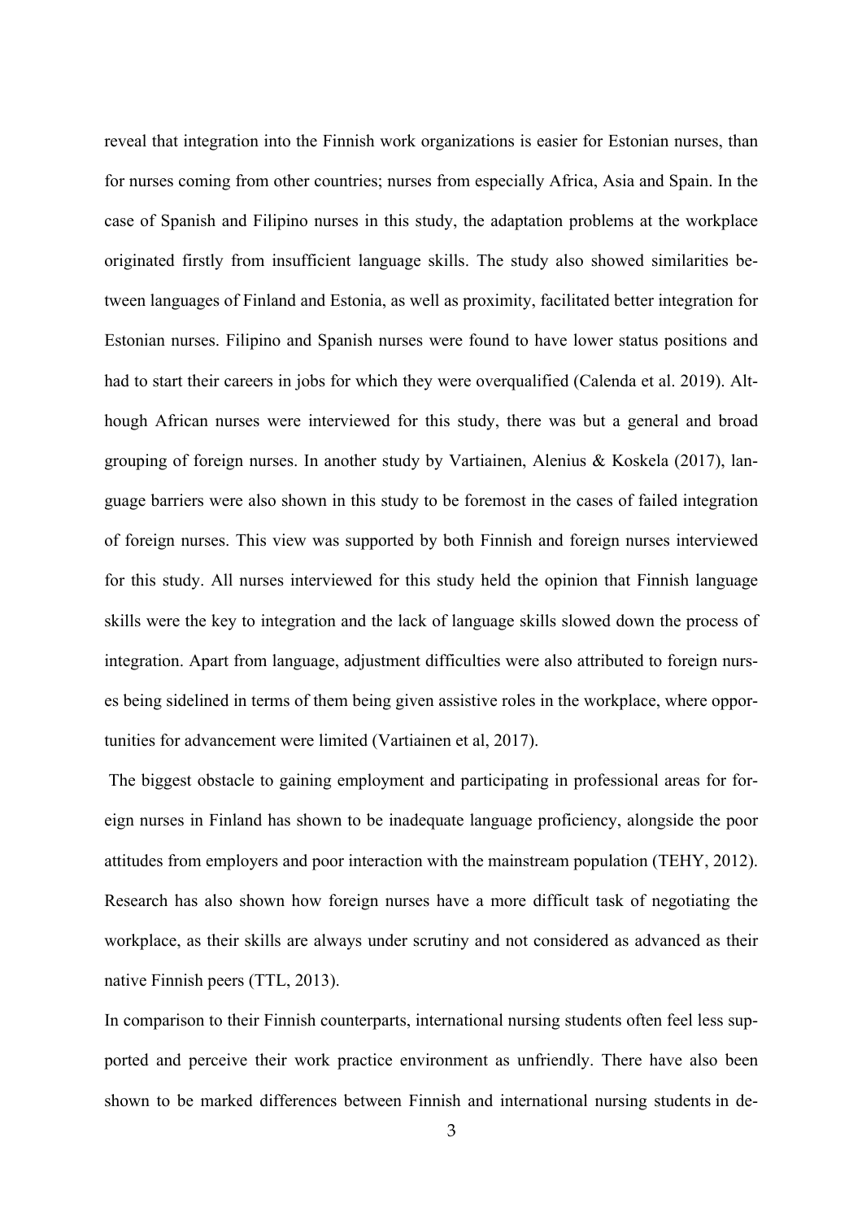reveal that integration into the Finnish work organizations is easier for Estonian nurses, than for nurses coming from other countries; nurses from especially Africa, Asia and Spain. In the case of Spanish and Filipino nurses in this study, the adaptation problems at the workplace originated firstly from insufficient language skills. The study also showed similarities between languages of Finland and Estonia, as well as proximity, facilitated better integration for Estonian nurses. Filipino and Spanish nurses were found to have lower status positions and had to start their careers in jobs for which they were overqualified (Calenda et al. 2019). Although African nurses were interviewed for this study, there was but a general and broad grouping of foreign nurses. In another study by Vartiainen, Alenius & Koskela (2017), language barriers were also shown in this study to be foremost in the cases of failed integration of foreign nurses. This view was supported by both Finnish and foreign nurses interviewed for this study. All nurses interviewed for this study held the opinion that Finnish language skills were the key to integration and the lack of language skills slowed down the process of integration. Apart from language, adjustment difficulties were also attributed to foreign nurses being sidelined in terms of them being given assistive roles in the workplace, where opportunities for advancement were limited (Vartiainen et al, 2017).

The biggest obstacle to gaining employment and participating in professional areas for foreign nurses in Finland has shown to be inadequate language proficiency, alongside the poor attitudes from employers and poor interaction with the mainstream population (TEHY, 2012). Research has also shown how foreign nurses have a more difficult task of negotiating the workplace, as their skills are always under scrutiny and not considered as advanced as their native Finnish peers (TTL, 2013).

In comparison to their Finnish counterparts, international nursing students often feel less supported and perceive their work practice environment as unfriendly. There have also been shown to be marked differences between Finnish and international nursing students in de-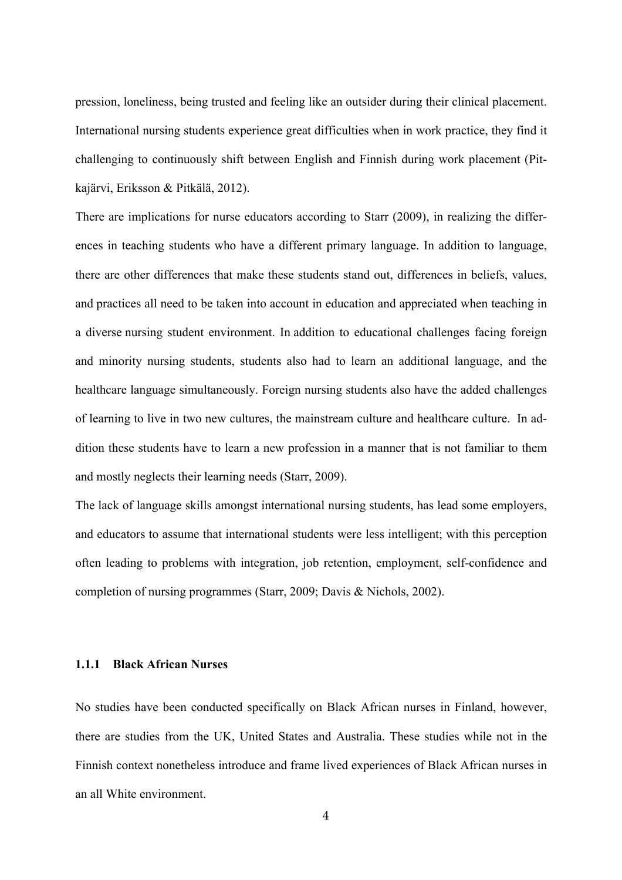pression, loneliness, being trusted and feeling like an outsider during their clinical placement. International nursing students experience great difficulties when in work practice, they find it challenging to continuously shift between English and Finnish during work placement (Pitkajärvi, Eriksson & Pitkälä, 2012).

There are implications for nurse educators according to Starr (2009), in realizing the differences in teaching students who have a different primary language. In addition to language, there are other differences that make these students stand out, differences in beliefs, values, and practices all need to be taken into account in education and appreciated when teaching in a diverse nursing student environment. In addition to educational challenges facing foreign and minority nursing students, students also had to learn an additional language, and the healthcare language simultaneously. Foreign nursing students also have the added challenges of learning to live in two new cultures, the mainstream culture and healthcare culture. In addition these students have to learn a new profession in a manner that is not familiar to them and mostly neglects their learning needs (Starr, 2009).

The lack of language skills amongst international nursing students, has lead some employers, and educators to assume that international students were less intelligent; with this perception often leading to problems with integration, job retention, employment, self-confidence and completion of nursing programmes (Starr, 2009; Davis & Nichols, 2002).

### 1.1.1 Black African Nurses

No studies have been conducted specifically on Black African nurses in Finland, however, there are studies from the UK, United States and Australia. These studies while not in the Finnish context nonetheless introduce and frame lived experiences of Black African nurses in an all White environment.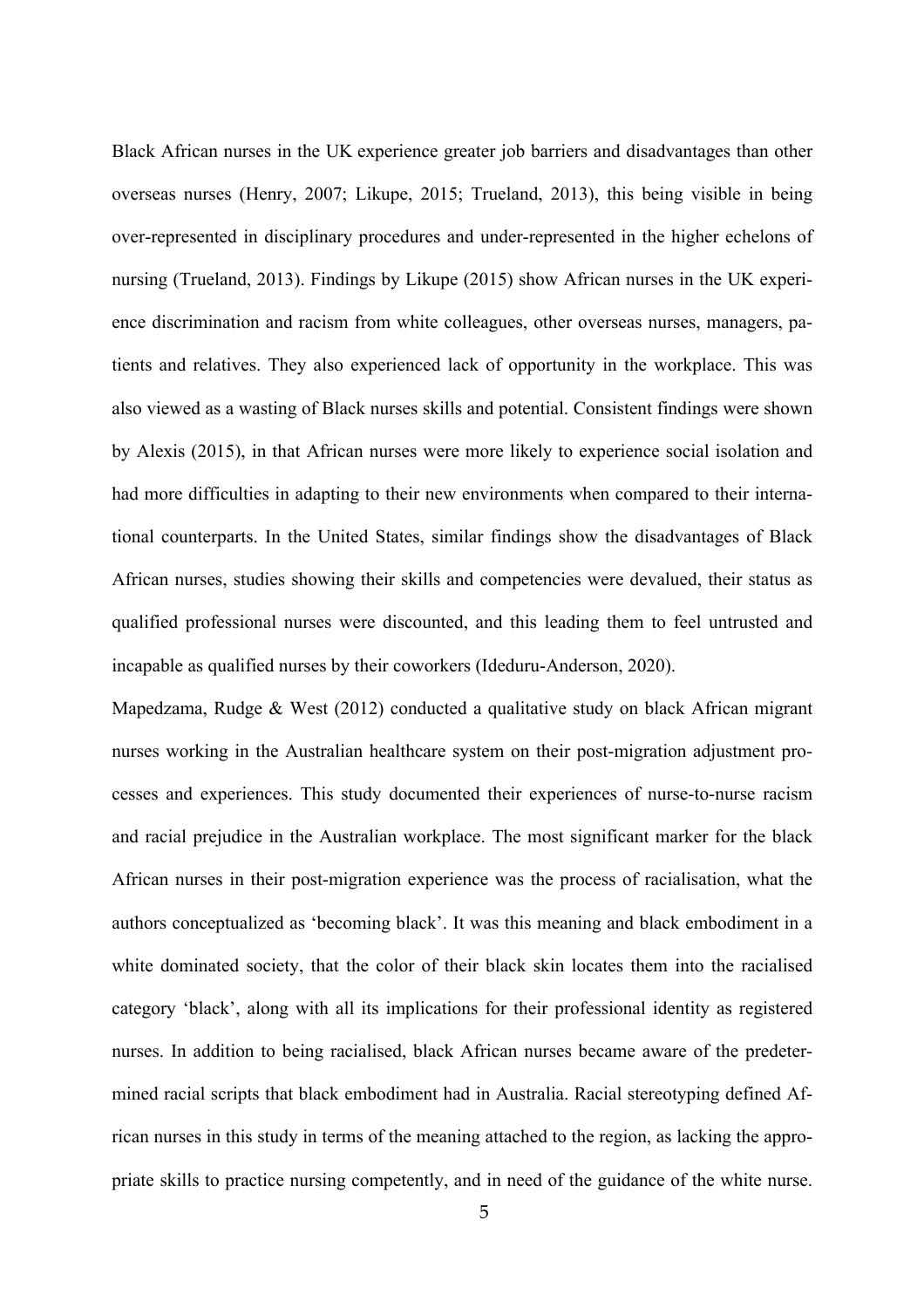Black African nurses in the UK experience greater job barriers and disadvantages than other overseas nurses (Henry, 2007; Likupe, 2015; Trueland, 2013), this being visible in being over-represented in disciplinary procedures and under-represented in the higher echelons of nursing (Trueland, 2013). Findings by Likupe (2015) show African nurses in the UK experience discrimination and racism from white colleagues, other overseas nurses, managers, patients and relatives. They also experienced lack of opportunity in the workplace. This was also viewed as a wasting of Black nurses skills and potential. Consistent findings were shown by Alexis (2015), in that African nurses were more likely to experience social isolation and had more difficulties in adapting to their new environments when compared to their international counterparts. In the United States, similar findings show the disadvantages of Black African nurses, studies showing their skills and competencies were devalued, their status as qualified professional nurses were discounted, and this leading them to feel untrusted and incapable as qualified nurses by their coworkers (Ideduru-Anderson, 2020).

Mapedzama, Rudge & West (2012) conducted a qualitative study on black African migrant nurses working in the Australian healthcare system on their post-migration adjustment processes and experiences. This study documented their experiences of nurse-to-nurse racism and racial prejudice in the Australian workplace. The most significant marker for the black African nurses in their post-migration experience was the process of racialisation, what the authors conceptualized as 'becoming black'. It was this meaning and black embodiment in a white dominated society, that the color of their black skin locates them into the racialised category 'black', along with all its implications for their professional identity as registered nurses. In addition to being racialised, black African nurses became aware of the predetermined racial scripts that black embodiment had in Australia. Racial stereotyping defined African nurses in this study in terms of the meaning attached to the region, as lacking the appropriate skills to practice nursing competently, and in need of the guidance of the white nurse.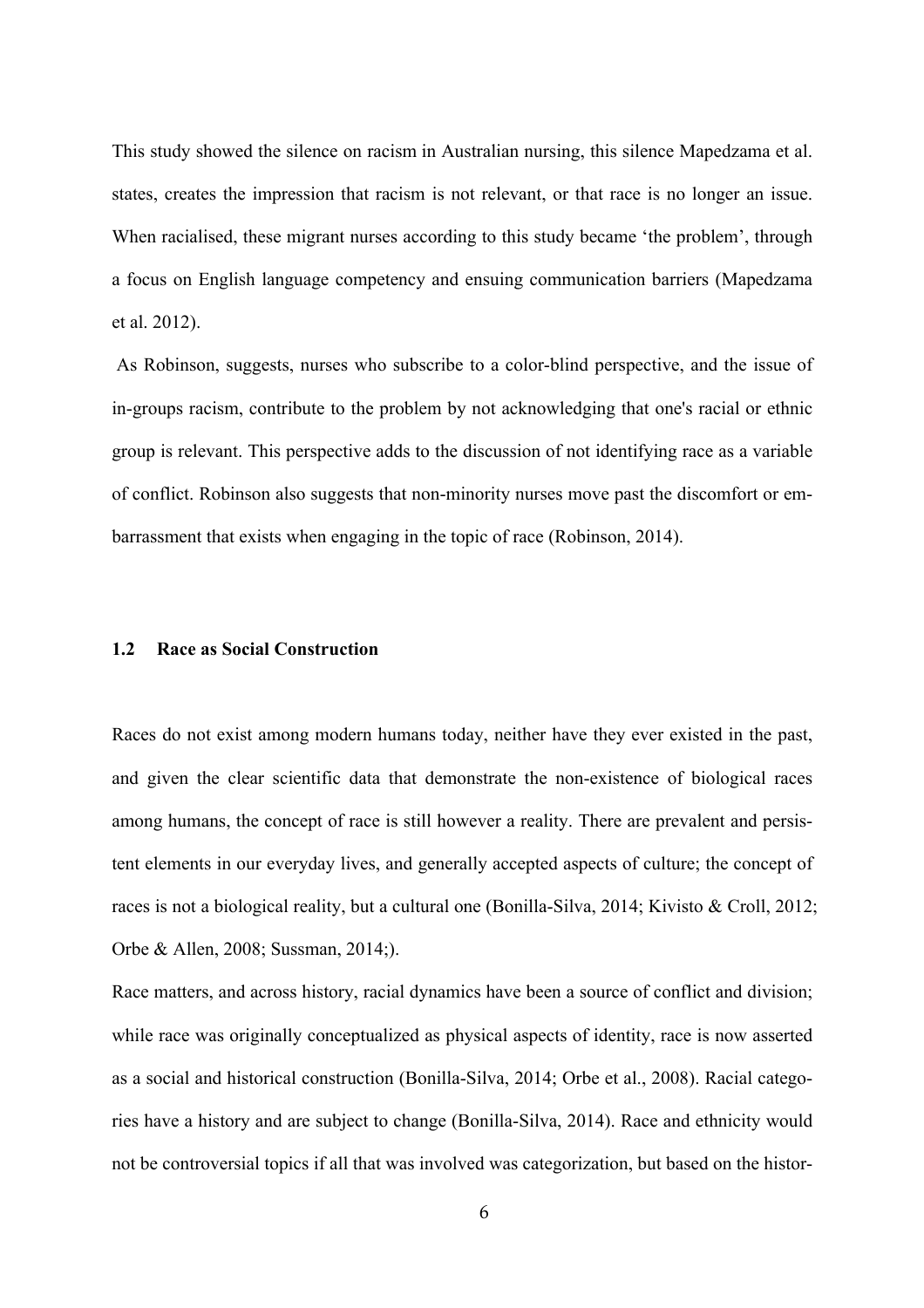This study showed the silence on racism in Australian nursing, this silence Mapedzama et al. states, creates the impression that racism is not relevant, or that race is no longer an issue. When racialised, these migrant nurses according to this study became 'the problem', through a focus on English language competency and ensuing communication barriers (Mapedzama et al. 2012).

As Robinson, suggests, nurses who subscribe to a color-blind perspective, and the issue of in-groups racism, contribute to the problem by not acknowledging that one's racial or ethnic group is relevant. This perspective adds to the discussion of not identifying race as a variable of conflict. Robinson also suggests that non-minority nurses move past the discomfort or embarrassment that exists when engaging in the topic of race (Robinson, 2014).

### 1.2 Race as Social Construction

Races do not exist among modern humans today, neither have they ever existed in the past, and given the clear scientific data that demonstrate the non-existence of biological races among humans, the concept of race is still however a reality. There are prevalent and persistent elements in our everyday lives, and generally accepted aspects of culture; the concept of races is not a biological reality, but a cultural one (Bonilla-Silva, 2014; Kivisto & Croll, 2012; Orbe & Allen, 2008; Sussman, 2014;).

Race matters, and across history, racial dynamics have been a source of conflict and division; while race was originally conceptualized as physical aspects of identity, race is now asserted as a social and historical construction (Bonilla-Silva, 2014; Orbe et al., 2008). Racial categories have a history and are subject to change (Bonilla-Silva, 2014). Race and ethnicity would not be controversial topics if all that was involved was categorization, but based on the histor-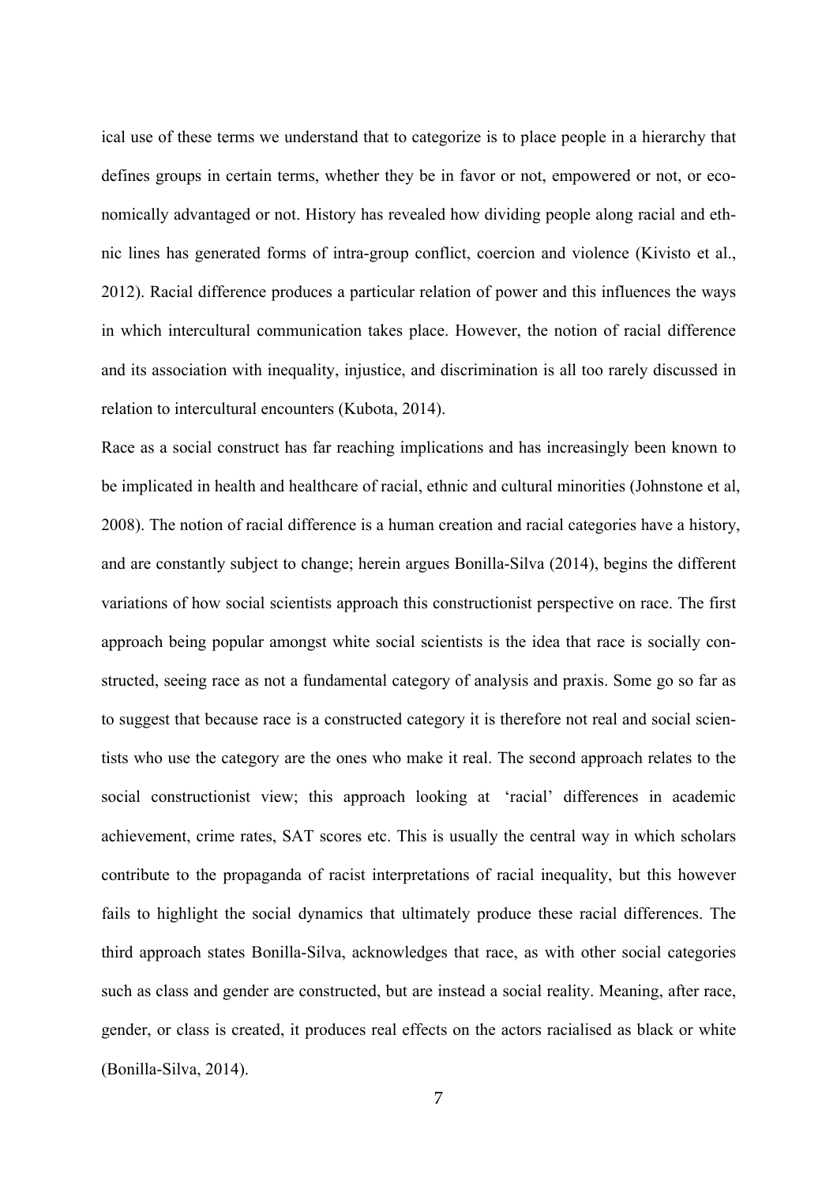ical use of these terms we understand that to categorize is to place people in a hierarchy that defines groups in certain terms, whether they be in favor or not, empowered or not, or economically advantaged or not. History has revealed how dividing people along racial and ethnic lines has generated forms of intra-group conflict, coercion and violence (Kivisto et al., 2012). Racial difference produces a particular relation of power and this influences the ways in which intercultural communication takes place. However, the notion of racial difference and its association with inequality, injustice, and discrimination is all too rarely discussed in relation to intercultural encounters (Kubota, 2014).

Race as a social construct has far reaching implications and has increasingly been known to be implicated in health and healthcare of racial, ethnic and cultural minorities (Johnstone et al, 2008). The notion of racial difference is a human creation and racial categories have a history, and are constantly subject to change; herein argues Bonilla-Silva (2014), begins the different variations of how social scientists approach this constructionist perspective on race. The first approach being popular amongst white social scientists is the idea that race is socially constructed, seeing race as not a fundamental category of analysis and praxis. Some go so far as to suggest that because race is a constructed category it is therefore not real and social scientists who use the category are the ones who make it real. The second approach relates to the social constructionist view; this approach looking at 'racial' differences in academic achievement, crime rates, SAT scores etc. This is usually the central way in which scholars contribute to the propaganda of racist interpretations of racial inequality, but this however fails to highlight the social dynamics that ultimately produce these racial differences. The third approach states Bonilla-Silva, acknowledges that race, as with other social categories such as class and gender are constructed, but are instead a social reality. Meaning, after race, gender, or class is created, it produces real effects on the actors racialised as black or white (Bonilla-Silva, 2014).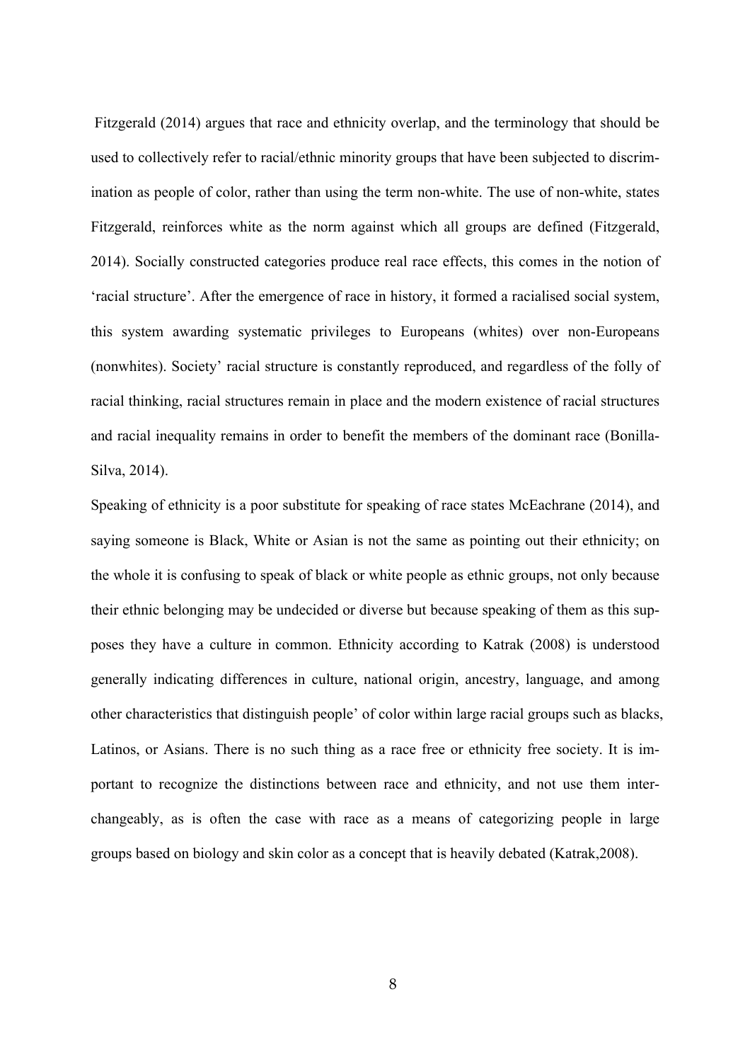Fitzgerald (2014) argues that race and ethnicity overlap, and the terminology that should be used to collectively refer to racial/ethnic minority groups that have been subjected to discrimination as people of color, rather than using the term non-white. The use of non-white, states Fitzgerald, reinforces white as the norm against which all groups are defined (Fitzgerald, 2014). Socially constructed categories produce real race effects, this comes in the notion of 'racial structure'. After the emergence of race in history, it formed a racialised social system, this system awarding systematic privileges to Europeans (whites) over non-Europeans (nonwhites). Society' racial structure is constantly reproduced, and regardless of the folly of racial thinking, racial structures remain in place and the modern existence of racial structures and racial inequality remains in order to benefit the members of the dominant race (Bonilla-Silva, 2014).

Speaking of ethnicity is a poor substitute for speaking of race states McEachrane (2014), and saying someone is Black, White or Asian is not the same as pointing out their ethnicity; on the whole it is confusing to speak of black or white people as ethnic groups, not only because their ethnic belonging may be undecided or diverse but because speaking of them as this supposes they have a culture in common. Ethnicity according to Katrak (2008) is understood generally indicating differences in culture, national origin, ancestry, language, and among other characteristics that distinguish people' of color within large racial groups such as blacks, Latinos, or Asians. There is no such thing as a race free or ethnicity free society. It is important to recognize the distinctions between race and ethnicity, and not use them interchangeably, as is often the case with race as a means of categorizing people in large groups based on biology and skin color as a concept that is heavily debated (Katrak,2008).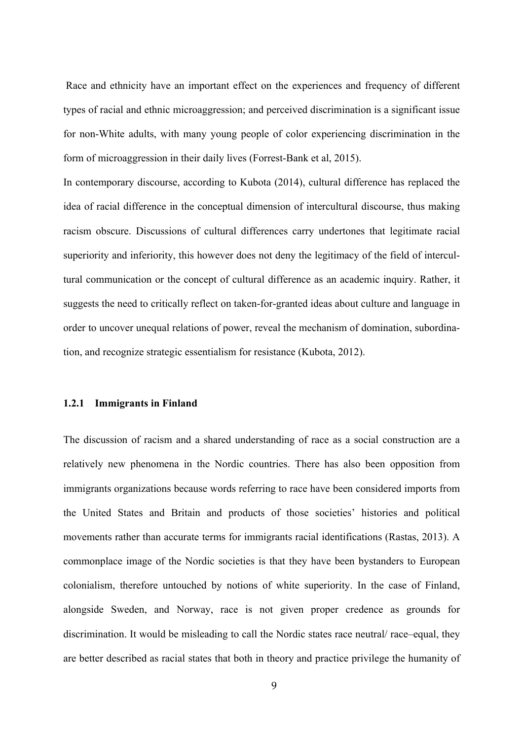Race and ethnicity have an important effect on the experiences and frequency of different types of racial and ethnic microaggression; and perceived discrimination is a significant issue for non-White adults, with many young people of color experiencing discrimination in the form of microaggression in their daily lives (Forrest-Bank et al, 2015).

In contemporary discourse, according to Kubota (2014), cultural difference has replaced the idea of racial difference in the conceptual dimension of intercultural discourse, thus making racism obscure. Discussions of cultural differences carry undertones that legitimate racial superiority and inferiority, this however does not deny the legitimacy of the field of intercultural communication or the concept of cultural difference as an academic inquiry. Rather, it suggests the need to critically reflect on taken-for-granted ideas about culture and language in order to uncover unequal relations of power, reveal the mechanism of domination, subordination, and recognize strategic essentialism for resistance (Kubota, 2012).

### 1.2.1 Immigrants in Finland

The discussion of racism and a shared understanding of race as a social construction are a relatively new phenomena in the Nordic countries. There has also been opposition from immigrants organizations because words referring to race have been considered imports from the United States and Britain and products of those societies' histories and political movements rather than accurate terms for immigrants racial identifications (Rastas, 2013). A commonplace image of the Nordic societies is that they have been bystanders to European colonialism, therefore untouched by notions of white superiority. In the case of Finland, alongside Sweden, and Norway, race is not given proper credence as grounds for discrimination. It would be misleading to call the Nordic states race neutral/ race–equal, they are better described as racial states that both in theory and practice privilege the humanity of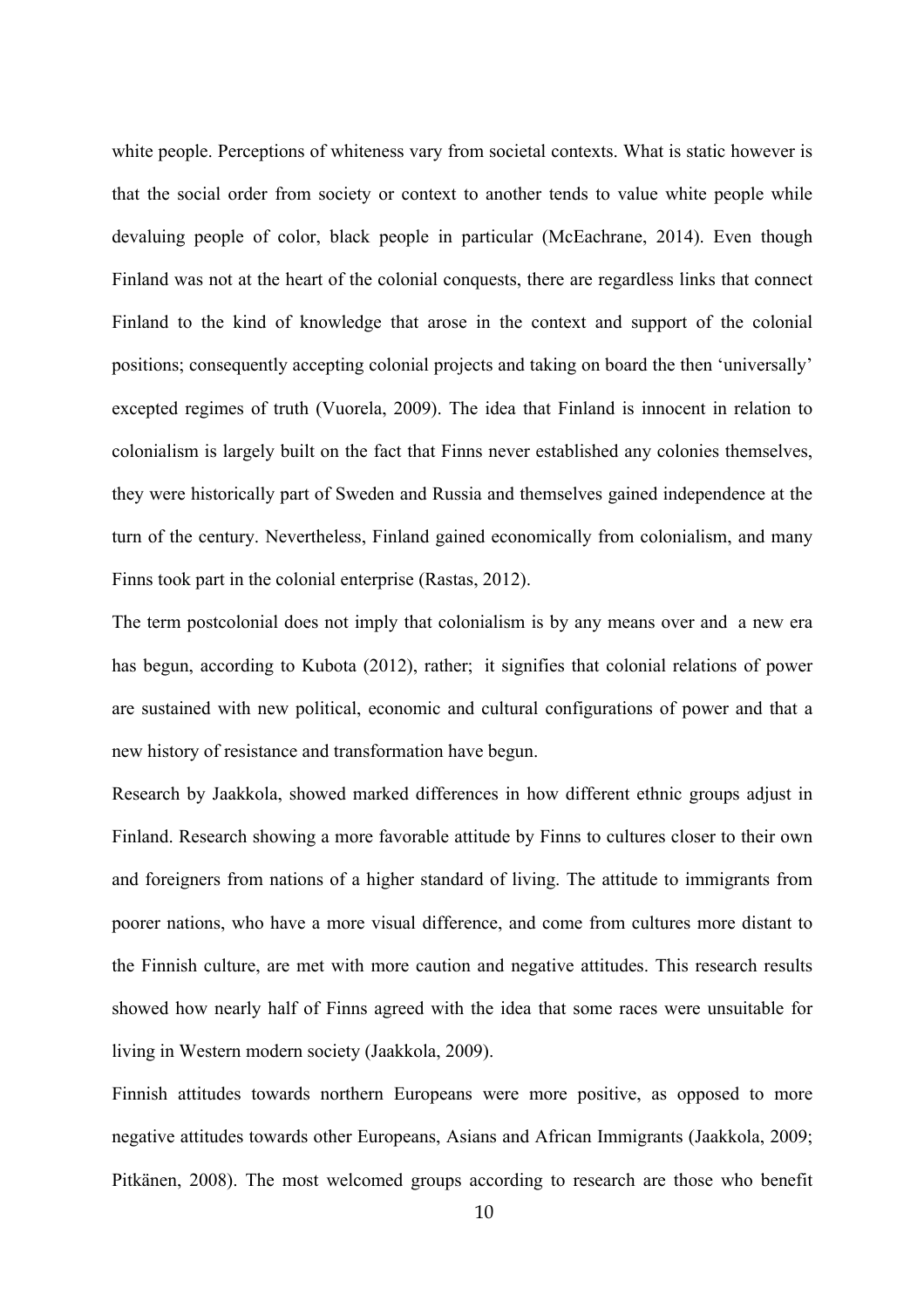white people. Perceptions of whiteness vary from societal contexts. What is static however is that the social order from society or context to another tends to value white people while devaluing people of color, black people in particular (McEachrane, 2014). Even though Finland was not at the heart of the colonial conquests, there are regardless links that connect Finland to the kind of knowledge that arose in the context and support of the colonial positions; consequently accepting colonial projects and taking on board the then 'universally' excepted regimes of truth (Vuorela, 2009). The idea that Finland is innocent in relation to colonialism is largely built on the fact that Finns never established any colonies themselves, they were historically part of Sweden and Russia and themselves gained independence at the turn of the century. Nevertheless, Finland gained economically from colonialism, and many Finns took part in the colonial enterprise (Rastas, 2012).

The term postcolonial does not imply that colonialism is by any means over and a new era has begun, according to Kubota (2012), rather; it signifies that colonial relations of power are sustained with new political, economic and cultural configurations of power and that a new history of resistance and transformation have begun.

Research by Jaakkola, showed marked differences in how different ethnic groups adjust in Finland. Research showing a more favorable attitude by Finns to cultures closer to their own and foreigners from nations of a higher standard of living. The attitude to immigrants from poorer nations, who have a more visual difference, and come from cultures more distant to the Finnish culture, are met with more caution and negative attitudes. This research results showed how nearly half of Finns agreed with the idea that some races were unsuitable for living in Western modern society (Jaakkola, 2009).

Finnish attitudes towards northern Europeans were more positive, as opposed to more negative attitudes towards other Europeans, Asians and African Immigrants (Jaakkola, 2009; Pitkänen, 2008). The most welcomed groups according to research are those who benefit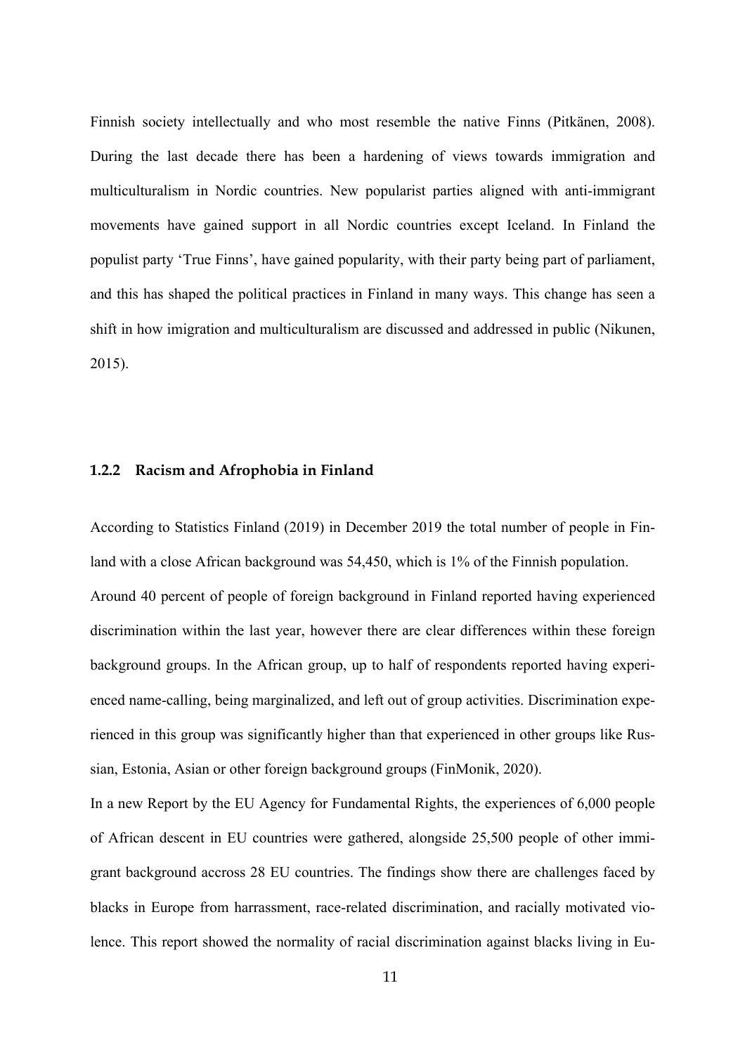Finnish society intellectually and who most resemble the native Finns (Pitkänen, 2008). During the last decade there has been a hardening of views towards immigration and multiculturalism in Nordic countries. New popularist parties aligned with anti-immigrant movements have gained support in all Nordic countries except Iceland. In Finland the populist party 'True Finns', have gained popularity, with their party being part of parliament, and this has shaped the political practices in Finland in many ways. This change has seen a shift in how imigration and multiculturalism are discussed and addressed in public (Nikunen, 2015).

### 1.2.2 Racism and Afrophobia in Finland

According to Statistics Finland (2019) in December 2019 the total number of people in Finland with a close African background was 54,450, which is 1% of the Finnish population.

Around 40 percent of people of foreign background in Finland reported having experienced discrimination within the last year, however there are clear differences within these foreign background groups. In the African group, up to half of respondents reported having experienced name-calling, being marginalized, and left out of group activities. Discrimination experienced in this group was significantly higher than that experienced in other groups like Russian, Estonia, Asian or other foreign background groups (FinMonik, 2020).

In a new Report by the EU Agency for Fundamental Rights, the experiences of 6,000 people of African descent in EU countries were gathered, alongside 25,500 people of other immigrant background accross 28 EU countries. The findings show there are challenges faced by blacks in Europe from harrassment, race-related discrimination, and racially motivated violence. This report showed the normality of racial discrimination against blacks living in Eu-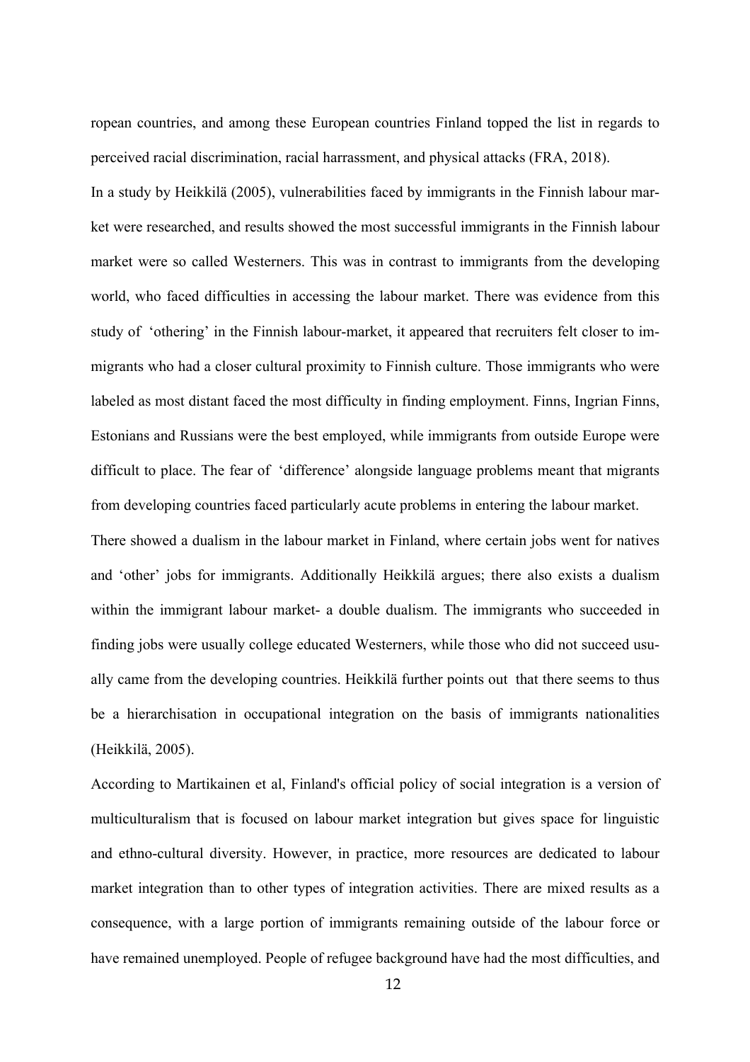ropean countries, and among these European countries Finland topped the list in regards to perceived racial discrimination, racial harrassment, and physical attacks (FRA, 2018).

In a study by Heikkilä (2005), vulnerabilities faced by immigrants in the Finnish labour market were researched, and results showed the most successful immigrants in the Finnish labour market were so called Westerners. This was in contrast to immigrants from the developing world, who faced difficulties in accessing the labour market. There was evidence from this study of 'othering' in the Finnish labour-market, it appeared that recruiters felt closer to immigrants who had a closer cultural proximity to Finnish culture. Those immigrants who were labeled as most distant faced the most difficulty in finding employment. Finns, Ingrian Finns, Estonians and Russians were the best employed, while immigrants from outside Europe were difficult to place. The fear of 'difference' alongside language problems meant that migrants from developing countries faced particularly acute problems in entering the labour market.

There showed a dualism in the labour market in Finland, where certain jobs went for natives and 'other' jobs for immigrants. Additionally Heikkilä argues; there also exists a dualism within the immigrant labour market- a double dualism. The immigrants who succeeded in finding jobs were usually college educated Westerners, while those who did not succeed usually came from the developing countries. Heikkilä further points out that there seems to thus be a hierarchisation in occupational integration on the basis of immigrants nationalities (Heikkilä, 2005).

According to Martikainen et al, Finland's official policy of social integration is a version of multiculturalism that is focused on labour market integration but gives space for linguistic and ethno-cultural diversity. However, in practice, more resources are dedicated to labour market integration than to other types of integration activities. There are mixed results as a consequence, with a large portion of immigrants remaining outside of the labour force or have remained unemployed. People of refugee background have had the most difficulties, and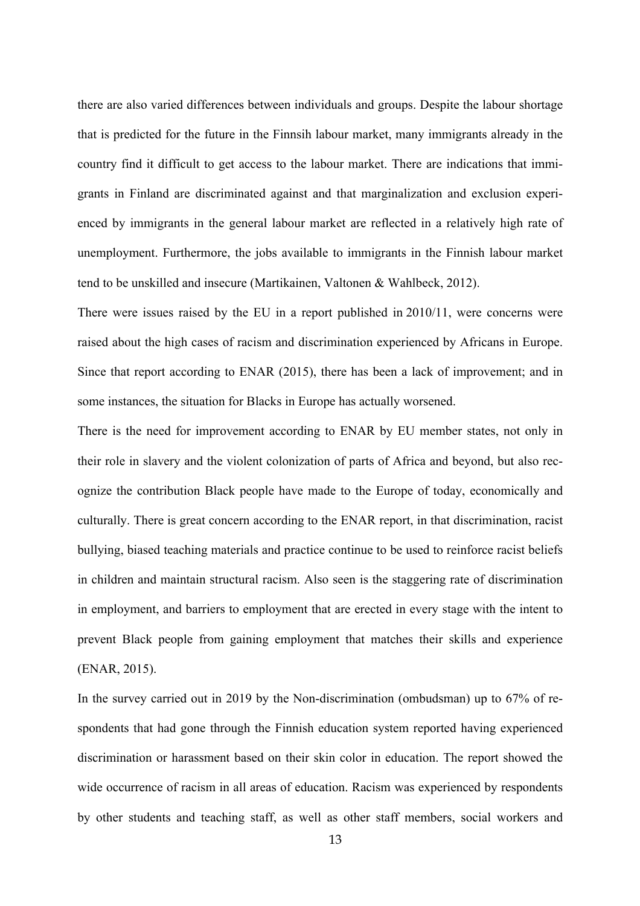there are also varied differences between individuals and groups. Despite the labour shortage that is predicted for the future in the Finnsih labour market, many immigrants already in the country find it difficult to get access to the labour market. There are indications that immigrants in Finland are discriminated against and that marginalization and exclusion experienced by immigrants in the general labour market are reflected in a relatively high rate of unemployment. Furthermore, the jobs available to immigrants in the Finnish labour market tend to be unskilled and insecure (Martikainen, Valtonen & Wahlbeck, 2012).

There were issues raised by the EU in a report published in 2010/11, were concerns were raised about the high cases of racism and discrimination experienced by Africans in Europe. Since that report according to ENAR (2015), there has been a lack of improvement; and in some instances, the situation for Blacks in Europe has actually worsened.

There is the need for improvement according to ENAR by EU member states, not only in their role in slavery and the violent colonization of parts of Africa and beyond, but also recognize the contribution Black people have made to the Europe of today, economically and culturally. There is great concern according to the ENAR report, in that discrimination, racist bullying, biased teaching materials and practice continue to be used to reinforce racist beliefs in children and maintain structural racism. Also seen is the staggering rate of discrimination in employment, and barriers to employment that are erected in every stage with the intent to prevent Black people from gaining employment that matches their skills and experience (ENAR, 2015).

In the survey carried out in 2019 by the Non-discrimination (ombudsman) up to 67% of respondents that had gone through the Finnish education system reported having experienced discrimination or harassment based on their skin color in education. The report showed the wide occurrence of racism in all areas of education. Racism was experienced by respondents by other students and teaching staff, as well as other staff members, social workers and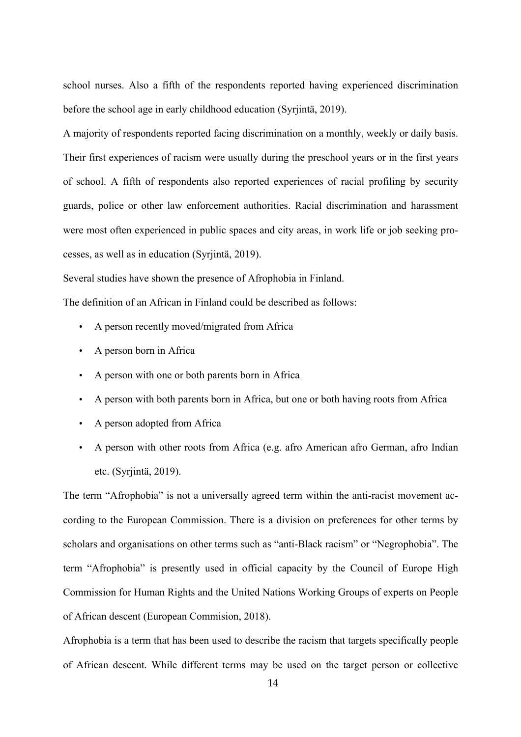school nurses. Also a fifth of the respondents reported having experienced discrimination before the school age in early childhood education (Syrjintä, 2019).

A majority of respondents reported facing discrimination on a monthly, weekly or daily basis. Their first experiences of racism were usually during the preschool years or in the first years of school. A fifth of respondents also reported experiences of racial profiling by security guards, police or other law enforcement authorities. Racial discrimination and harassment were most often experienced in public spaces and city areas, in work life or job seeking processes, as well as in education (Syrjintä, 2019).

Several studies have shown the presence of Afrophobia in Finland.

The definition of an African in Finland could be described as follows:

- A person recently moved/migrated from Africa
- A person born in Africa
- A person with one or both parents born in Africa
- A person with both parents born in Africa, but one or both having roots from Africa
- A person adopted from Africa
- A person with other roots from Africa (e.g. afro American afro German, afro Indian etc. (Syrjintä, 2019).

The term "Afrophobia" is not a universally agreed term within the anti-racist movement according to the European Commission. There is a division on preferences for other terms by scholars and organisations on other terms such as "anti-Black racism" or "Negrophobia". The term "Afrophobia" is presently used in official capacity by the Council of Europe High Commission for Human Rights and the United Nations Working Groups of experts on People of African descent (European Commision, 2018).

Afrophobia is a term that has been used to describe the racism that targets specifically people of African descent. While different terms may be used on the target person or collective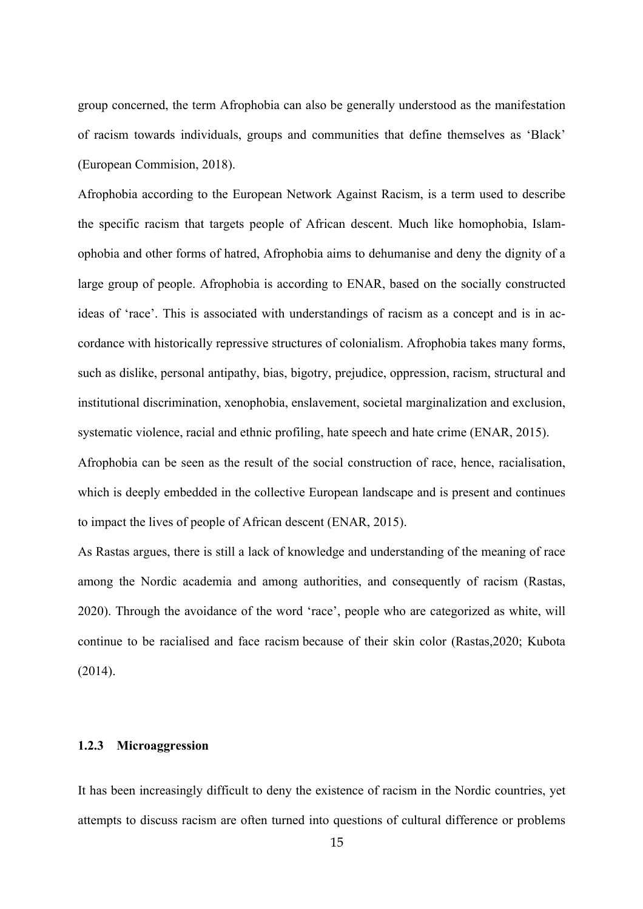group concerned, the term Afrophobia can also be generally understood as the manifestation of racism towards individuals, groups and communities that define themselves as 'Black' (European Commision, 2018).

Afrophobia according to the European Network Against Racism, is a term used to describe the specific racism that targets people of African descent. Much like homophobia, Islamophobia and other forms of hatred, Afrophobia aims to dehumanise and deny the dignity of a large group of people. Afrophobia is according to ENAR, based on the socially constructed ideas of 'race'. This is associated with understandings of racism as a concept and is in accordance with historically repressive structures of colonialism. Afrophobia takes many forms, such as dislike, personal antipathy, bias, bigotry, prejudice, oppression, racism, structural and institutional discrimination, xenophobia, enslavement, societal marginalization and exclusion, systematic violence, racial and ethnic profiling, hate speech and hate crime (ENAR, 2015).

Afrophobia can be seen as the result of the social construction of race, hence, racialisation, which is deeply embedded in the collective European landscape and is present and continues to impact the lives of people of African descent (ENAR, 2015).

As Rastas argues, there is still a lack of knowledge and understanding of the meaning of race among the Nordic academia and among authorities, and consequently of racism (Rastas, 2020). Through the avoidance of the word 'race', people who are categorized as white, will continue to be racialised and face racism because of their skin color (Rastas,2020; Kubota (2014).

### 1.2.3 Microaggression

It has been increasingly difficult to deny the existence of racism in the Nordic countries, yet attempts to discuss racism are often turned into questions of cultural difference or problems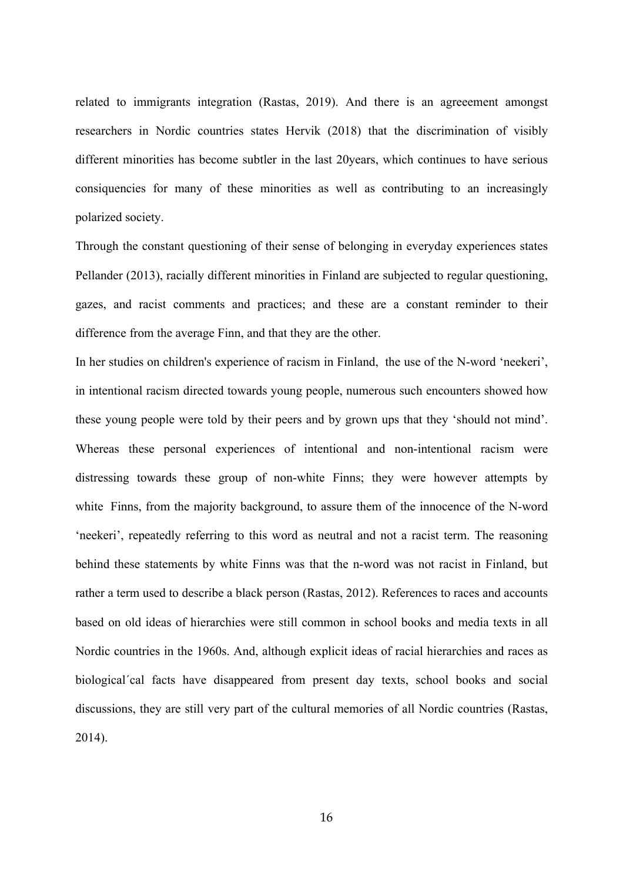related to immigrants integration (Rastas, 2019). And there is an agreeement amongst researchers in Nordic countries states Hervik (2018) that the discrimination of visibly different minorities has become subtler in the last 20years, which continues to have serious consiquencies for many of these minorities as well as contributing to an increasingly polarized society.

Through the constant questioning of their sense of belonging in everyday experiences states Pellander (2013), racially different minorities in Finland are subjected to regular questioning, gazes, and racist comments and practices; and these are a constant reminder to their difference from the average Finn, and that they are the other.

In her studies on children's experience of racism in Finland, the use of the N-word 'neekeri', in intentional racism directed towards young people, numerous such encounters showed how these young people were told by their peers and by grown ups that they 'should not mind'. Whereas these personal experiences of intentional and non-intentional racism were distressing towards these group of non-white Finns; they were however attempts by white Finns, from the majority background, to assure them of the innocence of the N-word 'neekeri', repeatedly referring to this word as neutral and not a racist term. The reasoning behind these statements by white Finns was that the n-word was not racist in Finland, but rather a term used to describe a black person (Rastas, 2012). References to races and accounts based on old ideas of hierarchies were still common in school books and media texts in all Nordic countries in the 1960s. And, although explicit ideas of racial hierarchies and races as biological´cal facts have disappeared from present day texts, school books and social discussions, they are still very part of the cultural memories of all Nordic countries (Rastas, 2014).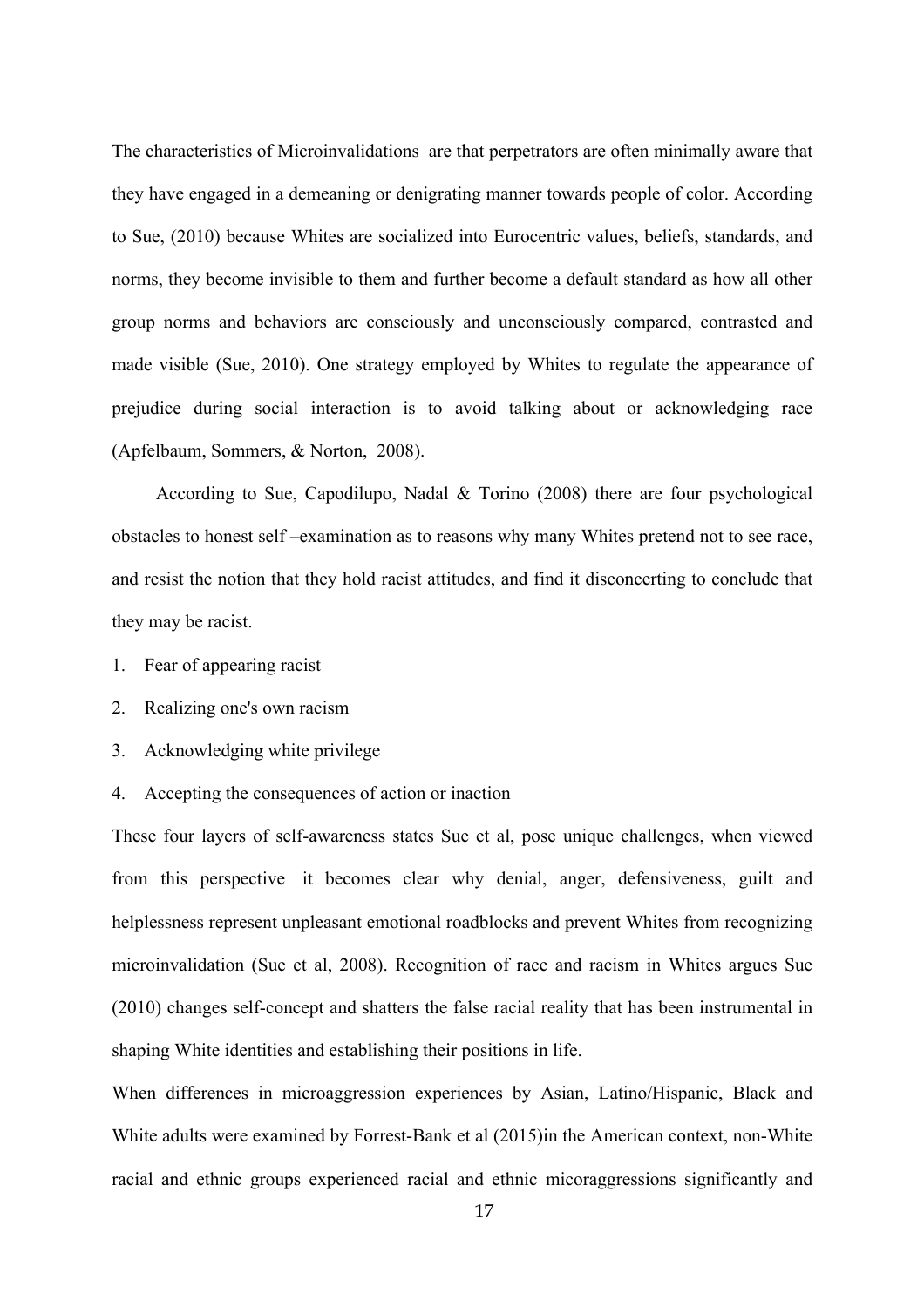The characteristics of Microinvalidations are that perpetrators are often minimally aware that they have engaged in a demeaning or denigrating manner towards people of color. According to Sue, (2010) because Whites are socialized into Eurocentric values, beliefs, standards, and norms, they become invisible to them and further become a default standard as how all other group norms and behaviors are consciously and unconsciously compared, contrasted and made visible (Sue, 2010). One strategy employed by Whites to regulate the appearance of prejudice during social interaction is to avoid talking about or acknowledging race (Apfelbaum, Sommers, & Norton, 2008).

According to Sue, Capodilupo, Nadal & Torino (2008) there are four psychological obstacles to honest self –examination as to reasons why many Whites pretend not to see race, and resist the notion that they hold racist attitudes, and find it disconcerting to conclude that they may be racist.

1. Fear of appearing racist
2. Realizing one's own racism
3. Acknowledging white privilege
4. Accepting the consequences of action or inaction

These four layers of self-awareness states Sue et al, pose unique challenges, when viewed from this perspective it becomes clear why denial, anger, defensiveness, guilt and helplessness represent unpleasant emotional roadblocks and prevent Whites from recognizing microinvalidation (Sue et al, 2008). Recognition of race and racism in Whites argues Sue (2010) changes self-concept and shatters the false racial reality that has been instrumental in shaping White identities and establishing their positions in life.

When differences in microaggression experiences by Asian, Latino/Hispanic, Black and White adults were examined by Forrest-Bank et al (2015)in the American context, non-White racial and ethnic groups experienced racial and ethnic micoraggressions significantly and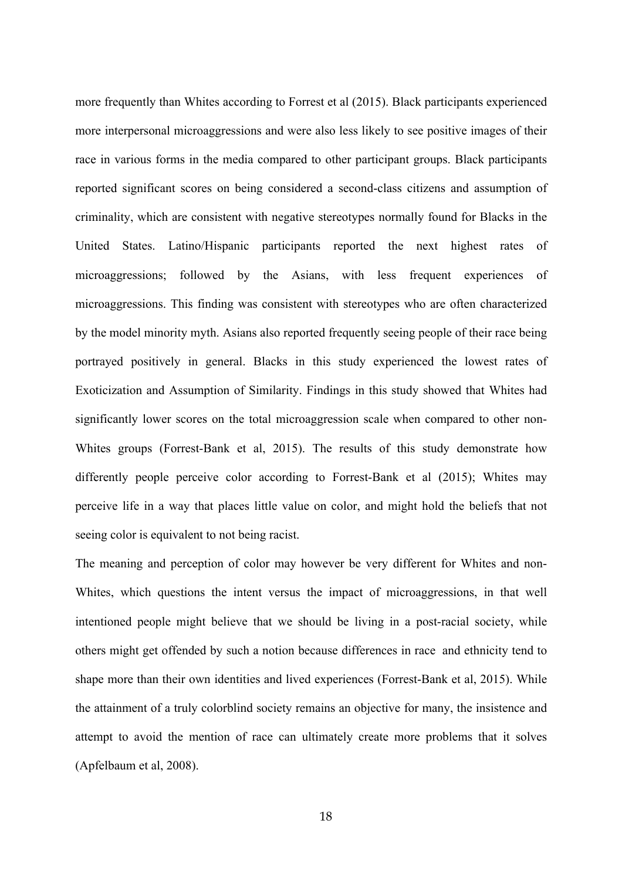more frequently than Whites according to Forrest et al (2015). Black participants experienced more interpersonal microaggressions and were also less likely to see positive images of their race in various forms in the media compared to other participant groups. Black participants reported significant scores on being considered a second-class citizens and assumption of criminality, which are consistent with negative stereotypes normally found for Blacks in the United States. Latino/Hispanic participants reported the next highest rates of microaggressions; followed by the Asians, with less frequent experiences of microaggressions. This finding was consistent with stereotypes who are often characterized by the model minority myth. Asians also reported frequently seeing people of their race being portrayed positively in general. Blacks in this study experienced the lowest rates of Exoticization and Assumption of Similarity. Findings in this study showed that Whites had significantly lower scores on the total microaggression scale when compared to other non-Whites groups (Forrest-Bank et al, 2015). The results of this study demonstrate how differently people perceive color according to Forrest-Bank et al (2015); Whites may perceive life in a way that places little value on color, and might hold the beliefs that not seeing color is equivalent to not being racist.

The meaning and perception of color may however be very different for Whites and non-Whites, which questions the intent versus the impact of microaggressions, in that well intentioned people might believe that we should be living in a post-racial society, while others might get offended by such a notion because differences in race and ethnicity tend to shape more than their own identities and lived experiences (Forrest-Bank et al, 2015). While the attainment of a truly colorblind society remains an objective for many, the insistence and attempt to avoid the mention of race can ultimately create more problems that it solves (Apfelbaum et al, 2008).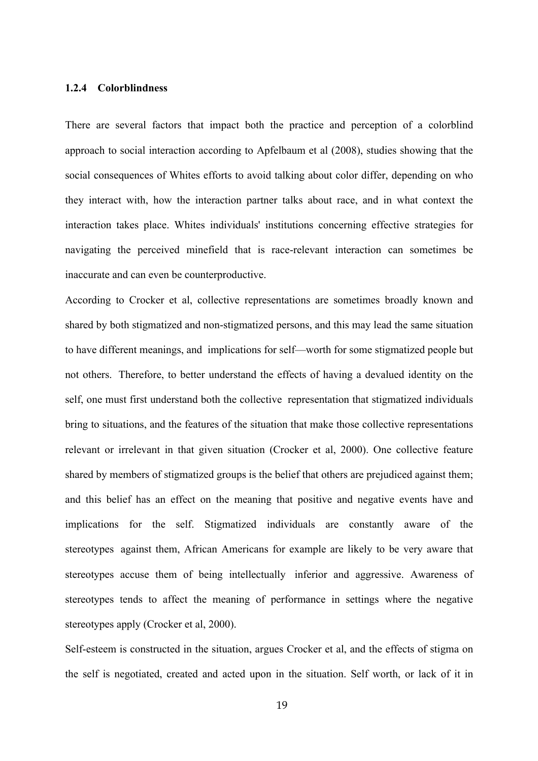### 1.2.4 Colorblindness

There are several factors that impact both the practice and perception of a colorblind approach to social interaction according to Apfelbaum et al (2008), studies showing that the social consequences of Whites efforts to avoid talking about color differ, depending on who they interact with, how the interaction partner talks about race, and in what context the interaction takes place. Whites individuals' institutions concerning effective strategies for navigating the perceived minefield that is race-relevant interaction can sometimes be inaccurate and can even be counterproductive.

According to Crocker et al, collective representations are sometimes broadly known and shared by both stigmatized and non-stigmatized persons, and this may lead the same situation to have different meanings, and implications for self—worth for some stigmatized people but not others. Therefore, to better understand the effects of having a devalued identity on the self, one must first understand both the collective representation that stigmatized individuals bring to situations, and the features of the situation that make those collective representations relevant or irrelevant in that given situation (Crocker et al, 2000). One collective feature shared by members of stigmatized groups is the belief that others are prejudiced against them; and this belief has an effect on the meaning that positive and negative events have and implications for the self. Stigmatized individuals are constantly aware of the stereotypes against them, African Americans for example are likely to be very aware that stereotypes accuse them of being intellectually inferior and aggressive. Awareness of stereotypes tends to affect the meaning of performance in settings where the negative stereotypes apply (Crocker et al, 2000).

Self-esteem is constructed in the situation, argues Crocker et al, and the effects of stigma on the self is negotiated, created and acted upon in the situation. Self worth, or lack of it in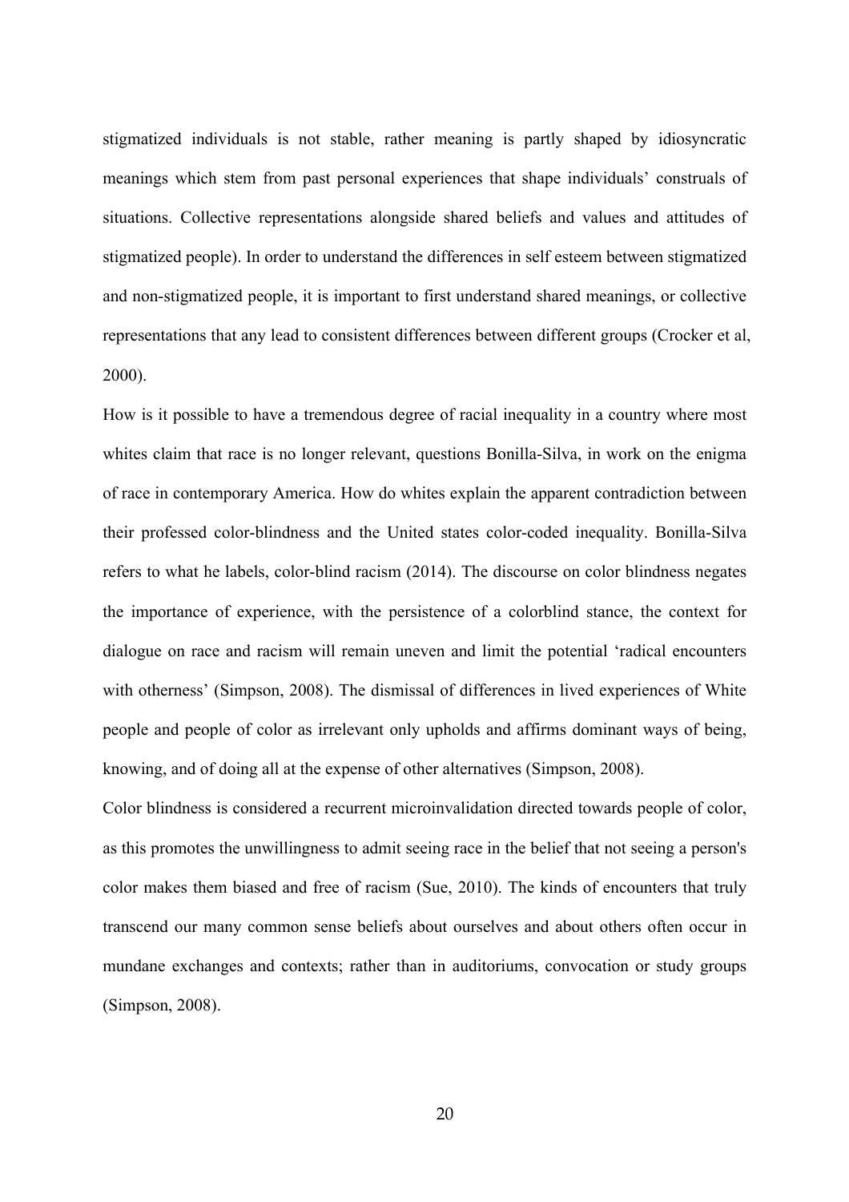stigmatized individuals is not stable, rather meaning is partly shaped by idiosyncratic meanings which stem from past personal experiences that shape individuals' construals of situations. Collective representations alongside shared beliefs and values and attitudes of stigmatized people). In order to understand the differences in self esteem between stigmatized and non-stigmatized people, it is important to first understand shared meanings, or collective representations that any lead to consistent differences between different groups (Crocker et al, 2000).

How is it possible to have a tremendous degree of racial inequality in a country where most whites claim that race is no longer relevant, questions Bonilla-Silva, in work on the enigma of race in contemporary America. How do whites explain the apparent contradiction between their professed color-blindness and the United states color-coded inequality. Bonilla-Silva refers to what he labels, color-blind racism (2014). The discourse on color blindness negates the importance of experience, with the persistence of a colorblind stance, the context for dialogue on race and racism will remain uneven and limit the potential 'radical encounters with otherness' (Simpson, 2008). The dismissal of differences in lived experiences of White people and people of color as irrelevant only upholds and affirms dominant ways of being, knowing, and of doing all at the expense of other alternatives (Simpson, 2008).

Color blindness is considered a recurrent microinvalidation directed towards people of color, as this promotes the unwillingness to admit seeing race in the belief that not seeing a person's color makes them biased and free of racism (Sue, 2010). The kinds of encounters that truly transcend our many common sense beliefs about ourselves and about others often occur in mundane exchanges and contexts; rather than in auditoriums, convocation or study groups (Simpson, 2008).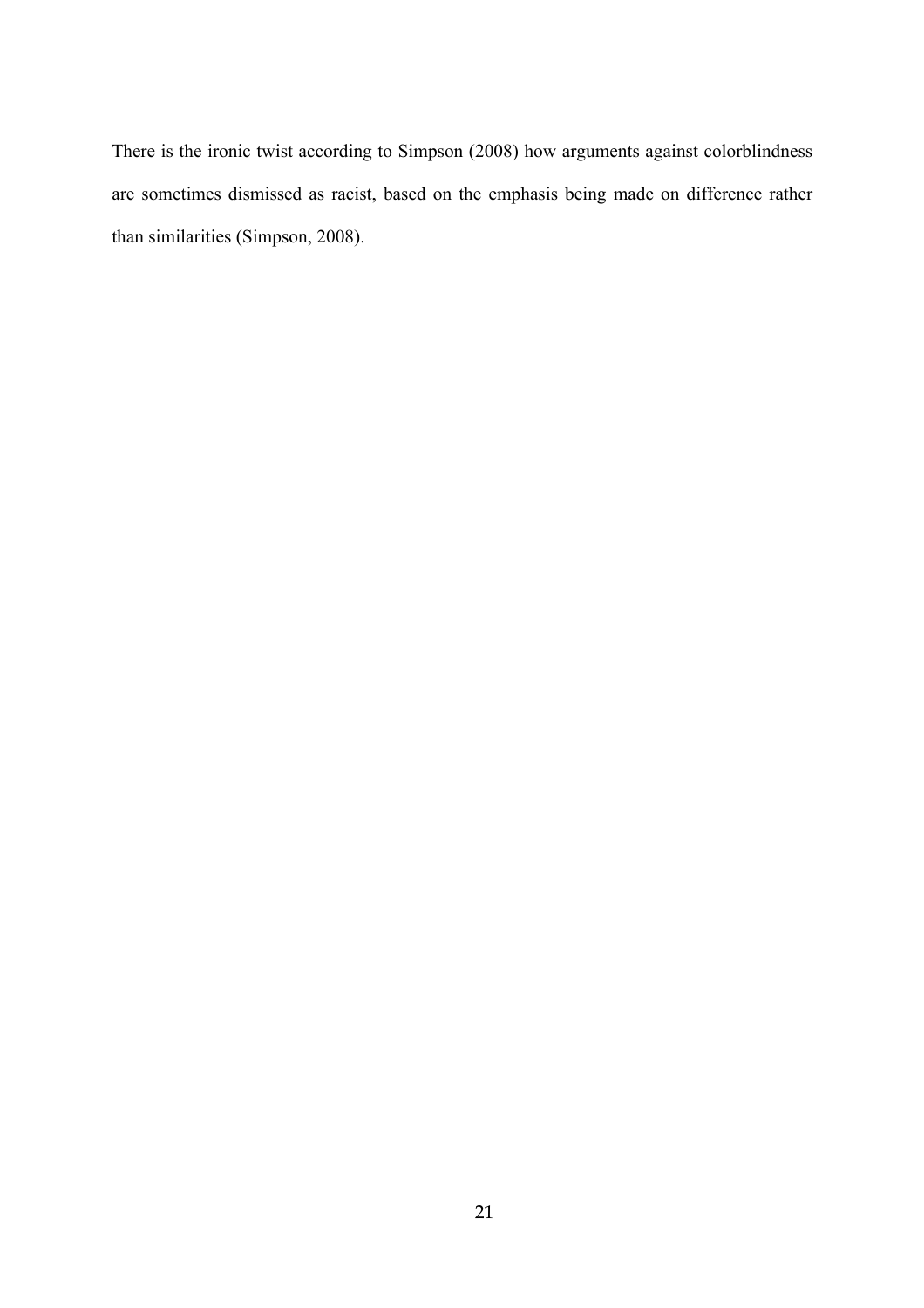There is the ironic twist according to Simpson (2008) how arguments against colorblindness are sometimes dismissed as racist, based on the emphasis being made on difference rather than similarities (Simpson, 2008).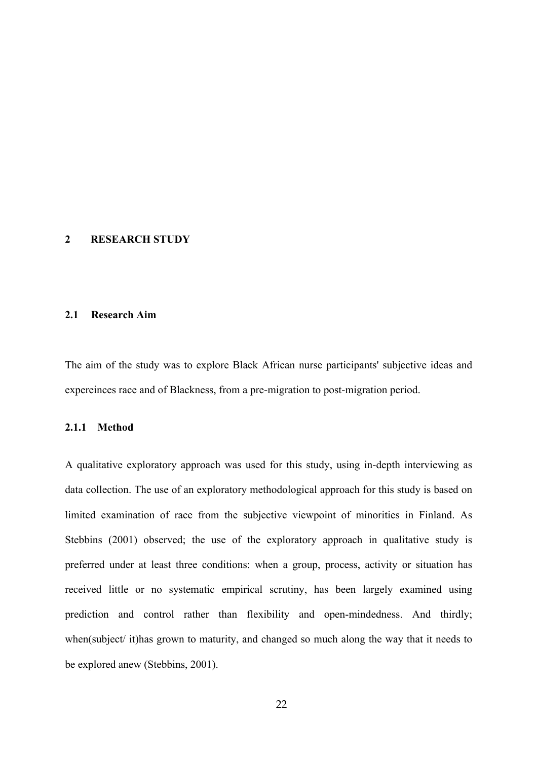# 2 RESEARCH STUDY

## 2.1 Research Aim

The aim of the study was to explore Black African nurse participants' subjective ideas and expereinces race and of Blackness, from a pre-migration to post-migration period.

### 2.1.1 Method

A qualitative exploratory approach was used for this study, using in-depth interviewing as data collection. The use of an exploratory methodological approach for this study is based on limited examination of race from the subjective viewpoint of minorities in Finland. As Stebbins (2001) observed; the use of the exploratory approach in qualitative study is preferred under at least three conditions: when a group, process, activity or situation has received little or no systematic empirical scrutiny, has been largely examined using prediction and control rather than flexibility and open-mindedness. And thirdly; when(subject/ it)has grown to maturity, and changed so much along the way that it needs to be explored anew (Stebbins, 2001).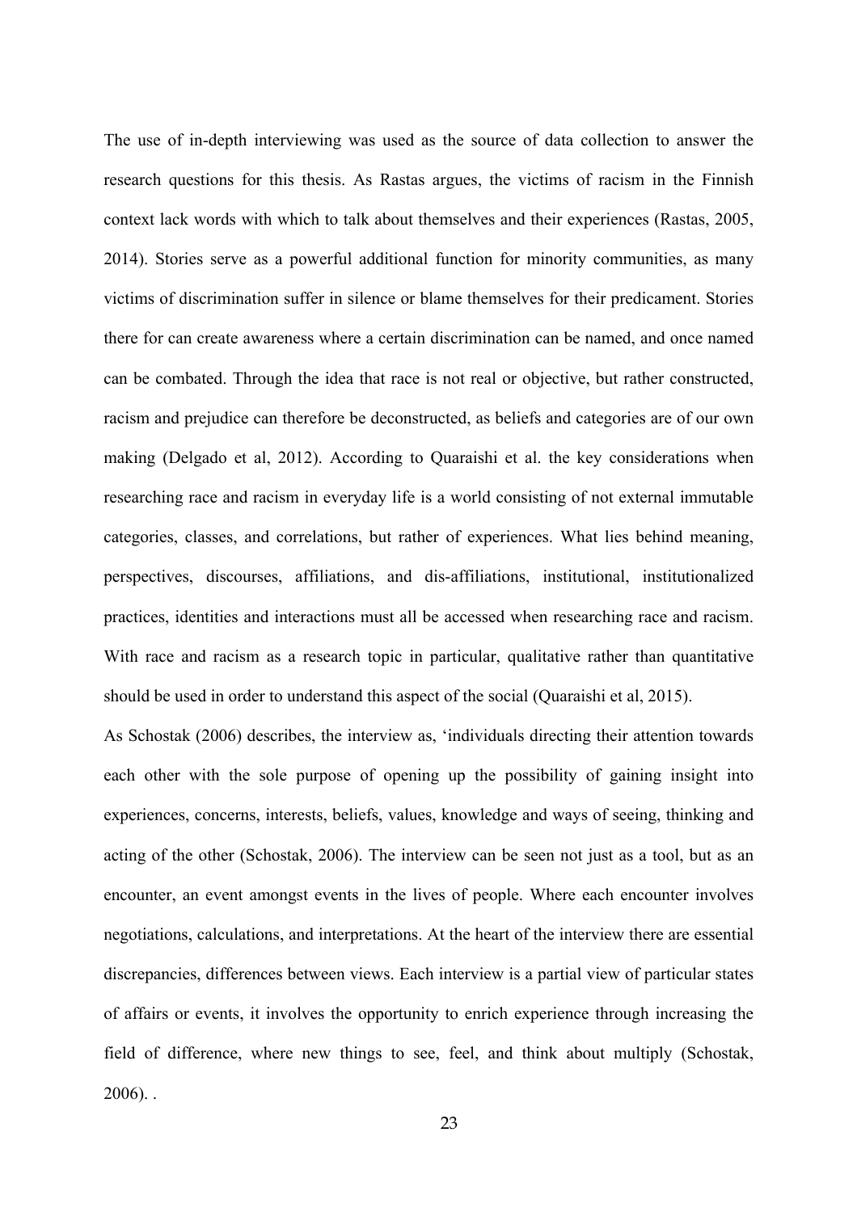The use of in-depth interviewing was used as the source of data collection to answer the research questions for this thesis. As Rastas argues, the victims of racism in the Finnish context lack words with which to talk about themselves and their experiences (Rastas, 2005, 2014). Stories serve as a powerful additional function for minority communities, as many victims of discrimination suffer in silence or blame themselves for their predicament. Stories there for can create awareness where a certain discrimination can be named, and once named can be combated. Through the idea that race is not real or objective, but rather constructed, racism and prejudice can therefore be deconstructed, as beliefs and categories are of our own making (Delgado et al, 2012). According to Quaraishi et al. the key considerations when researching race and racism in everyday life is a world consisting of not external immutable categories, classes, and correlations, but rather of experiences. What lies behind meaning, perspectives, discourses, affiliations, and dis-affiliations, institutional, institutionalized practices, identities and interactions must all be accessed when researching race and racism. With race and racism as a research topic in particular, qualitative rather than quantitative should be used in order to understand this aspect of the social (Quaraishi et al, 2015).

As Schostak (2006) describes, the interview as, 'individuals directing their attention towards each other with the sole purpose of opening up the possibility of gaining insight into experiences, concerns, interests, beliefs, values, knowledge and ways of seeing, thinking and acting of the other (Schostak, 2006). The interview can be seen not just as a tool, but as an encounter, an event amongst events in the lives of people. Where each encounter involves negotiations, calculations, and interpretations. At the heart of the interview there are essential discrepancies, differences between views. Each interview is a partial view of particular states of affairs or events, it involves the opportunity to enrich experience through increasing the field of difference, where new things to see, feel, and think about multiply (Schostak, 2006). .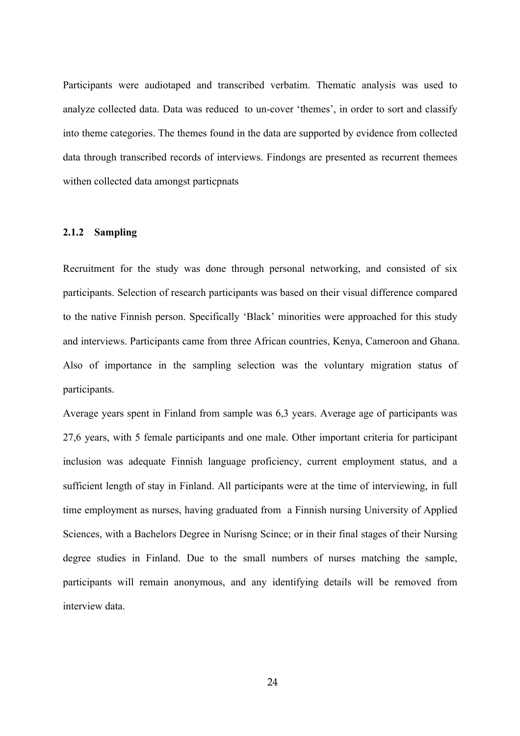Participants were audiotaped and transcribed verbatim. Thematic analysis was used to analyze collected data. Data was reduced  to un-cover 'themes', in order to sort and classify into theme categories. The themes found in the data are supported by evidence from collected data through transcribed records of interviews. Findongs are presented as recurrent themees withen collected data amongst particpnats

### 2.1.2 Sampling

Recruitment for the study was done through personal networking, and consisted of six participants. Selection of research participants was based on their visual difference compared to the native Finnish person. Specifically 'Black' minorities were approached for this study and interviews. Participants came from three African countries, Kenya, Cameroon and Ghana. Also of importance in the sampling selection was the voluntary migration status of participants.

Average years spent in Finland from sample was 6,3 years. Average age of participants was 27,6 years, with 5 female participants and one male. Other important criteria for participant inclusion was adequate Finnish language proficiency, current employment status, and a sufficient length of stay in Finland. All participants were at the time of interviewing, in full time employment as nurses, having graduated from  a Finnish nursing University of Applied Sciences, with a Bachelors Degree in Nurisng Scince; or in their final stages of their Nursing degree studies in Finland. Due to the small numbers of nurses matching the sample, participants will remain anonymous, and any identifying details will be removed from interview data.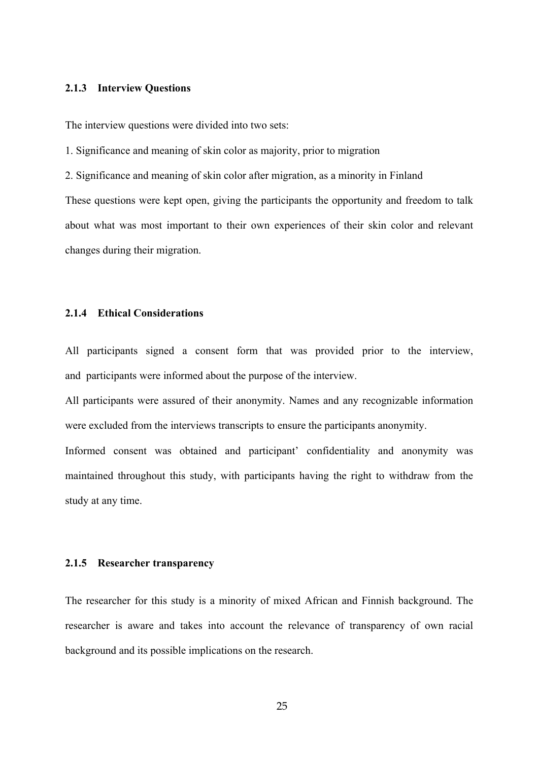### 2.1.3 Interview Questions

The interview questions were divided into two sets:

1. Significance and meaning of skin color as majority, prior to migration
2. Significance and meaning of skin color after migration, as a minority in Finland

These questions were kept open, giving the participants the opportunity and freedom to talk about what was most important to their own experiences of their skin color and relevant changes during their migration.

### 2.1.4 Ethical Considerations

All participants signed a consent form that was provided prior to the interview, and participants were informed about the purpose of the interview.

All participants were assured of their anonymity. Names and any recognizable information were excluded from the interviews transcripts to ensure the participants anonymity.

Informed consent was obtained and participant' confidentiality and anonymity was maintained throughout this study, with participants having the right to withdraw from the study at any time.

### 2.1.5 Researcher transparency

The researcher for this study is a minority of mixed African and Finnish background. The researcher is aware and takes into account the relevance of transparency of own racial background and its possible implications on the research.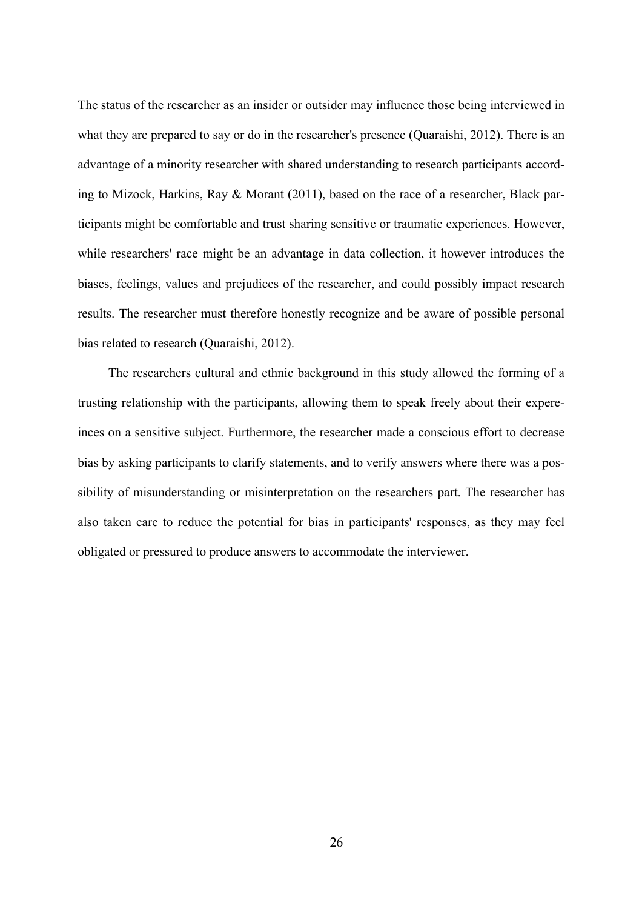The status of the researcher as an insider or outsider may influence those being interviewed in what they are prepared to say or do in the researcher's presence (Quaraishi, 2012). There is an advantage of a minority researcher with shared understanding to research participants according to Mizock, Harkins, Ray & Morant (2011), based on the race of a researcher, Black participants might be comfortable and trust sharing sensitive or traumatic experiences. However, while researchers' race might be an advantage in data collection, it however introduces the biases, feelings, values and prejudices of the researcher, and could possibly impact research results. The researcher must therefore honestly recognize and be aware of possible personal bias related to research (Quaraishi, 2012).

The researchers cultural and ethnic background in this study allowed the forming of a trusting relationship with the participants, allowing them to speak freely about their expereinces on a sensitive subject. Furthermore, the researcher made a conscious effort to decrease bias by asking participants to clarify statements, and to verify answers where there was a possibility of misunderstanding or misinterpretation on the researchers part. The researcher has also taken care to reduce the potential for bias in participants' responses, as they may feel obligated or pressured to produce answers to accommodate the interviewer.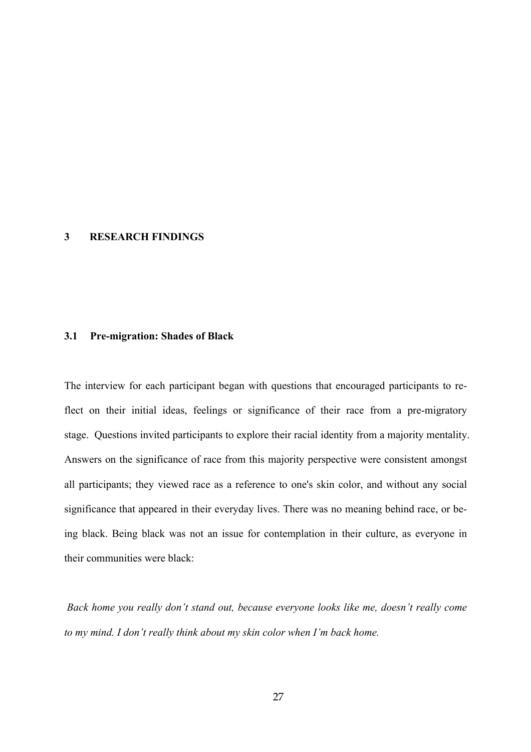# 3 RESEARCH FINDINGS

## 3.1 Pre-migration: Shades of Black

The interview for each participant began with questions that encouraged participants to reflect on their initial ideas, feelings or significance of their race from a pre-migratory stage. Questions invited participants to explore their racial identity from a majority mentality. Answers on the significance of race from this majority perspective were consistent amongst all participants; they viewed race as a reference to one's skin color, and without any social significance that appeared in their everyday lives. There was no meaning behind race, or being black. Being black was not an issue for contemplation in their culture, as everyone in their communities were black:

*Back home you really don't stand out, because everyone looks like me, doesn't really come to my mind. I don't really think about my skin color when I'm back home.*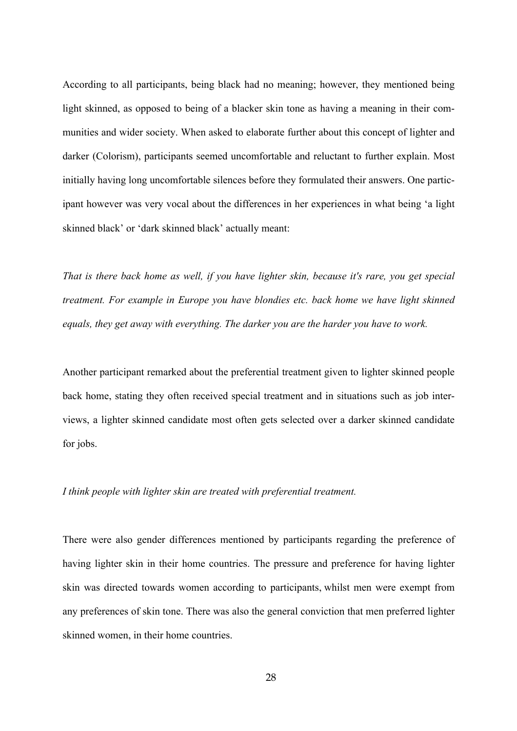According to all participants, being black had no meaning; however, they mentioned being light skinned, as opposed to being of a blacker skin tone as having a meaning in their communities and wider society. When asked to elaborate further about this concept of lighter and darker (Colorism), participants seemed uncomfortable and reluctant to further explain. Most initially having long uncomfortable silences before they formulated their answers. One participant however was very vocal about the differences in her experiences in what being 'a light skinned black' or 'dark skinned black' actually meant:

*That is there back home as well, if you have lighter skin, because it's rare, you get special treatment. For example in Europe you have blondies etc. back home we have light skinned equals, they get away with everything. The darker you are the harder you have to work.*

Another participant remarked about the preferential treatment given to lighter skinned people back home, stating they often received special treatment and in situations such as job interviews, a lighter skinned candidate most often gets selected over a darker skinned candidate for jobs.

*I think people with lighter skin are treated with preferential treatment.*

There were also gender differences mentioned by participants regarding the preference of having lighter skin in their home countries. The pressure and preference for having lighter skin was directed towards women according to participants, whilst men were exempt from any preferences of skin tone. There was also the general conviction that men preferred lighter skinned women, in their home countries.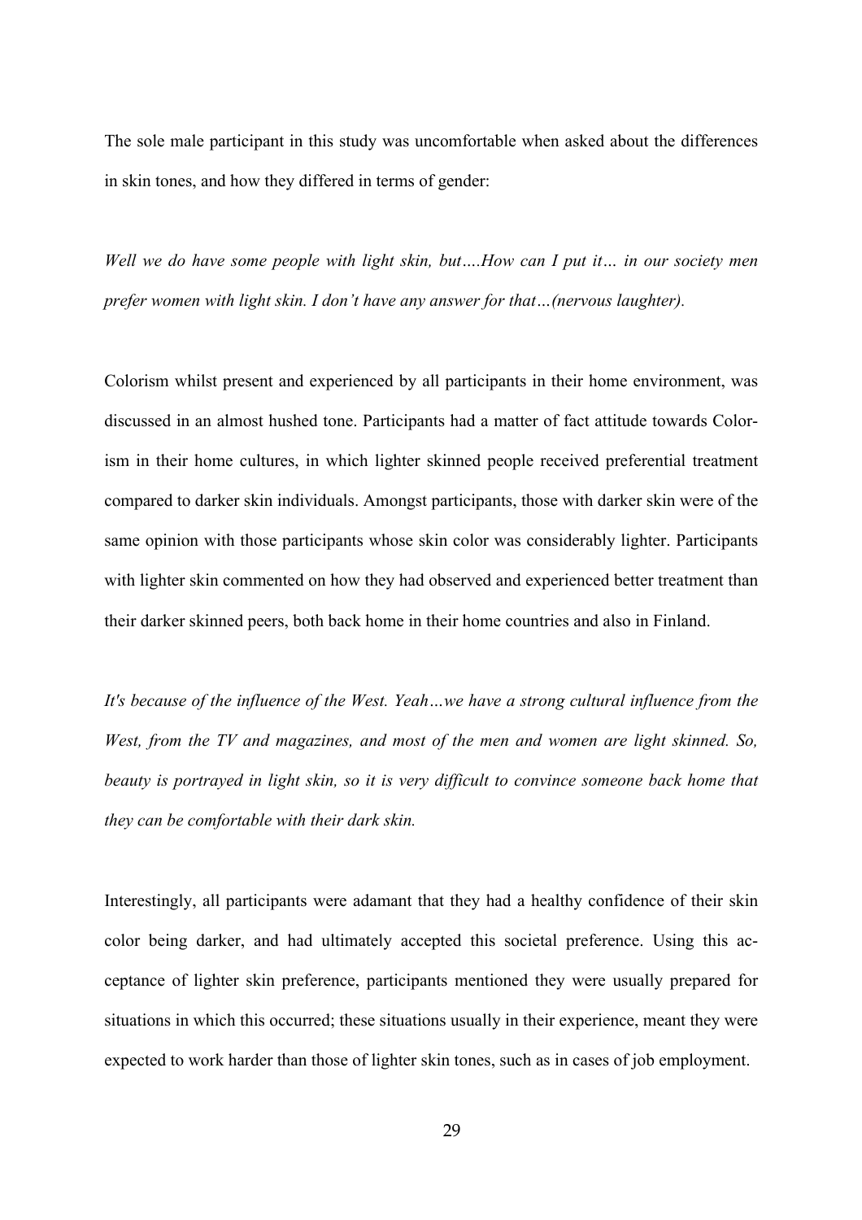The sole male participant in this study was uncomfortable when asked about the differences in skin tones, and how they differed in terms of gender:

*Well we do have some people with light skin, but….How can I put it… in our society men prefer women with light skin. I don't have any answer for that…(nervous laughter).*

Colorism whilst present and experienced by all participants in their home environment, was discussed in an almost hushed tone. Participants had a matter of fact attitude towards Colorism in their home cultures, in which lighter skinned people received preferential treatment compared to darker skin individuals. Amongst participants, those with darker skin were of the same opinion with those participants whose skin color was considerably lighter. Participants with lighter skin commented on how they had observed and experienced better treatment than their darker skinned peers, both back home in their home countries and also in Finland.

*It's because of the influence of the West. Yeah…we have a strong cultural influence from the West, from the TV and magazines, and most of the men and women are light skinned. So, beauty is portrayed in light skin, so it is very difficult to convince someone back home that they can be comfortable with their dark skin.*

Interestingly, all participants were adamant that they had a healthy confidence of their skin color being darker, and had ultimately accepted this societal preference. Using this acceptance of lighter skin preference, participants mentioned they were usually prepared for situations in which this occurred; these situations usually in their experience, meant they were expected to work harder than those of lighter skin tones, such as in cases of job employment.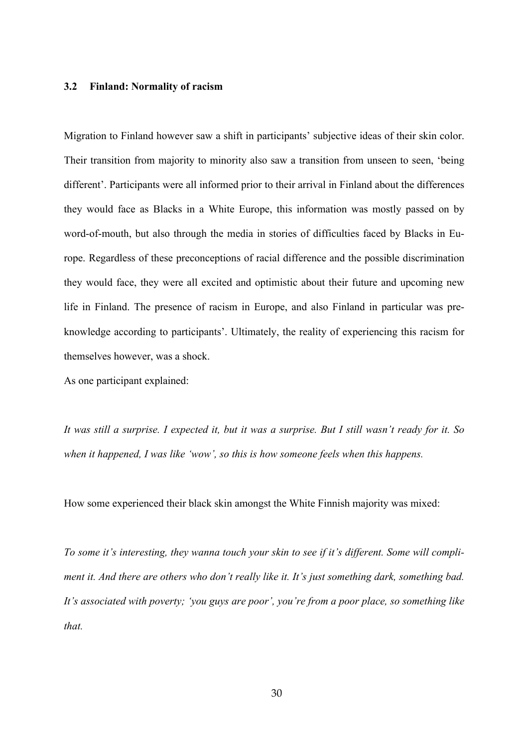### 3.2 Finland: Normality of racism

Migration to Finland however saw a shift in participants' subjective ideas of their skin color. Their transition from majority to minority also saw a transition from unseen to seen, 'being different'. Participants were all informed prior to their arrival in Finland about the differences they would face as Blacks in a White Europe, this information was mostly passed on by word-of-mouth, but also through the media in stories of difficulties faced by Blacks in Europe. Regardless of these preconceptions of racial difference and the possible discrimination they would face, they were all excited and optimistic about their future and upcoming new life in Finland. The presence of racism in Europe, and also Finland in particular was pre-knowledge according to participants'. Ultimately, the reality of experiencing this racism for themselves however, was a shock.

As one participant explained:

*It was still a surprise. I expected it, but it was a surprise. But I still wasn't ready for it. So when it happened, I was like 'wow', so this is how someone feels when this happens.*

How some experienced their black skin amongst the White Finnish majority was mixed:

*To some it's interesting, they wanna touch your skin to see if it's different. Some will compliment it. And there are others who don't really like it. It's just something dark, something bad. It's associated with poverty; 'you guys are poor', you're from a poor place, so something like that.*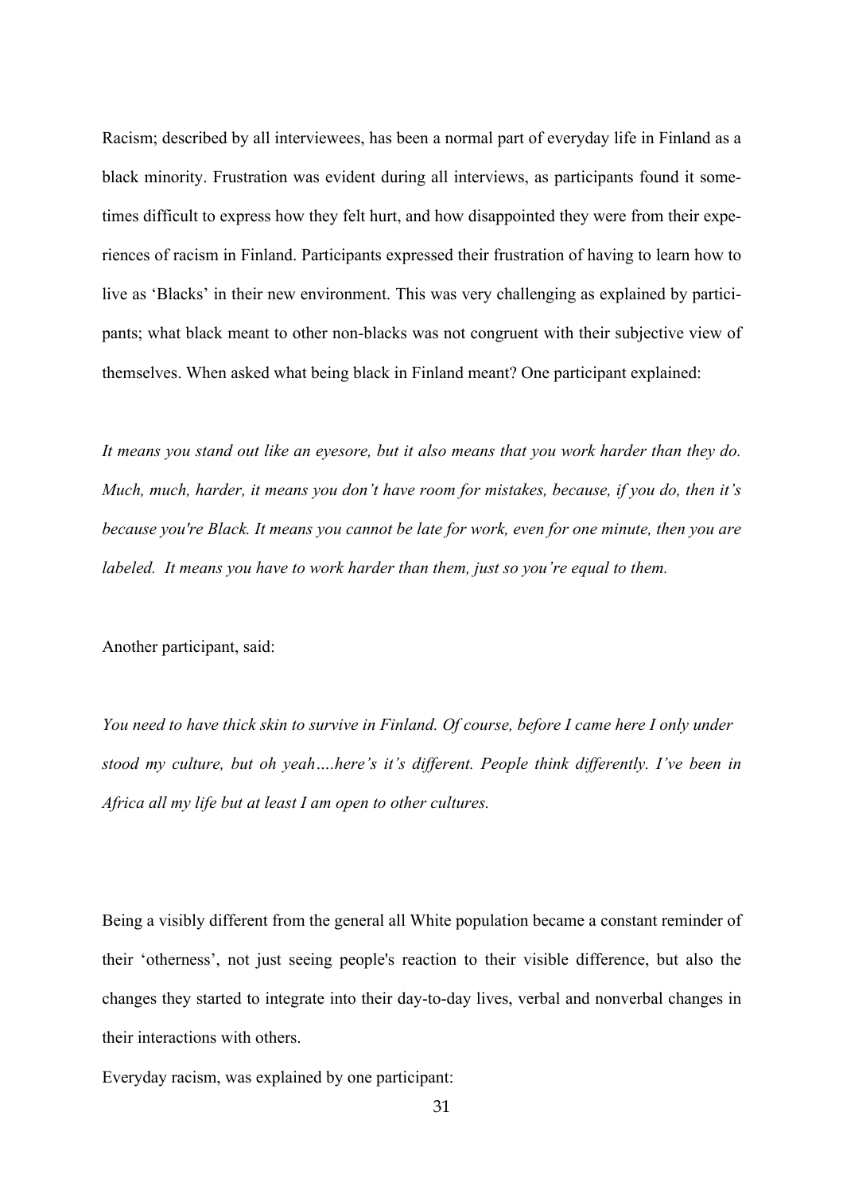Racism; described by all interviewees, has been a normal part of everyday life in Finland as a black minority. Frustration was evident during all interviews, as participants found it sometimes difficult to express how they felt hurt, and how disappointed they were from their experiences of racism in Finland. Participants expressed their frustration of having to learn how to live as 'Blacks' in their new environment. This was very challenging as explained by participants; what black meant to other non-blacks was not congruent with their subjective view of themselves. When asked what being black in Finland meant? One participant explained:

*It means you stand out like an eyesore, but it also means that you work harder than they do. Much, much, harder, it means you don't have room for mistakes, because, if you do, then it's because you're Black. It means you cannot be late for work, even for one minute, then you are labeled. It means you have to work harder than them, just so you're equal to them.*

Another participant, said:

*You need to have thick skin to survive in Finland. Of course, before I came here I only under stood my culture, but oh yeah….here's it's different. People think differently. I've been in Africa all my life but at least I am open to other cultures.*

Being a visibly different from the general all White population became a constant reminder of their 'otherness', not just seeing people's reaction to their visible difference, but also the changes they started to integrate into their day-to-day lives, verbal and nonverbal changes in their interactions with others.

Everyday racism, was explained by one participant: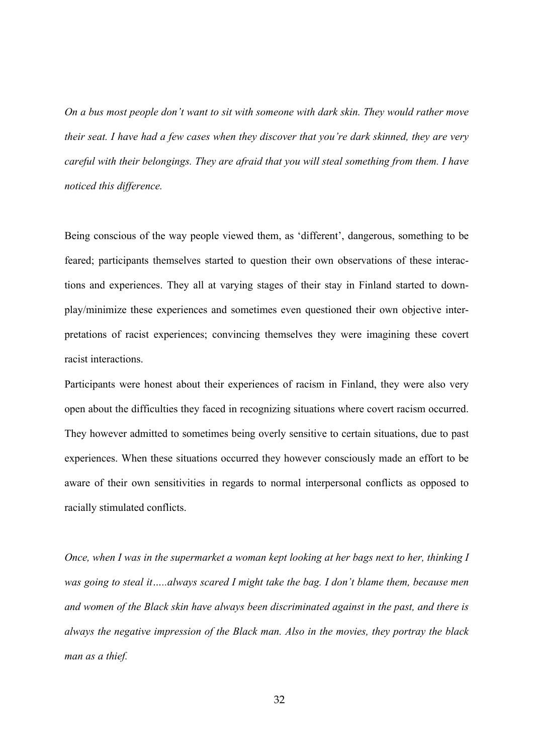*On a bus most people don't want to sit with someone with dark skin. They would rather move their seat. I have had a few cases when they discover that you're dark skinned, they are very careful with their belongings. They are afraid that you will steal something from them. I have noticed this difference.*

Being conscious of the way people viewed them, as 'different', dangerous, something to be feared; participants themselves started to question their own observations of these interactions and experiences. They all at varying stages of their stay in Finland started to downplay/minimize these experiences and sometimes even questioned their own objective interpretations of racist experiences; convincing themselves they were imagining these covert racist interactions.

Participants were honest about their experiences of racism in Finland, they were also very open about the difficulties they faced in recognizing situations where covert racism occurred. They however admitted to sometimes being overly sensitive to certain situations, due to past experiences. When these situations occurred they however consciously made an effort to be aware of their own sensitivities in regards to normal interpersonal conflicts as opposed to racially stimulated conflicts.

*Once, when I was in the supermarket a woman kept looking at her bags next to her, thinking I was going to steal it…..always scared I might take the bag. I don't blame them, because men and women of the Black skin have always been discriminated against in the past, and there is always the negative impression of the Black man. Also in the movies, they portray the black man as a thief.*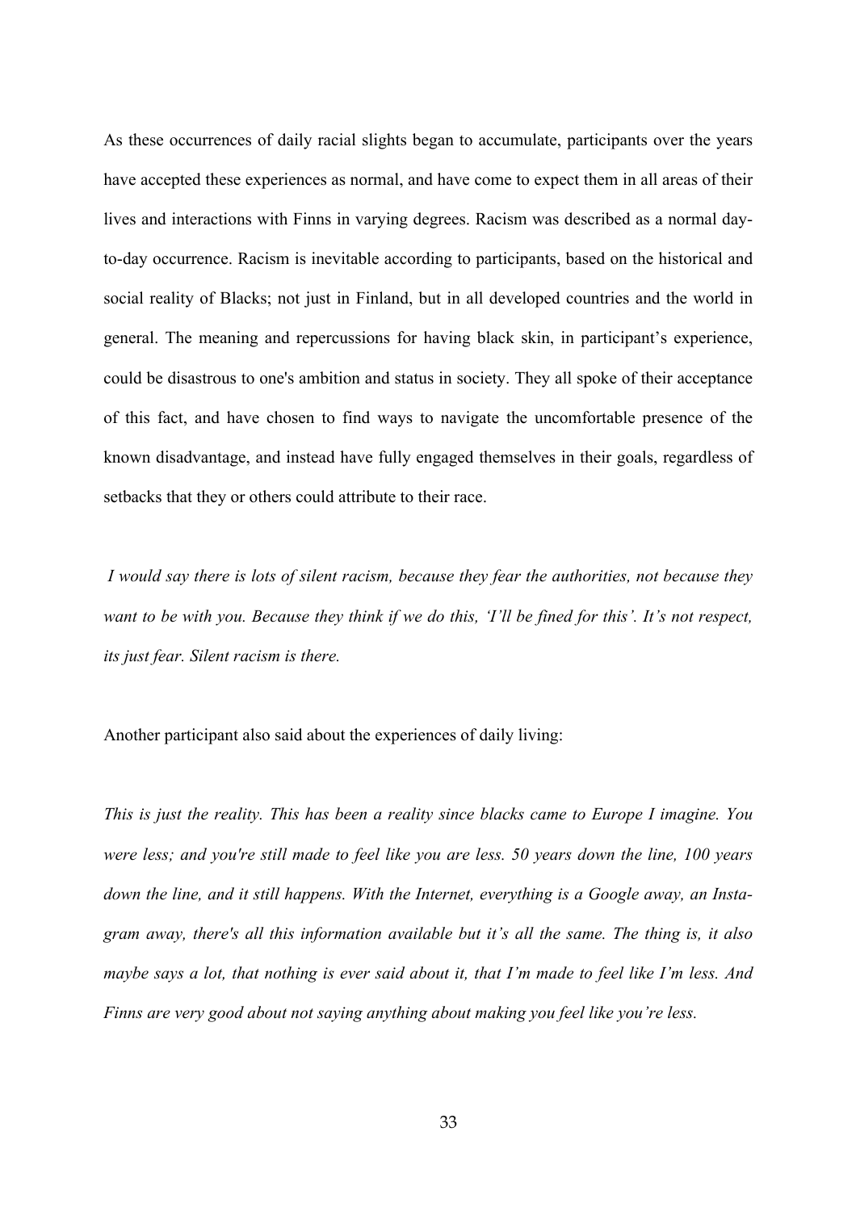As these occurrences of daily racial slights began to accumulate, participants over the years have accepted these experiences as normal, and have come to expect them in all areas of their lives and interactions with Finns in varying degrees. Racism was described as a normal day-to-day occurrence. Racism is inevitable according to participants, based on the historical and social reality of Blacks; not just in Finland, but in all developed countries and the world in general. The meaning and repercussions for having black skin, in participant's experience, could be disastrous to one's ambition and status in society. They all spoke of their acceptance of this fact, and have chosen to find ways to navigate the uncomfortable presence of the known disadvantage, and instead have fully engaged themselves in their goals, regardless of setbacks that they or others could attribute to their race.

*I would say there is lots of silent racism, because they fear the authorities, not because they want to be with you. Because they think if we do this, 'I'll be fined for this'. It's not respect, its just fear. Silent racism is there.*

Another participant also said about the experiences of daily living:

*This is just the reality. This has been a reality since blacks came to Europe I imagine. You were less; and you're still made to feel like you are less. 50 years down the line, 100 years down the line, and it still happens. With the Internet, everything is a Google away, an Instagram away, there's all this information available but it's all the same. The thing is, it also maybe says a lot, that nothing is ever said about it, that I'm made to feel like I'm less. And Finns are very good about not saying anything about making you feel like you're less.*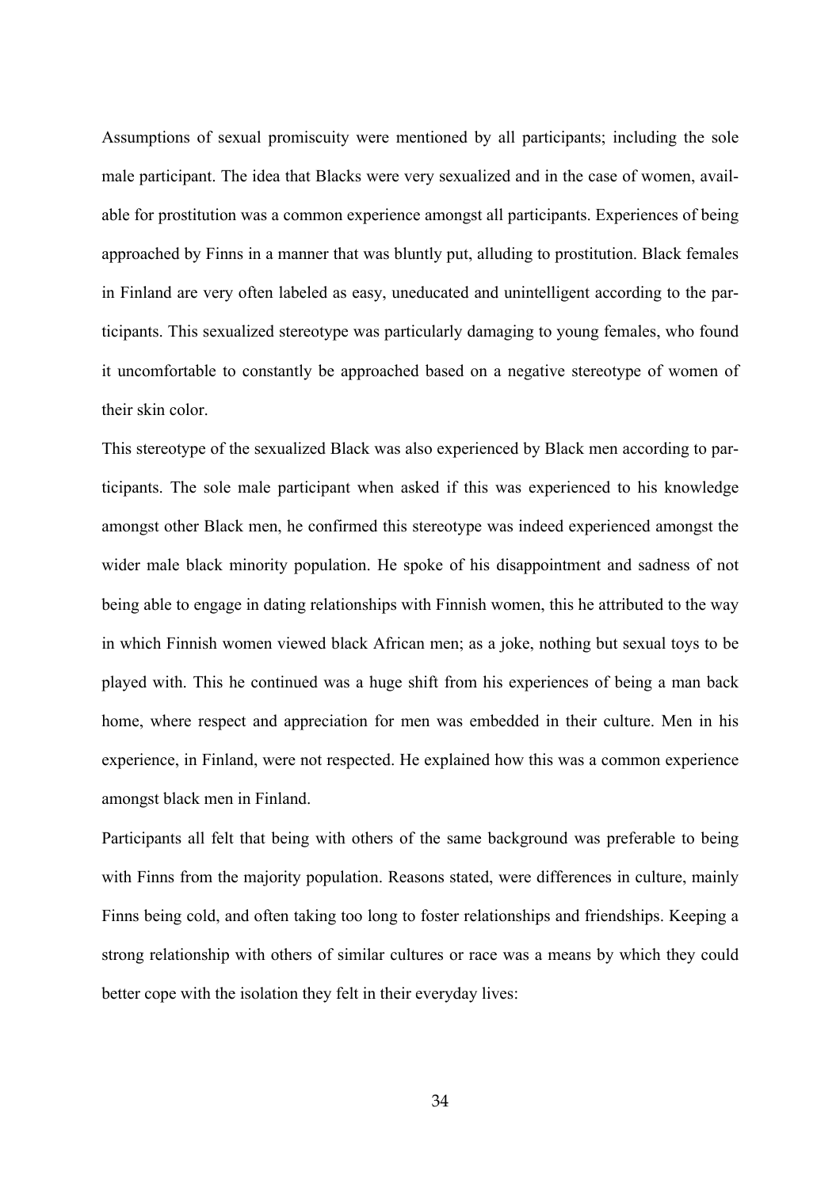Assumptions of sexual promiscuity were mentioned by all participants; including the sole male participant. The idea that Blacks were very sexualized and in the case of women, available for prostitution was a common experience amongst all participants. Experiences of being approached by Finns in a manner that was bluntly put, alluding to prostitution. Black females in Finland are very often labeled as easy, uneducated and unintelligent according to the participants. This sexualized stereotype was particularly damaging to young females, who found it uncomfortable to constantly be approached based on a negative stereotype of women of their skin color.

This stereotype of the sexualized Black was also experienced by Black men according to participants. The sole male participant when asked if this was experienced to his knowledge amongst other Black men, he confirmed this stereotype was indeed experienced amongst the wider male black minority population. He spoke of his disappointment and sadness of not being able to engage in dating relationships with Finnish women, this he attributed to the way in which Finnish women viewed black African men; as a joke, nothing but sexual toys to be played with. This he continued was a huge shift from his experiences of being a man back home, where respect and appreciation for men was embedded in their culture. Men in his experience, in Finland, were not respected. He explained how this was a common experience amongst black men in Finland.

Participants all felt that being with others of the same background was preferable to being with Finns from the majority population. Reasons stated, were differences in culture, mainly Finns being cold, and often taking too long to foster relationships and friendships. Keeping a strong relationship with others of similar cultures or race was a means by which they could better cope with the isolation they felt in their everyday lives: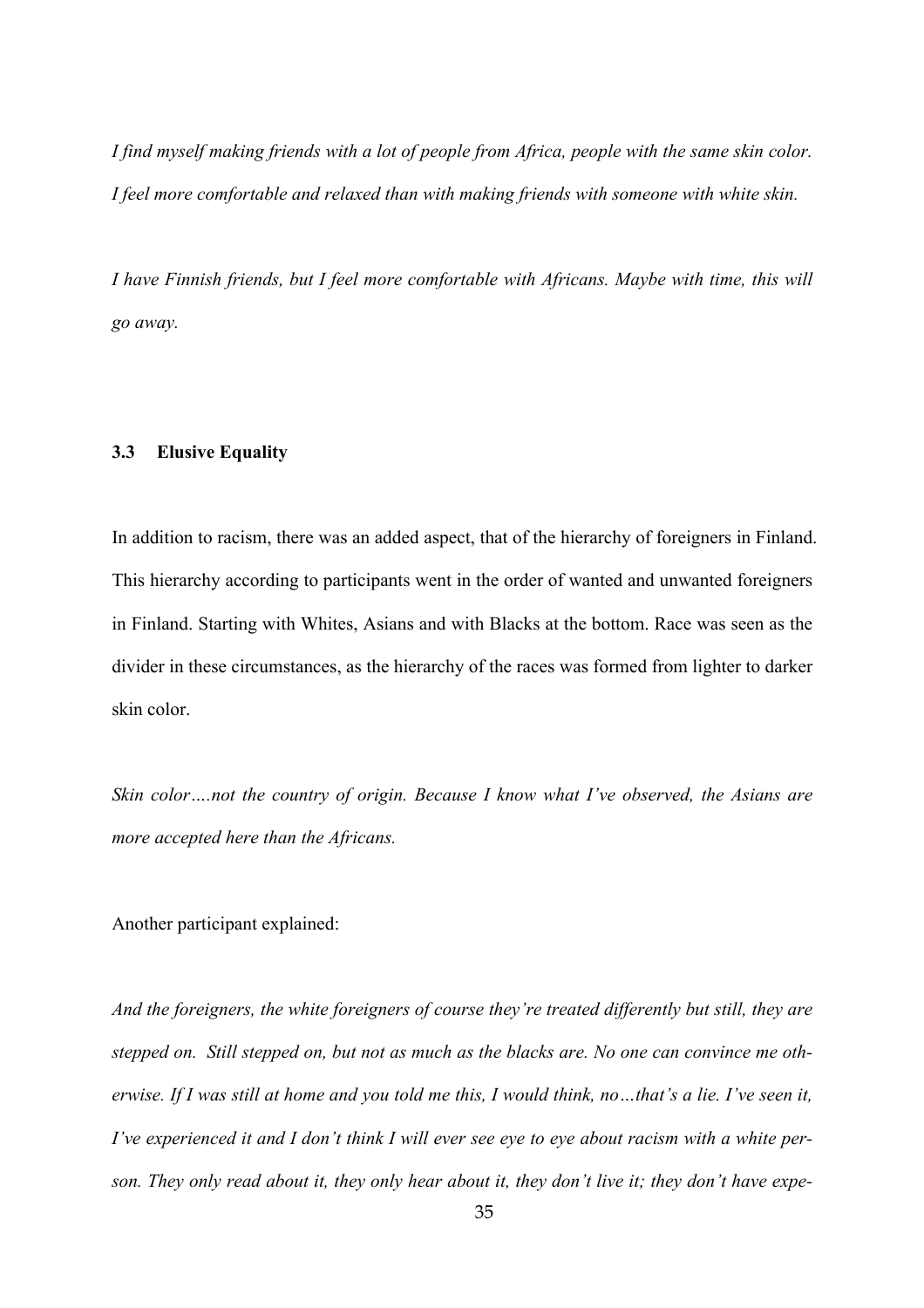*I find myself making friends with a lot of people from Africa, people with the same skin color. I feel more comfortable and relaxed than with making friends with someone with white skin.*

*I have Finnish friends, but I feel more comfortable with Africans. Maybe with time, this will go away.*

### 3.3 Elusive Equality

In addition to racism, there was an added aspect, that of the hierarchy of foreigners in Finland. This hierarchy according to participants went in the order of wanted and unwanted foreigners in Finland. Starting with Whites, Asians and with Blacks at the bottom. Race was seen as the divider in these circumstances, as the hierarchy of the races was formed from lighter to darker skin color.

*Skin color….not the country of origin. Because I know what I've observed, the Asians are more accepted here than the Africans.*

Another participant explained:

*And the foreigners, the white foreigners of course they're treated differently but still, they are stepped on. Still stepped on, but not as much as the blacks are. No one can convince me otherwise. If I was still at home and you told me this, I would think, no…that's a lie. I've seen it, I've experienced it and I don't think I will ever see eye to eye about racism with a white person. They only read about it, they only hear about it, they don't live it; they don't have expe-*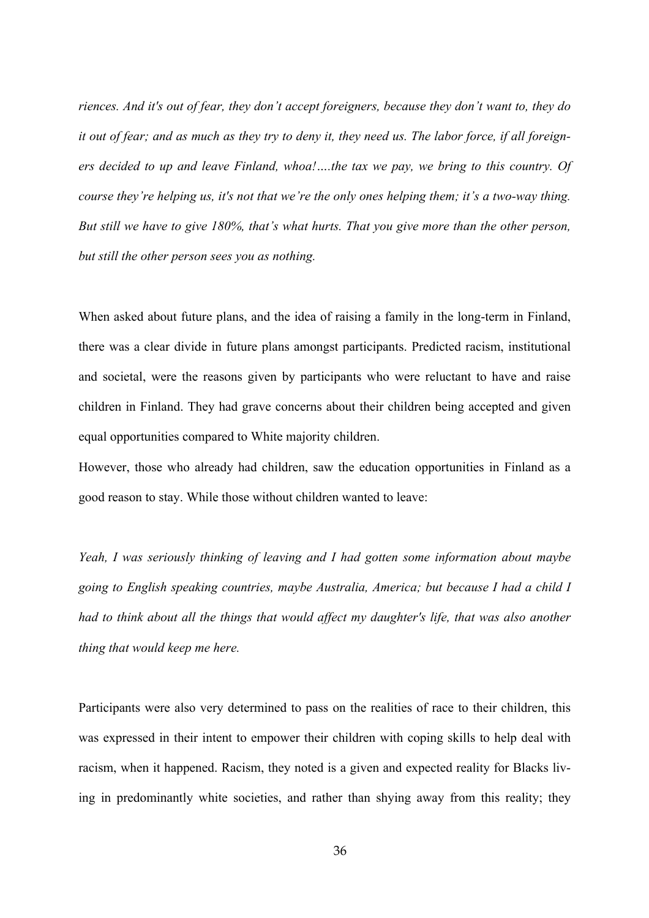*riences. And it's out of fear, they don't accept foreigners, because they don't want to, they do it out of fear; and as much as they try to deny it, they need us. The labor force, if all foreigners decided to up and leave Finland, whoa!….the tax we pay, we bring to this country. Of course they're helping us, it's not that we're the only ones helping them; it's a two-way thing. But still we have to give 180%, that's what hurts. That you give more than the other person, but still the other person sees you as nothing.*

When asked about future plans, and the idea of raising a family in the long-term in Finland, there was a clear divide in future plans amongst participants. Predicted racism, institutional and societal, were the reasons given by participants who were reluctant to have and raise children in Finland. They had grave concerns about their children being accepted and given equal opportunities compared to White majority children.

However, those who already had children, saw the education opportunities in Finland as a good reason to stay. While those without children wanted to leave:

*Yeah, I was seriously thinking of leaving and I had gotten some information about maybe going to English speaking countries, maybe Australia, America; but because I had a child I had to think about all the things that would affect my daughter's life, that was also another thing that would keep me here.*

Participants were also very determined to pass on the realities of race to their children, this was expressed in their intent to empower their children with coping skills to help deal with racism, when it happened. Racism, they noted is a given and expected reality for Blacks living in predominantly white societies, and rather than shying away from this reality; they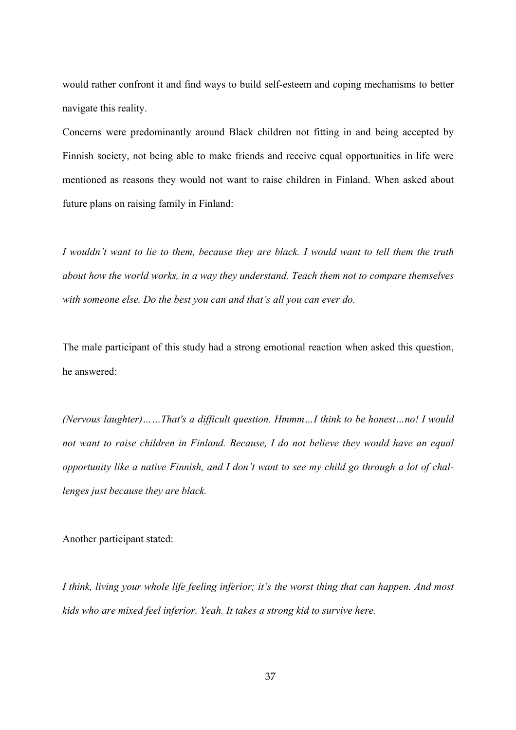would rather confront it and find ways to build self-esteem and coping mechanisms to better navigate this reality.

Concerns were predominantly around Black children not fitting in and being accepted by Finnish society, not being able to make friends and receive equal opportunities in life were mentioned as reasons they would not want to raise children in Finland. When asked about future plans on raising family in Finland:

*I wouldn't want to lie to them, because they are black. I would want to tell them the truth about how the world works, in a way they understand. Teach them not to compare themselves with someone else. Do the best you can and that's all you can ever do.*

The male participant of this study had a strong emotional reaction when asked this question, he answered:

*(Nervous laughter)……That's a difficult question. Hmmm…I think to be honest…no! I would not want to raise children in Finland. Because, I do not believe they would have an equal opportunity like a native Finnish, and I don't want to see my child go through a lot of challenges just because they are black.*

Another participant stated:

*I think, living your whole life feeling inferior; it's the worst thing that can happen. And most kids who are mixed feel inferior. Yeah. It takes a strong kid to survive here.*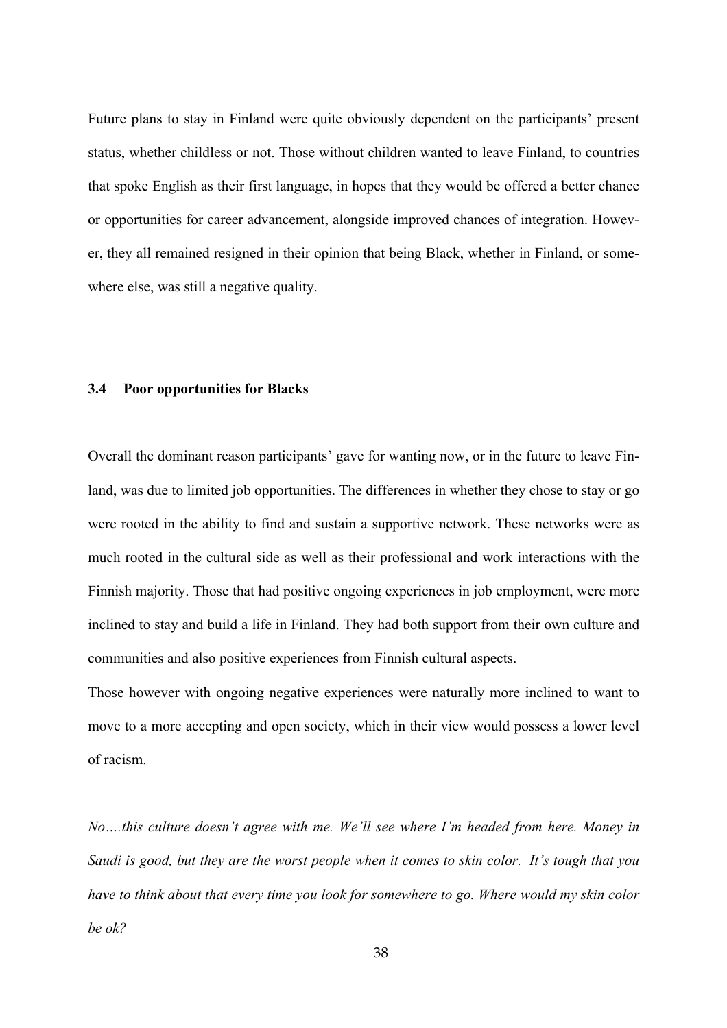Future plans to stay in Finland were quite obviously dependent on the participants' present status, whether childless or not. Those without children wanted to leave Finland, to countries that spoke English as their first language, in hopes that they would be offered a better chance or opportunities for career advancement, alongside improved chances of integration. However, they all remained resigned in their opinion that being Black, whether in Finland, or somewhere else, was still a negative quality.

### 3.4 Poor opportunities for Blacks

Overall the dominant reason participants' gave for wanting now, or in the future to leave Finland, was due to limited job opportunities. The differences in whether they chose to stay or go were rooted in the ability to find and sustain a supportive network. These networks were as much rooted in the cultural side as well as their professional and work interactions with the Finnish majority. Those that had positive ongoing experiences in job employment, were more inclined to stay and build a life in Finland. They had both support from their own culture and communities and also positive experiences from Finnish cultural aspects.
Those however with ongoing negative experiences were naturally more inclined to want to move to a more accepting and open society, which in their view would possess a lower level of racism.

*No….this culture doesn't agree with me. We'll see where I'm headed from here. Money in Saudi is good, but they are the worst people when it comes to skin color. It's tough that you have to think about that every time you look for somewhere to go. Where would my skin color be ok?*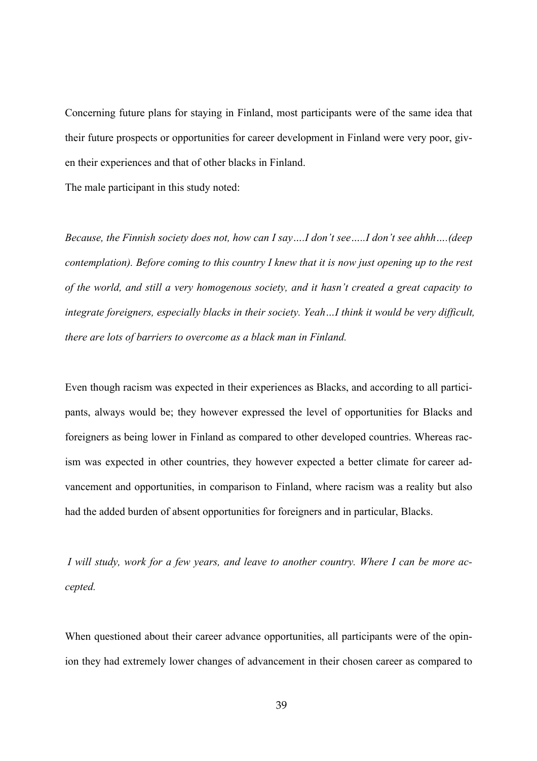Concerning future plans for staying in Finland, most participants were of the same idea that their future prospects or opportunities for career development in Finland were very poor, given their experiences and that of other blacks in Finland.

The male participant in this study noted:

*Because, the Finnish society does not, how can I say….I don't see…..I don't see ahhh….(deep contemplation). Before coming to this country I knew that it is now just opening up to the rest of the world, and still a very homogenous society, and it hasn't created a great capacity to integrate foreigners, especially blacks in their society. Yeah…I think it would be very difficult, there are lots of barriers to overcome as a black man in Finland.*

Even though racism was expected in their experiences as Blacks, and according to all participants, always would be; they however expressed the level of opportunities for Blacks and foreigners as being lower in Finland as compared to other developed countries. Whereas racism was expected in other countries, they however expected a better climate for career advancement and opportunities, in comparison to Finland, where racism was a reality but also had the added burden of absent opportunities for foreigners and in particular, Blacks.

*I will study, work for a few years, and leave to another country. Where I can be more accepted.*

When questioned about their career advance opportunities, all participants were of the opinion they had extremely lower changes of advancement in their chosen career as compared to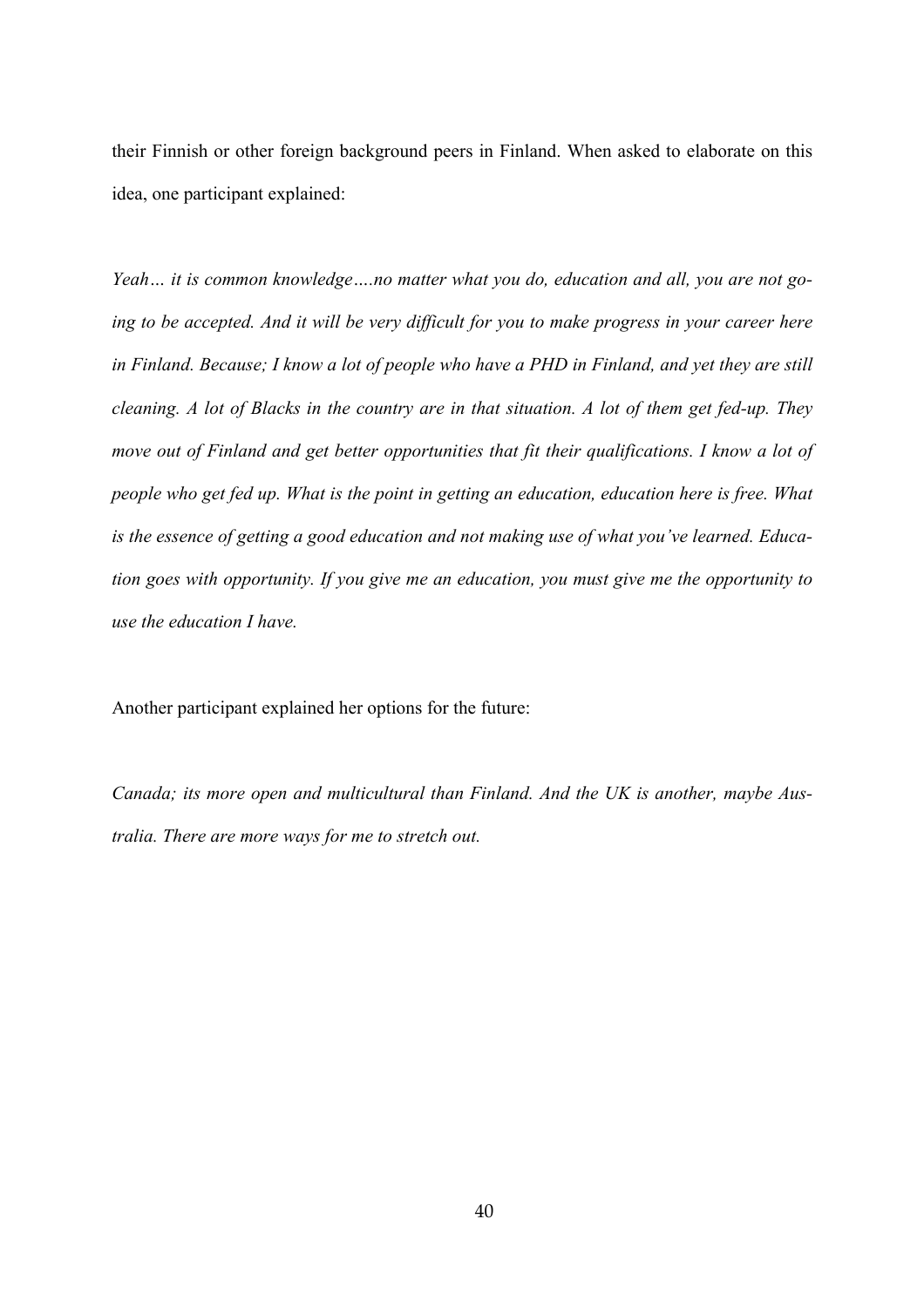their Finnish or other foreign background peers in Finland. When asked to elaborate on this idea, one participant explained:

*Yeah… it is common knowledge….no matter what you do, education and all, you are not going to be accepted. And it will be very difficult for you to make progress in your career here in Finland. Because; I know a lot of people who have a PHD in Finland, and yet they are still cleaning. A lot of Blacks in the country are in that situation. A lot of them get fed-up. They move out of Finland and get better opportunities that fit their qualifications. I know a lot of people who get fed up. What is the point in getting an education, education here is free. What is the essence of getting a good education and not making use of what you've learned. Education goes with opportunity. If you give me an education, you must give me the opportunity to use the education I have.*

Another participant explained her options for the future:

*Canada; its more open and multicultural than Finland. And the UK is another, maybe Australia. There are more ways for me to stretch out.*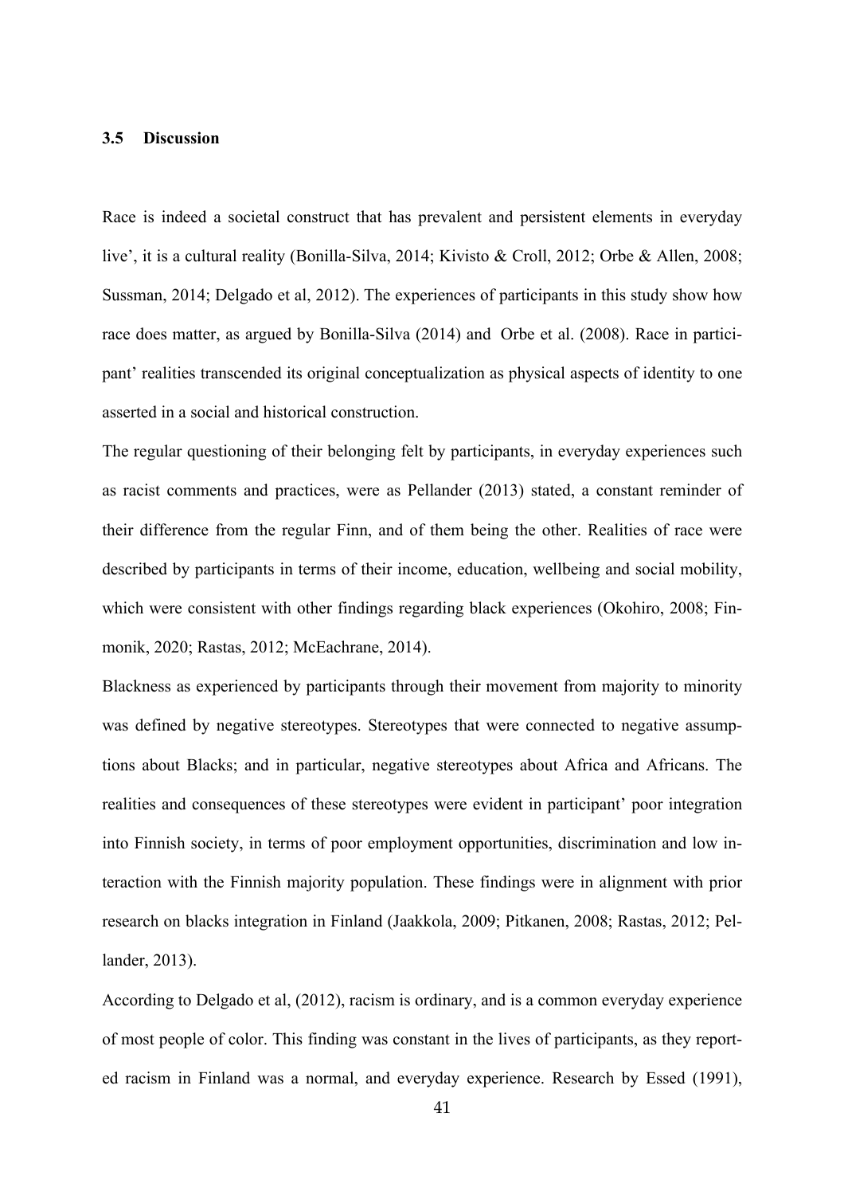### 3.5 Discussion

Race is indeed a societal construct that has prevalent and persistent elements in everyday live', it is a cultural reality (Bonilla-Silva, 2014; Kivisto & Croll, 2012; Orbe & Allen, 2008; Sussman, 2014; Delgado et al, 2012). The experiences of participants in this study show how race does matter, as argued by Bonilla-Silva (2014) and Orbe et al. (2008). Race in participant' realities transcended its original conceptualization as physical aspects of identity to one asserted in a social and historical construction.

The regular questioning of their belonging felt by participants, in everyday experiences such as racist comments and practices, were as Pellander (2013) stated, a constant reminder of their difference from the regular Finn, and of them being the other. Realities of race were described by participants in terms of their income, education, wellbeing and social mobility, which were consistent with other findings regarding black experiences (Okohiro, 2008; Finmonik, 2020; Rastas, 2012; McEachrane, 2014).

Blackness as experienced by participants through their movement from majority to minority was defined by negative stereotypes. Stereotypes that were connected to negative assumptions about Blacks; and in particular, negative stereotypes about Africa and Africans. The realities and consequences of these stereotypes were evident in participant' poor integration into Finnish society, in terms of poor employment opportunities, discrimination and low interaction with the Finnish majority population. These findings were in alignment with prior research on blacks integration in Finland (Jaakkola, 2009; Pitkanen, 2008; Rastas, 2012; Pellander, 2013).

According to Delgado et al, (2012), racism is ordinary, and is a common everyday experience of most people of color. This finding was constant in the lives of participants, as they reported racism in Finland was a normal, and everyday experience. Research by Essed (1991),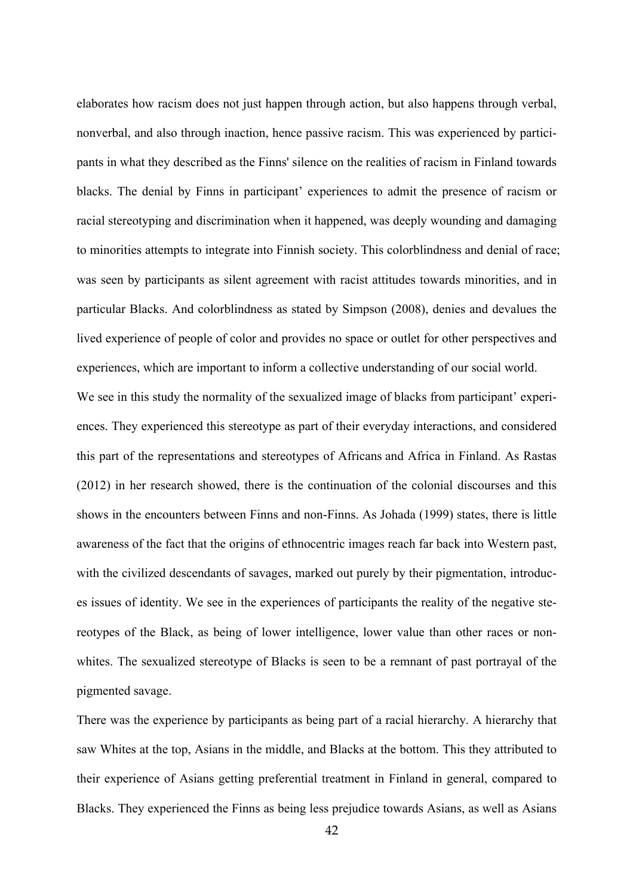elaborates how racism does not just happen through action, but also happens through verbal, nonverbal, and also through inaction, hence passive racism. This was experienced by participants in what they described as the Finns' silence on the realities of racism in Finland towards blacks. The denial by Finns in participant' experiences to admit the presence of racism or racial stereotyping and discrimination when it happened, was deeply wounding and damaging to minorities attempts to integrate into Finnish society. This colorblindness and denial of race; was seen by participants as silent agreement with racist attitudes towards minorities, and in particular Blacks. And colorblindness as stated by Simpson (2008), denies and devalues the lived experience of people of color and provides no space or outlet for other perspectives and experiences, which are important to inform a collective understanding of our social world.

We see in this study the normality of the sexualized image of blacks from participant' experiences. They experienced this stereotype as part of their everyday interactions, and considered this part of the representations and stereotypes of Africans and Africa in Finland. As Rastas (2012) in her research showed, there is the continuation of the colonial discourses and this shows in the encounters between Finns and non-Finns. As Johada (1999) states, there is little awareness of the fact that the origins of ethnocentric images reach far back into Western past, with the civilized descendants of savages, marked out purely by their pigmentation, introduces issues of identity. We see in the experiences of participants the reality of the negative stereotypes of the Black, as being of lower intelligence, lower value than other races or non-whites. The sexualized stereotype of Blacks is seen to be a remnant of past portrayal of the pigmented savage.

There was the experience by participants as being part of a racial hierarchy. A hierarchy that saw Whites at the top, Asians in the middle, and Blacks at the bottom. This they attributed to their experience of Asians getting preferential treatment in Finland in general, compared to Blacks. They experienced the Finns as being less prejudice towards Asians, as well as Asians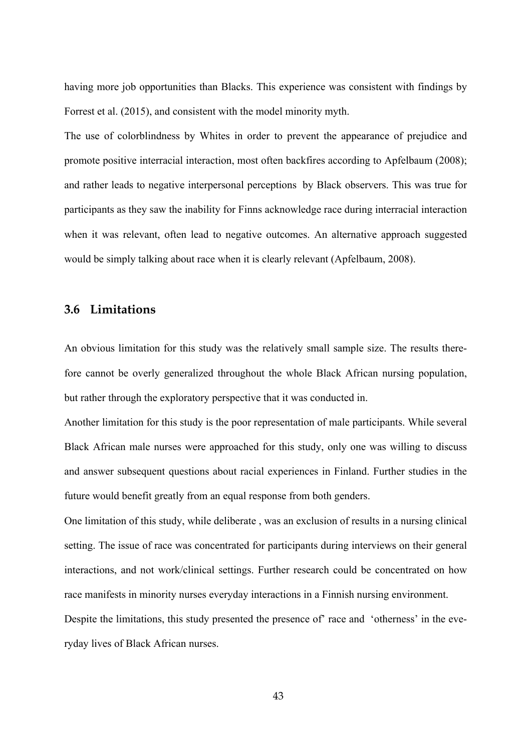having more job opportunities than Blacks. This experience was consistent with findings by Forrest et al. (2015), and consistent with the model minority myth.

The use of colorblindness by Whites in order to prevent the appearance of prejudice and promote positive interracial interaction, most often backfires according to Apfelbaum (2008); and rather leads to negative interpersonal perceptions by Black observers. This was true for participants as they saw the inability for Finns acknowledge race during interracial interaction when it was relevant, often lead to negative outcomes. An alternative approach suggested would be simply talking about race when it is clearly relevant (Apfelbaum, 2008).

### 3.6 Limitations

An obvious limitation for this study was the relatively small sample size. The results therefore cannot be overly generalized throughout the whole Black African nursing population, but rather through the exploratory perspective that it was conducted in.

Another limitation for this study is the poor representation of male participants. While several Black African male nurses were approached for this study, only one was willing to discuss and answer subsequent questions about racial experiences in Finland. Further studies in the future would benefit greatly from an equal response from both genders.

One limitation of this study, while deliberate , was an exclusion of results in a nursing clinical setting. The issue of race was concentrated for participants during interviews on their general interactions, and not work/clinical settings. Further research could be concentrated on how race manifests in minority nurses everyday interactions in a Finnish nursing environment.

Despite the limitations, this study presented the presence of' race and 'otherness' in the everyday lives of Black African nurses.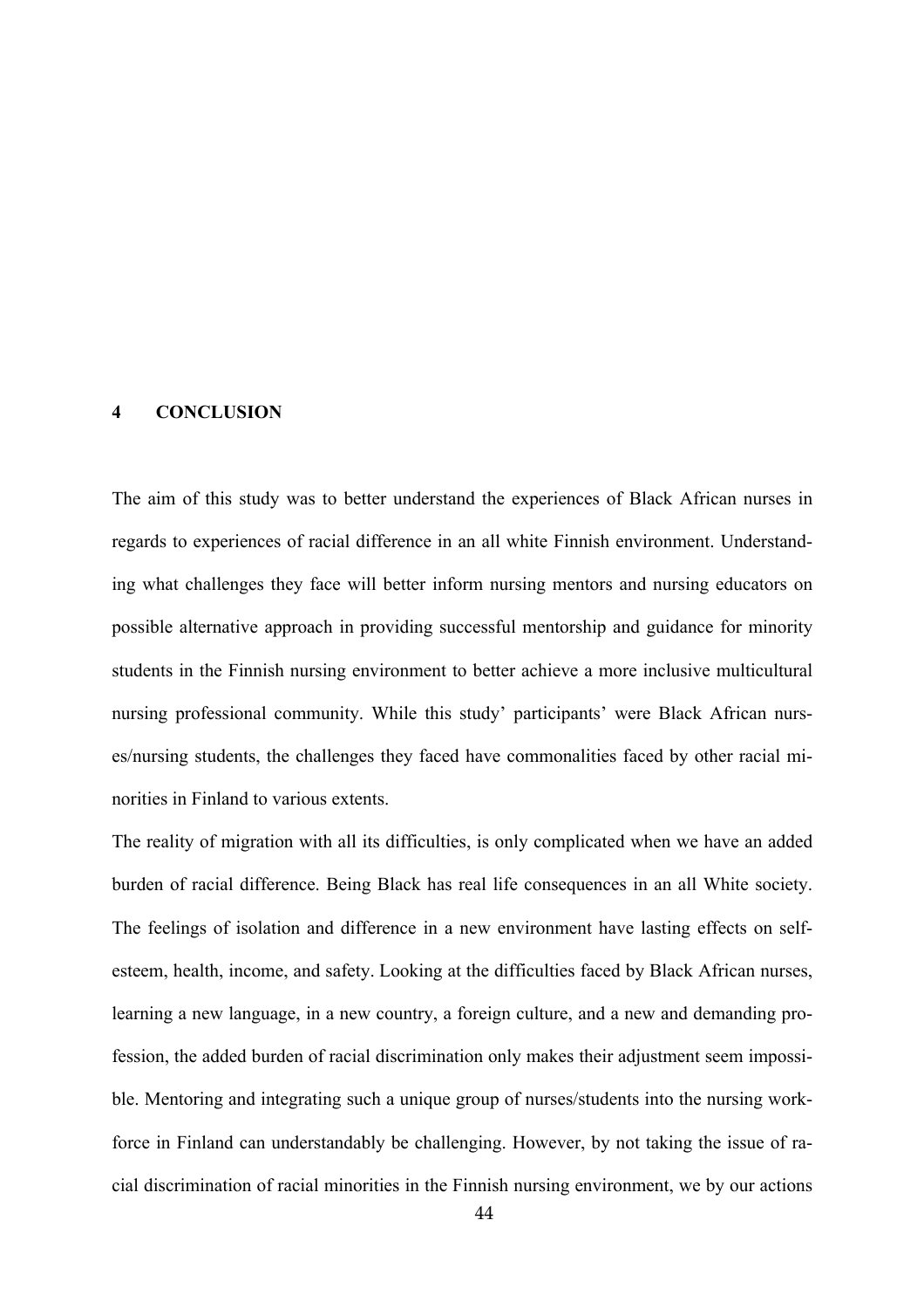# 4 CONCLUSION

The aim of this study was to better understand the experiences of Black African nurses in regards to experiences of racial difference in an all white Finnish environment. Understanding what challenges they face will better inform nursing mentors and nursing educators on possible alternative approach in providing successful mentorship and guidance for minority students in the Finnish nursing environment to better achieve a more inclusive multicultural nursing professional community. While this study' participants' were Black African nurses/nursing students, the challenges they faced have commonalities faced by other racial minorities in Finland to various extents.

The reality of migration with all its difficulties, is only complicated when we have an added burden of racial difference. Being Black has real life consequences in an all White society. The feelings of isolation and difference in a new environment have lasting effects on self-esteem, health, income, and safety. Looking at the difficulties faced by Black African nurses, learning a new language, in a new country, a foreign culture, and a new and demanding profession, the added burden of racial discrimination only makes their adjustment seem impossible. Mentoring and integrating such a unique group of nurses/students into the nursing workforce in Finland can understandably be challenging. However, by not taking the issue of racial discrimination of racial minorities in the Finnish nursing environment, we by our actions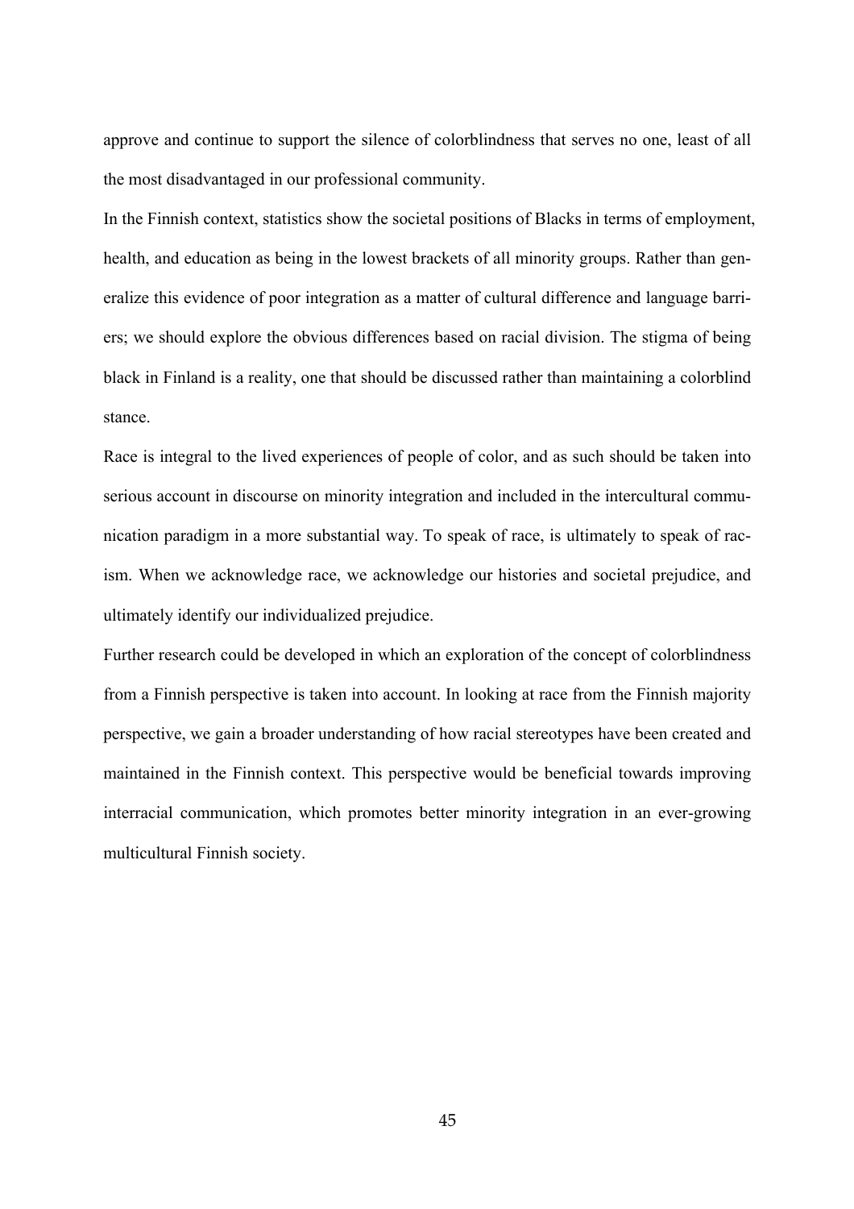approve and continue to support the silence of colorblindness that serves no one, least of all the most disadvantaged in our professional community.

In the Finnish context, statistics show the societal positions of Blacks in terms of employment, health, and education as being in the lowest brackets of all minority groups. Rather than generalize this evidence of poor integration as a matter of cultural difference and language barriers; we should explore the obvious differences based on racial division. The stigma of being black in Finland is a reality, one that should be discussed rather than maintaining a colorblind stance.

Race is integral to the lived experiences of people of color, and as such should be taken into serious account in discourse on minority integration and included in the intercultural communication paradigm in a more substantial way. To speak of race, is ultimately to speak of racism. When we acknowledge race, we acknowledge our histories and societal prejudice, and ultimately identify our individualized prejudice.

Further research could be developed in which an exploration of the concept of colorblindness from a Finnish perspective is taken into account. In looking at race from the Finnish majority perspective, we gain a broader understanding of how racial stereotypes have been created and maintained in the Finnish context. This perspective would be beneficial towards improving interracial communication, which promotes better minority integration in an ever-growing multicultural Finnish society.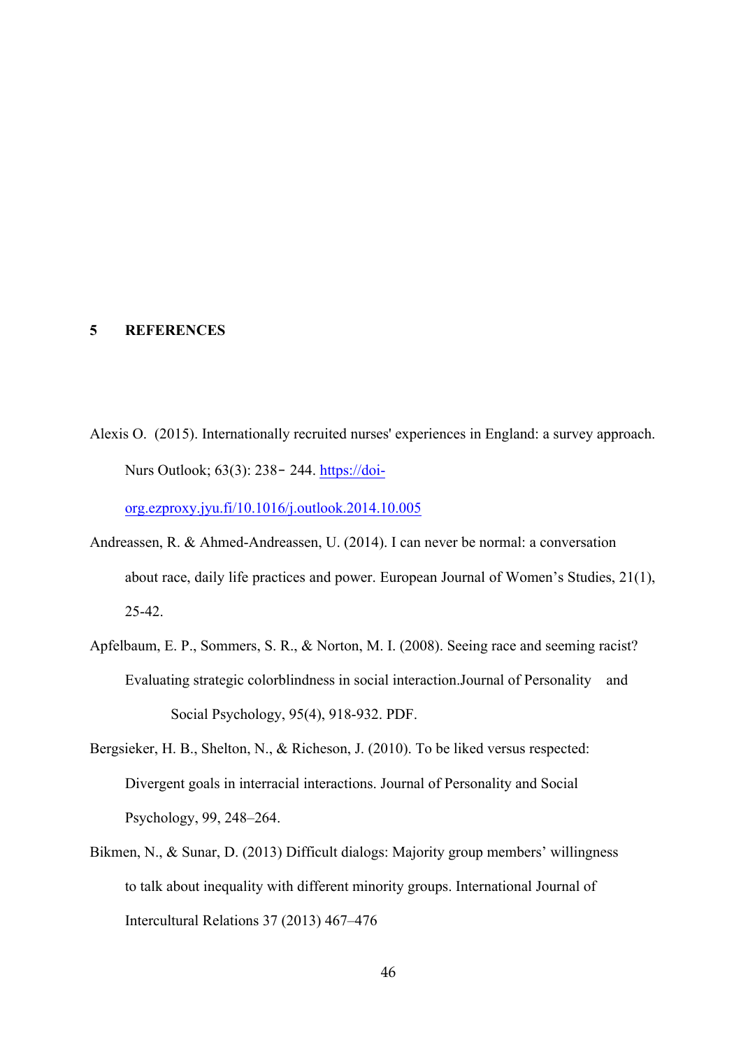# 5 REFERENCES

Alexis O. (2015). Internationally recruited nurses' experiences in England: a survey approach. Nurs Outlook; 63(3): 238‐ 244. https://doi-org.ezproxy.jyu.fi/10.1016/j.outlook.2014.10.005

Andreassen, R. & Ahmed-Andreassen, U. (2014). I can never be normal: a conversation about race, daily life practices and power. European Journal of Women's Studies, 21(1), 25-42.

Apfelbaum, E. P., Sommers, S. R., & Norton, M. I. (2008). Seeing race and seeming racist? Evaluating strategic colorblindness in social interaction.Journal of Personality and Social Psychology, 95(4), 918-932. PDF.

Bergsieker, H. B., Shelton, N., & Richeson, J. (2010). To be liked versus respected: Divergent goals in interracial interactions. Journal of Personality and Social Psychology, 99, 248–264.

Bikmen, N., & Sunar, D. (2013) Difficult dialogs: Majority group members' willingness to talk about inequality with different minority groups. International Journal of Intercultural Relations 37 (2013) 467–476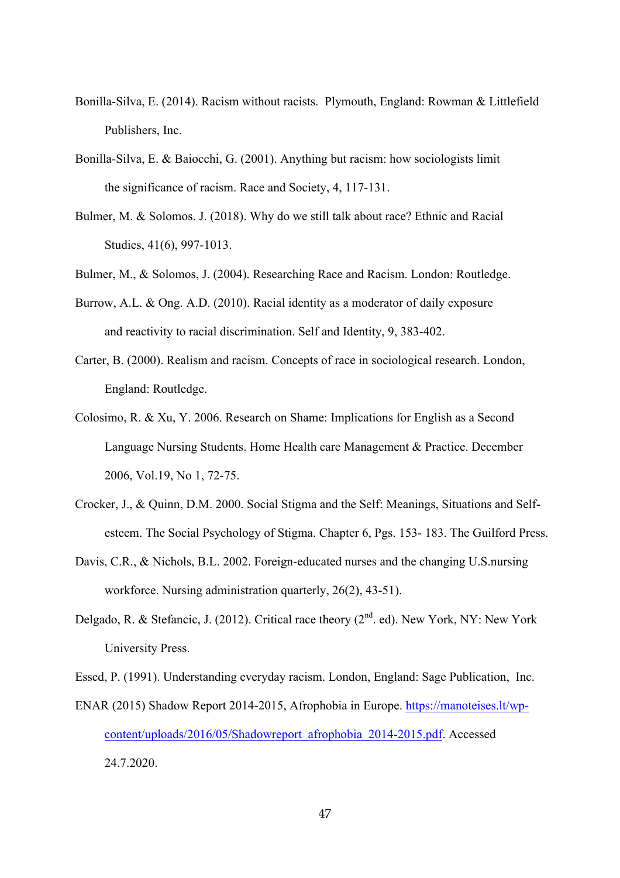Bonilla-Silva, E. (2014). Racism without racists. Plymouth, England: Rowman & Littlefield Publishers, Inc.

Bonilla-Silva, E. & Baiocchi, G. (2001). Anything but racism: how sociologists limit the significance of racism. Race and Society, 4, 117-131.

Bulmer, M. & Solomos. J. (2018). Why do we still talk about race? Ethnic and Racial Studies, 41(6), 997-1013.

Bulmer, M., & Solomos, J. (2004). Researching Race and Racism. London: Routledge.

Burrow, A.L. & Ong. A.D. (2010). Racial identity as a moderator of daily exposure and reactivity to racial discrimination. Self and Identity, 9, 383-402.

Carter, B. (2000). Realism and racism. Concepts of race in sociological research. London, England: Routledge.

Colosimo, R. & Xu, Y. 2006. Research on Shame: Implications for English as a Second Language Nursing Students. Home Health care Management & Practice. December 2006, Vol.19, No 1, 72-75.

Crocker, J., & Quinn, D.M. 2000. Social Stigma and the Self: Meanings, Situations and Self-esteem. The Social Psychology of Stigma. Chapter 6, Pgs. 153- 183. The Guilford Press.

Davis, C.R., & Nichols, B.L. 2002. Foreign-educated nurses and the changing U.S.nursing workforce. Nursing administration quarterly, 26(2), 43-51).

Delgado, R. & Stefancic, J. (2012). Critical race theory (2nd. ed). New York, NY: New York University Press.

Essed, P. (1991). Understanding everyday racism. London, England: Sage Publication, Inc.

ENAR (2015) Shadow Report 2014-2015, Afrophobia in Europe. https://manoteises.lt/wp-content/uploads/2016/05/Shadowreport_afrophobia_2014-2015.pdf. Accessed 24.7.2020.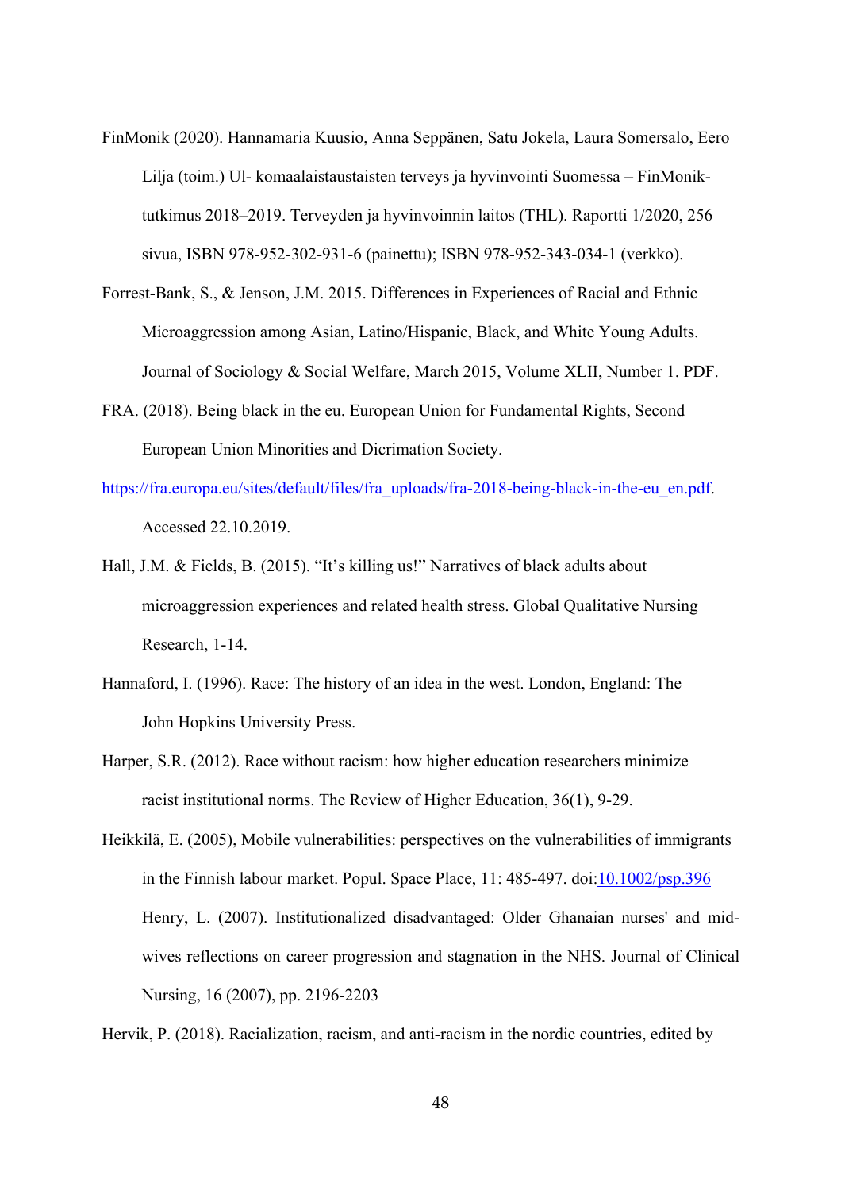FinMonik (2020). Hannamaria Kuusio, Anna Seppänen, Satu Jokela, Laura Somersalo, Eero Lilja (toim.) Ul- komaalaistaustaisten terveys ja hyvinvointi Suomessa – FinMonik-tutkimus 2018–2019. Terveyden ja hyvinvoinnin laitos (THL). Raportti 1/2020, 256 sivua, ISBN 978-952-302-931-6 (painettu); ISBN 978-952-343-034-1 (verkko).

Forrest-Bank, S., & Jenson, J.M. 2015. Differences in Experiences of Racial and Ethnic Microaggression among Asian, Latino/Hispanic, Black, and White Young Adults. Journal of Sociology & Social Welfare, March 2015, Volume XLII, Number 1. PDF.

FRA. (2018). Being black in the eu. European Union for Fundamental Rights, Second European Union Minorities and Dicrimation Society. https://fra.europa.eu/sites/default/files/fra_uploads/fra-2018-being-black-in-the-eu_en.pdf. Accessed 22.10.2019.

Hall, J.M. & Fields, B. (2015). "It's killing us!" Narratives of black adults about microaggression experiences and related health stress. Global Qualitative Nursing Research, 1-14.

Hannaford, I. (1996). Race: The history of an idea in the west. London, England: The John Hopkins University Press.

Harper, S.R. (2012). Race without racism: how higher education researchers minimize racist institutional norms. The Review of Higher Education, 36(1), 9-29.

Heikkilä, E. (2005), Mobile vulnerabilities: perspectives on the vulnerabilities of immigrants in the Finnish labour market. Popul. Space Place, 11: 485-497. doi:10.1002/psp.396

Henry, L. (2007). Institutionalized disadvantaged: Older Ghanaian nurses' and mid-wives reflections on career progression and stagnation in the NHS. Journal of Clinical Nursing, 16 (2007), pp. 2196-2203

Hervik, P. (2018). Racialization, racism, and anti-racism in the nordic countries, edited by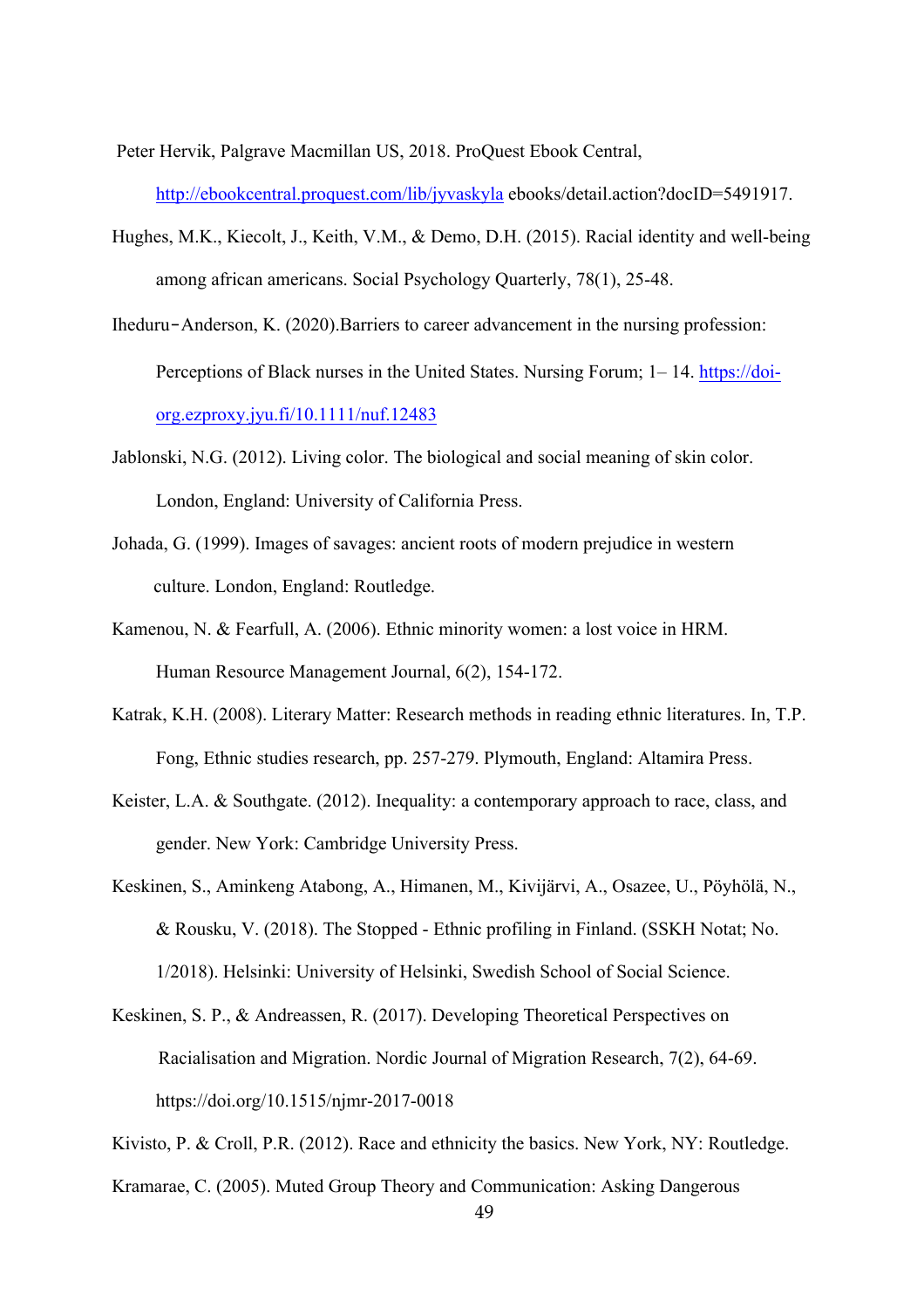Peter Hervik, Palgrave Macmillan US, 2018. ProQuest Ebook Central, http://ebookcentral.proquest.com/lib/jyvaskyla ebooks/detail.action?docID=5491917.

Hughes, M.K., Kiecolt, J., Keith, V.M., & Demo, D.H. (2015). Racial identity and well-being among african americans. Social Psychology Quarterly, 78(1), 25-48.

Iheduru‑Anderson, K. (2020).Barriers to career advancement in the nursing profession: Perceptions of Black nurses in the United States. Nursing Forum; 1– 14. https://doi-org.ezproxy.jyu.fi/10.1111/nuf.12483

Jablonski, N.G. (2012). Living color. The biological and social meaning of skin color. London, England: University of California Press.

Johada, G. (1999). Images of savages: ancient roots of modern prejudice in western culture. London, England: Routledge.

Kamenou, N. & Fearfull, A. (2006). Ethnic minority women: a lost voice in HRM. Human Resource Management Journal, 6(2), 154-172.

Katrak, K.H. (2008). Literary Matter: Research methods in reading ethnic literatures. In, T.P. Fong, Ethnic studies research, pp. 257-279. Plymouth, England: Altamira Press.

Keister, L.A. & Southgate. (2012). Inequality: a contemporary approach to race, class, and gender. New York: Cambridge University Press.

Keskinen, S., Aminkeng Atabong, A., Himanen, M., Kivijärvi, A., Osazee, U., Pöyhölä, N., & Rousku, V. (2018). The Stopped - Ethnic profiling in Finland. (SSKH Notat; No. 1/2018). Helsinki: University of Helsinki, Swedish School of Social Science.

Keskinen, S. P., & Andreassen, R. (2017). Developing Theoretical Perspectives on Racialisation and Migration. Nordic Journal of Migration Research, 7(2), 64-69. https://doi.org/10.1515/njmr-2017-0018

Kivisto, P. & Croll, P.R. (2012). Race and ethnicity the basics. New York, NY: Routledge.

Kramarae, C. (2005). Muted Group Theory and Communication: Asking Dangerous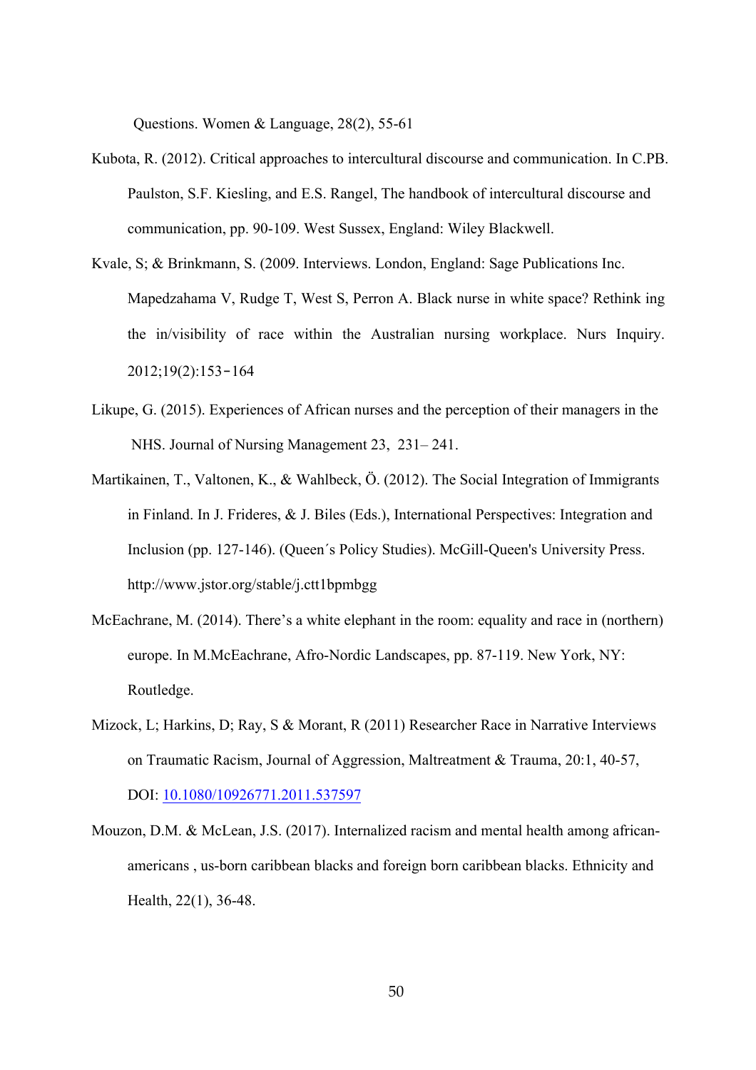Questions. Women & Language, 28(2), 55-61

Kubota, R. (2012). Critical approaches to intercultural discourse and communication. In C.PB. Paulston, S.F. Kiesling, and E.S. Rangel, The handbook of intercultural discourse and communication, pp. 90-109. West Sussex, England: Wiley Blackwell.

Kvale, S; & Brinkmann, S. (2009. Interviews. London, England: Sage Publications Inc. Mapedzahama V, Rudge T, West S, Perron A. Black nurse in white space? Rethink ing the in/visibility of race within the Australian nursing workplace. Nurs Inquiry. 2012;19(2):153‐164

Likupe, G. (2015). Experiences of African nurses and the perception of their managers in the NHS. Journal of Nursing Management 23, 231– 241.

Martikainen, T., Valtonen, K., & Wahlbeck, Ö. (2012). The Social Integration of Immigrants in Finland. In J. Frideres, & J. Biles (Eds.), International Perspectives: Integration and Inclusion (pp. 127-146). (Queen´s Policy Studies). McGill-Queen's University Press. http://www.jstor.org/stable/j.ctt1bpmbgg

McEachrane, M. (2014). There's a white elephant in the room: equality and race in (northern) europe. In M.McEachrane, Afro-Nordic Landscapes, pp. 87-119. New York, NY: Routledge.

Mizock, L; Harkins, D; Ray, S & Morant, R (2011) Researcher Race in Narrative Interviews on Traumatic Racism, Journal of Aggression, Maltreatment & Trauma, 20:1, 40-57, DOI: 10.1080/10926771.2011.537597

Mouzon, D.M. & McLean, J.S. (2017). Internalized racism and mental health among african-americans , us-born caribbean blacks and foreign born caribbean blacks. Ethnicity and Health, 22(1), 36-48.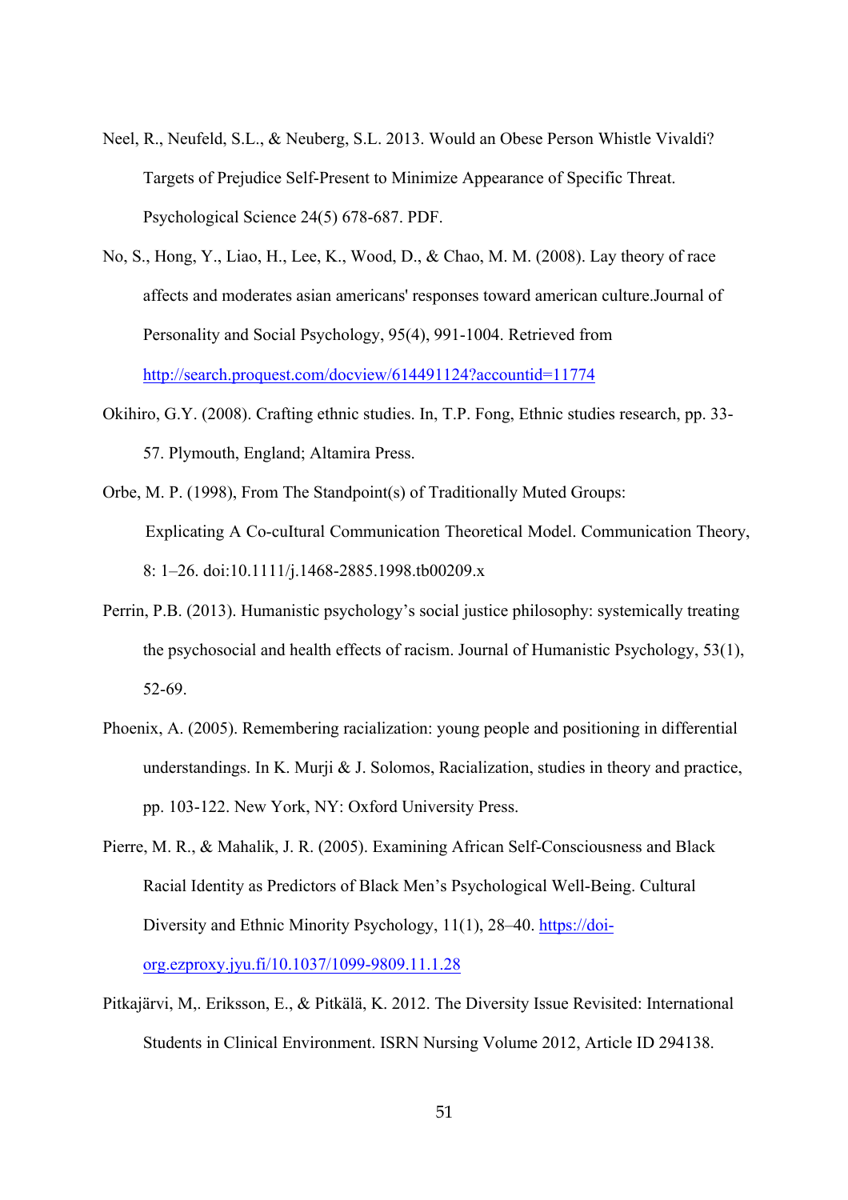Neel, R., Neufeld, S.L., & Neuberg, S.L. 2013. Would an Obese Person Whistle Vivaldi? Targets of Prejudice Self-Present to Minimize Appearance of Specific Threat. Psychological Science 24(5) 678-687. PDF.

No, S., Hong, Y., Liao, H., Lee, K., Wood, D., & Chao, M. M. (2008). Lay theory of race affects and moderates asian americans' responses toward american culture.Journal of Personality and Social Psychology, 95(4), 991-1004. Retrieved from http://search.proquest.com/docview/614491124?accountid=11774

Okihiro, G.Y. (2008). Crafting ethnic studies. In, T.P. Fong, Ethnic studies research, pp. 33-57. Plymouth, England; Altamira Press.

Orbe, M. P. (1998), From The Standpoint(s) of Traditionally Muted Groups: Explicating A Co-cultural Communication Theoretical Model. Communication Theory, 8: 1–26. doi:10.1111/j.1468-2885.1998.tb00209.x

Perrin, P.B. (2013). Humanistic psychology's social justice philosophy: systemically treating the psychosocial and health effects of racism. Journal of Humanistic Psychology, 53(1), 52-69.

Phoenix, A. (2005). Remembering racialization: young people and positioning in differential understandings. In K. Murji & J. Solomos, Racialization, studies in theory and practice, pp. 103-122. New York, NY: Oxford University Press.

Pierre, M. R., & Mahalik, J. R. (2005). Examining African Self-Consciousness and Black Racial Identity as Predictors of Black Men's Psychological Well-Being. Cultural Diversity and Ethnic Minority Psychology, 11(1), 28–40. https://doi-org.ezproxy.jyu.fi/10.1037/1099-9809.11.1.28

Pitkajärvi, M,. Eriksson, E., & Pitkälä, K. 2012. The Diversity Issue Revisited: International Students in Clinical Environment. ISRN Nursing Volume 2012, Article ID 294138.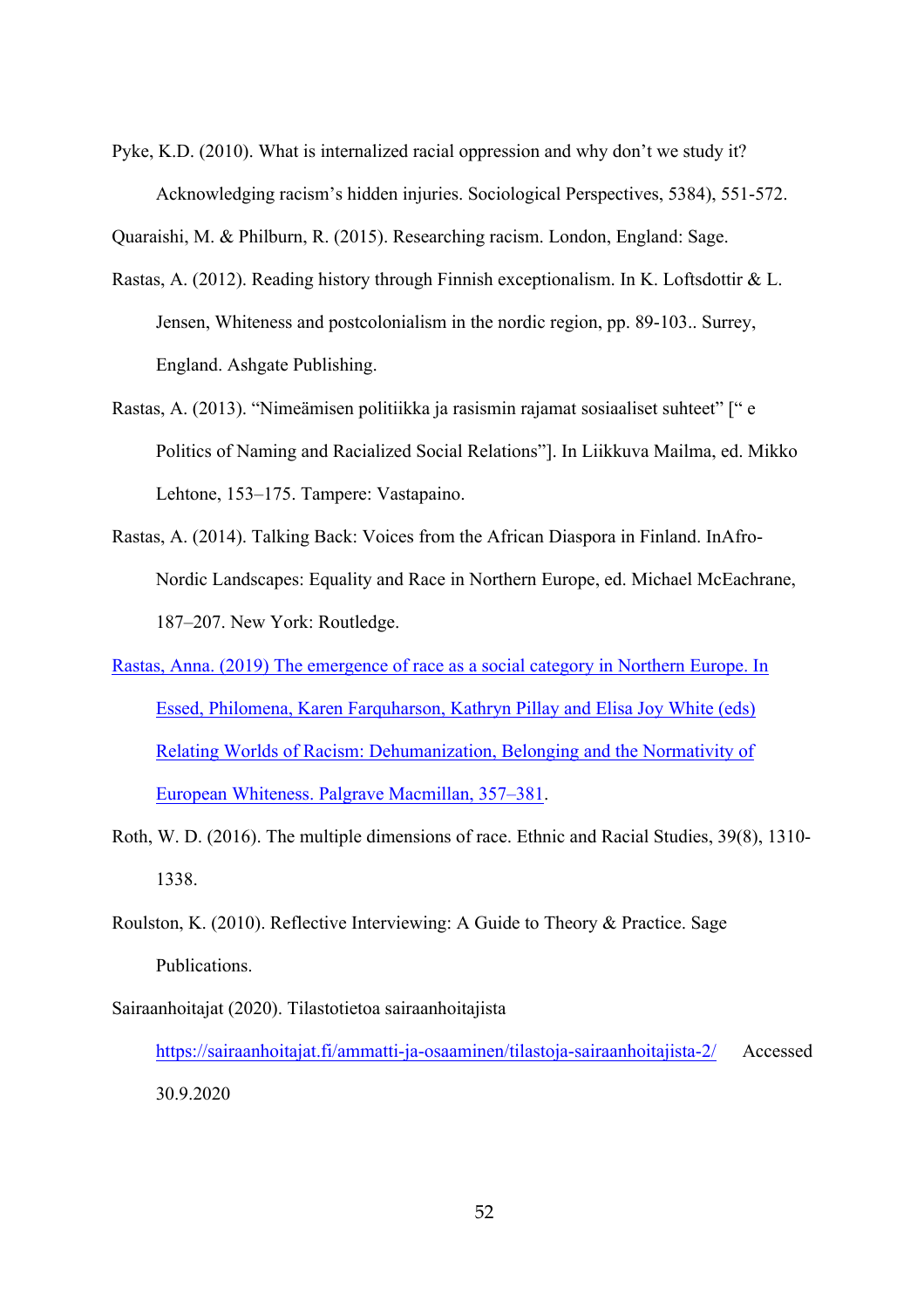Pyke, K.D. (2010). What is internalized racial oppression and why don't we study it? Acknowledging racism's hidden injuries. Sociological Perspectives, 5384), 551-572.

Quaraishi, M. & Philburn, R. (2015). Researching racism. London, England: Sage.

Rastas, A. (2012). Reading history through Finnish exceptionalism. In K. Loftsdottir & L. Jensen, Whiteness and postcolonialism in the nordic region, pp. 89-103.. Surrey, England. Ashgate Publishing.

Rastas, A. (2013). "Nimeämisen politiikka ja rasismin rajamat sosiaaliset suhteet" [" e Politics of Naming and Racialized Social Relations"]. In Liikkuva Mailma, ed. Mikko Lehtone, 153–175. Tampere: Vastapaino.

Rastas, A. (2014). Talking Back: Voices from the African Diaspora in Finland. InAfro-Nordic Landscapes: Equality and Race in Northern Europe, ed. Michael McEachrane, 187–207. New York: Routledge.

Rastas, Anna. (2019) The emergence of race as a social category in Northern Europe. In Essed, Philomena, Karen Farquharson, Kathryn Pillay and Elisa Joy White (eds) Relating Worlds of Racism: Dehumanization, Belonging and the Normativity of European Whiteness. Palgrave Macmillan, 357–381.

Roth, W. D. (2016). The multiple dimensions of race. Ethnic and Racial Studies, 39(8), 1310-1338.

Roulston, K. (2010). Reflective Interviewing: A Guide to Theory & Practice. Sage Publications.

Sairaanhoitajat (2020). Tilastotietoa sairaanhoitajista https://sairaanhoitajat.fi/ammatti-ja-osaaminen/tilastoja-sairaanhoitajista-2/ Accessed 30.9.2020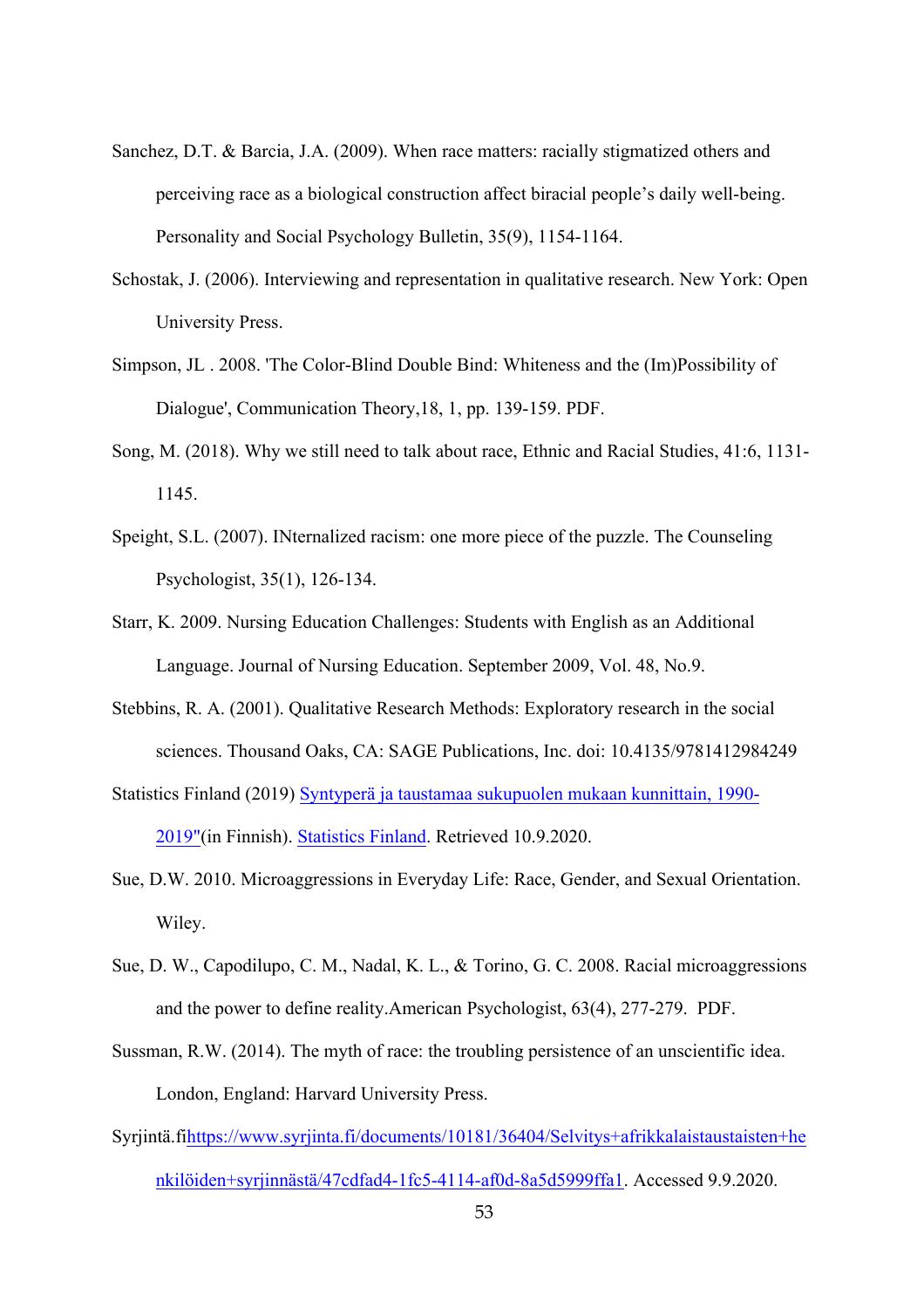Sanchez, D.T. & Barcia, J.A. (2009). When race matters: racially stigmatized others and perceiving race as a biological construction affect biracial people's daily well-being. Personality and Social Psychology Bulletin, 35(9), 1154-1164.

Schostak, J. (2006). Interviewing and representation in qualitative research. New York: Open University Press.

Simpson, JL . 2008. 'The Color-Blind Double Bind: Whiteness and the (Im)Possibility of Dialogue', Communication Theory,18, 1, pp. 139-159. PDF.

Song, M. (2018). Why we still need to talk about race, Ethnic and Racial Studies, 41:6, 1131-1145.

Speight, S.L. (2007). INternalized racism: one more piece of the puzzle. The Counseling Psychologist, 35(1), 126-134.

Starr, K. 2009. Nursing Education Challenges: Students with English as an Additional Language. Journal of Nursing Education. September 2009, Vol. 48, No.9.

Stebbins, R. A. (2001). Qualitative Research Methods: Exploratory research in the social sciences. Thousand Oaks, CA: SAGE Publications, Inc. doi: 10.4135/9781412984249

Statistics Finland (2019) Syntyperä ja taustamaa sukupuolen mukaan kunnittain, 1990-2019"(in Finnish). Statistics Finland. Retrieved 10.9.2020.

Sue, D.W. 2010. Microaggressions in Everyday Life: Race, Gender, and Sexual Orientation. Wiley.

Sue, D. W., Capodilupo, C. M., Nadal, K. L., & Torino, G. C. 2008. Racial microaggressions and the power to define reality.American Psychologist, 63(4), 277-279. PDF.

Sussman, R.W. (2014). The myth of race: the troubling persistence of an unscientific idea. London, England: Harvard University Press.

Syrjintä.fihttps://www.syrjinta.fi/documents/10181/36404/Selvitys+afrikkalaistaustaisten+henkilöiden+syrjinnästä/47cdfad4-1fc5-4114-af0d-8a5d5999ffa1. Accessed 9.9.2020.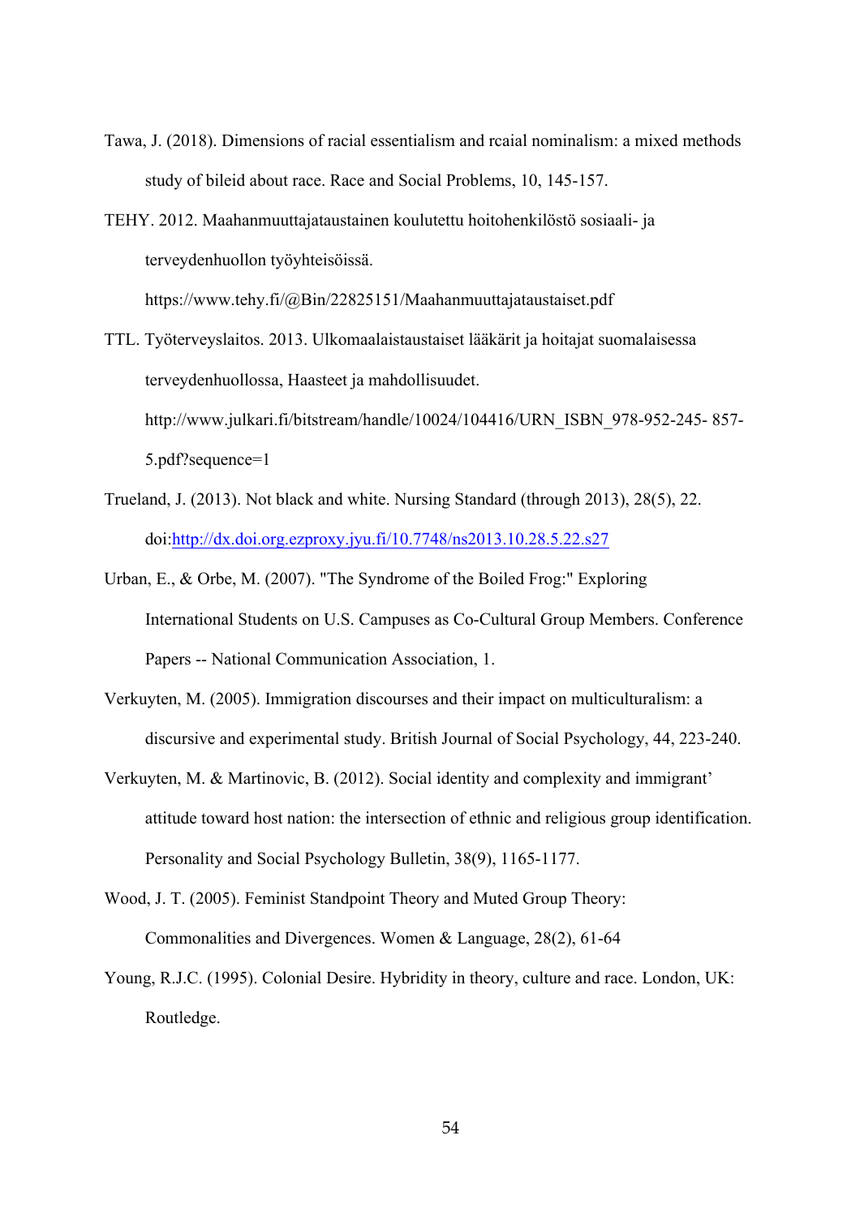Tawa, J. (2018). Dimensions of racial essentialism and rcaial nominalism: a mixed methods study of bileid about race. Race and Social Problems, 10, 145-157.

TEHY. 2012. Maahanmuuttajataustainen koulutettu hoitohenkilöstö sosiaali- ja terveydenhuollon työyhteisöissä. https://www.tehy.fi/@Bin/22825151/Maahanmuuttajataustaiset.pdf

TTL. Työterveyslaitos. 2013. Ulkomaalaistaustaiset lääkärit ja hoitajat suomalaisessa terveydenhuollossa, Haasteet ja mahdollisuudet. http://www.julkari.fi/bitstream/handle/10024/104416/URN_ISBN_978-952-245- 857-5.pdf?sequence=1

Trueland, J. (2013). Not black and white. Nursing Standard (through 2013), 28(5), 22. doi:http://dx.doi.org.ezproxy.jyu.fi/10.7748/ns2013.10.28.5.22.s27

Urban, E., & Orbe, M. (2007). "The Syndrome of the Boiled Frog:" Exploring International Students on U.S. Campuses as Co-Cultural Group Members. Conference Papers -- National Communication Association, 1.

Verkuyten, M. (2005). Immigration discourses and their impact on multiculturalism: a discursive and experimental study. British Journal of Social Psychology, 44, 223-240.

Verkuyten, M. & Martinovic, B. (2012). Social identity and complexity and immigrant' attitude toward host nation: the intersection of ethnic and religious group identification. Personality and Social Psychology Bulletin, 38(9), 1165-1177.

Wood, J. T. (2005). Feminist Standpoint Theory and Muted Group Theory: Commonalities and Divergences. Women & Language, 28(2), 61-64

Young, R.J.C. (1995). Colonial Desire. Hybridity in theory, culture and race. London, UK: Routledge.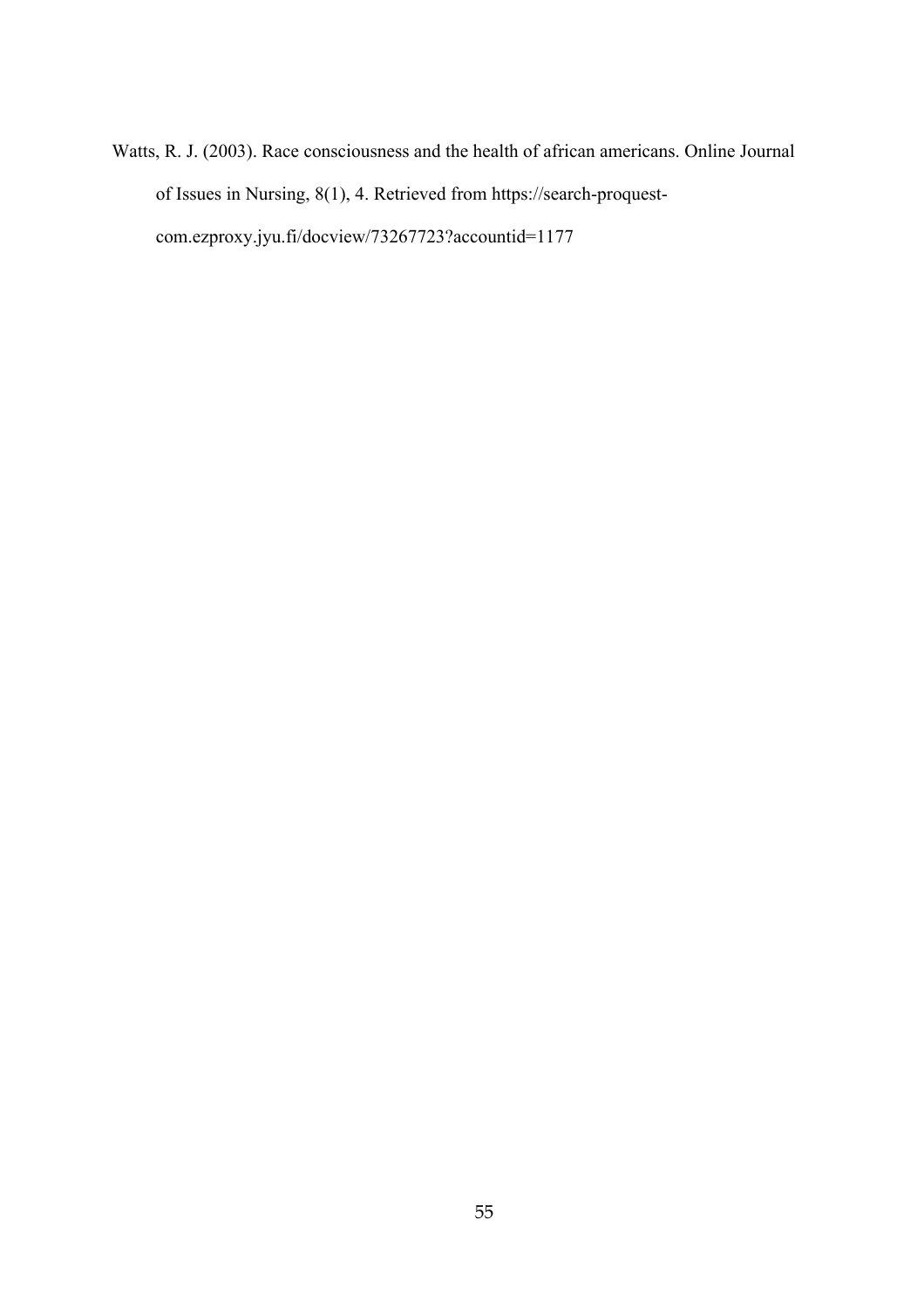Watts, R. J. (2003). Race consciousness and the health of african americans. Online Journal of Issues in Nursing, 8(1), 4. Retrieved from https://search-proquest-com.ezproxy.jyu.fi/docview/73267723?accountid=1177